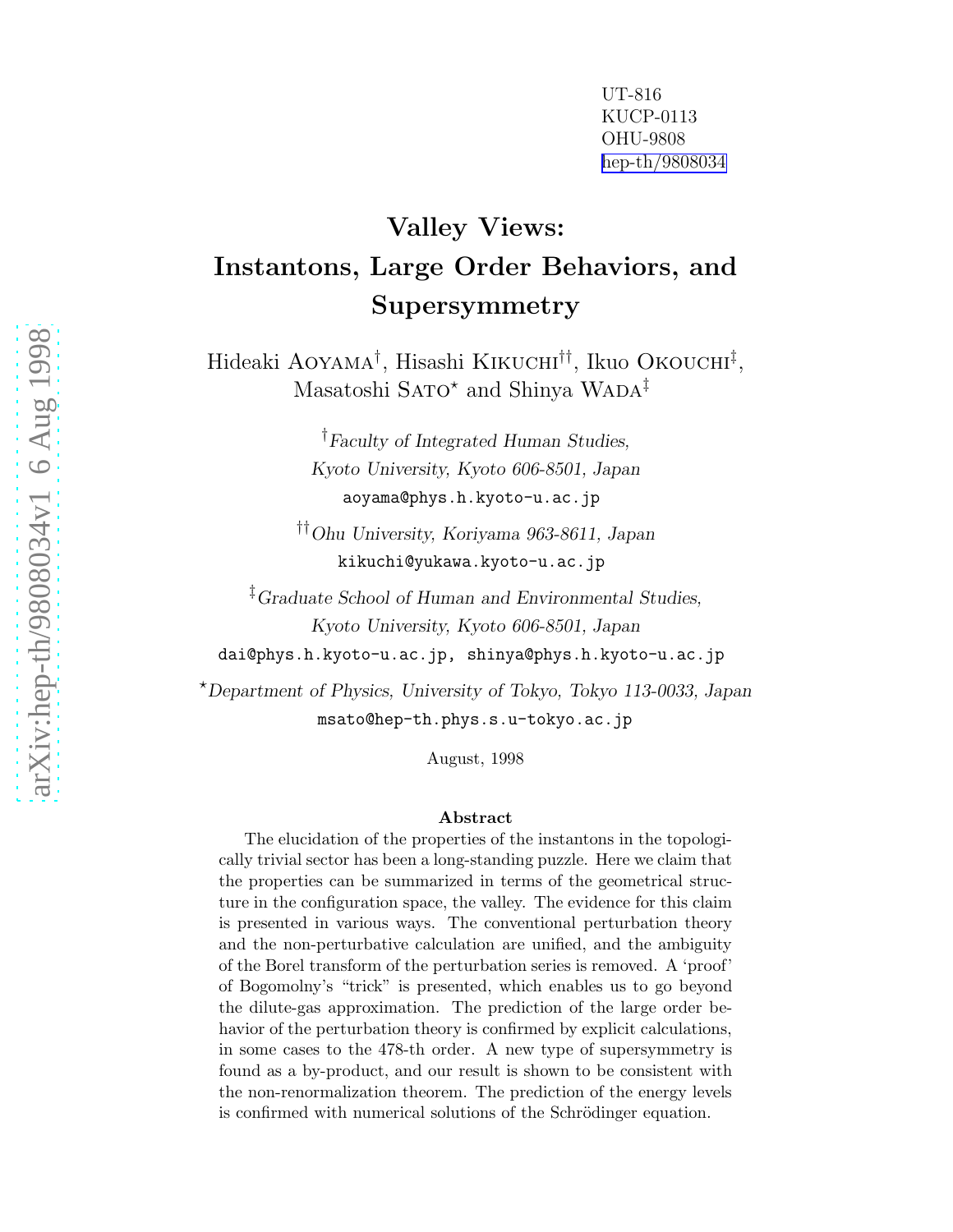UT-816
KUCP-0113
OHU-9808
hep-th/9808034

# Valley Views: Instantons, Large Order Behaviors, and Supersymmetry

Hideaki AOYAMA[†], Hisashi KIKUCHI[††], Ikuo OKOUCHI[‡], Masatoshi SATO[⋆] and Shinya WADA[‡]

[†] *Faculty of Integrated Human Studies, Kyoto University, Kyoto 606-8501, Japan*
aoyama@phys.h.kyoto-u.ac.jp

[††] *Ohu University, Koriyama 963-8611, Japan*
kikuchi@yukawa.kyoto-u.ac.jp

[‡] *Graduate School of Human and Environmental Studies, Kyoto University, Kyoto 606-8501, Japan*
dai@phys.h.kyoto-u.ac.jp, shinya@phys.h.kyoto-u.ac.jp

[⋆] *Department of Physics, University of Tokyo, Tokyo 113-0033, Japan*
msato@hep-th.phys.s.u-tokyo.ac.jp

August, 1998

## Abstract

The elucidation of the properties of the instantons in the topologically trivial sector has been a long-standing puzzle. Here we claim that the properties can be summarized in terms of the geometrical structure in the configuration space, the valley. The evidence for this claim is presented in various ways. The conventional perturbation theory and the non-perturbative calculation are unified, and the ambiguity of the Borel transform of the perturbation series is removed. A 'proof' of Bogomolny's "trick" is presented, which enables us to go beyond the dilute-gas approximation. The prediction of the large order behavior of the perturbation theory is confirmed by explicit calculations, in some cases to the 478-th order. A new type of supersymmetry is found as a by-product, and our result is shown to be consistent with the non-renormalization theorem. The prediction of the energy levels is confirmed with numerical solutions of the Schrödinger equation.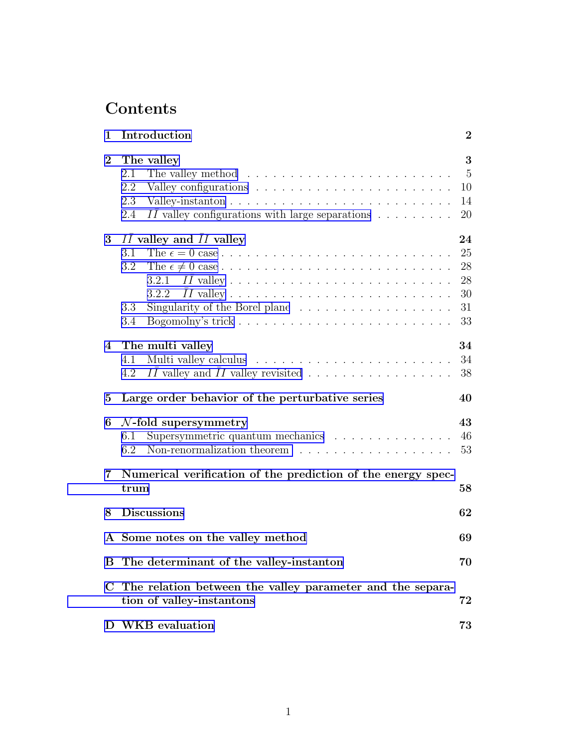# Contents

**1 Introduction** **2**

**2 The valley** **3**

- 2.1 The valley method . . . . . . . . . . . . . . . . . . . . . . . . . 5
- 2.2 Valley configurations . . . . . . . . . . . . . . . . . . . . . . . . 10
- 2.3 Valley-instanton . . . . . . . . . . . . . . . . . . . . . . . . . . 14
- 2.4 $II$ valley configurations with large separations . . . . . . . . . 20

**3 $I\bar{I}$ valley and $\bar{I}I$ valley** **24**

- 3.1 The $\epsilon = 0$ case . . . . . . . . . . . . . . . . . . . . . . . . . 25
- 3.2 The $\epsilon \neq 0$ case . . . . . . . . . . . . . . . . . . . . . . . . . 28
  - 3.2.1 $I\bar{I}$ valley . . . . . . . . . . . . . . . . . . . . . . . . . 28
  - 3.2.2 $\bar{I}I$ valley . . . . . . . . . . . . . . . . . . . . . . . . . 30
- 3.3 Singularity of the Borel plane . . . . . . . . . . . . . . . . . . . 31
- 3.4 Bogomolny's trick . . . . . . . . . . . . . . . . . . . . . . . . . 33

**4 The multi valley** **34**

- 4.1 Multi valley calculus . . . . . . . . . . . . . . . . . . . . . . . . 34
- 4.2 $I\bar{I}$ valley and $\bar{I}I$ valley revisited . . . . . . . . . . . . . . . . 38

**5 Large order behavior of the perturbative series** **40**

**6 $\mathcal{N}$-fold supersymmetry** **43**

- 6.1 Supersymmetric quantum mechanics . . . . . . . . . . . . . . 46
- 6.2 Non-renormalization theorem . . . . . . . . . . . . . . . . . . 53

**7 Numerical verification of the prediction of the energy spectrum** **58**

**8 Discussions** **62**

**A Some notes on the valley method** **69**

**B The determinant of the valley-instanton** **70**

**C The relation between the valley parameter and the separation of valley-instantons** **72**

**D WKB evaluation** **73**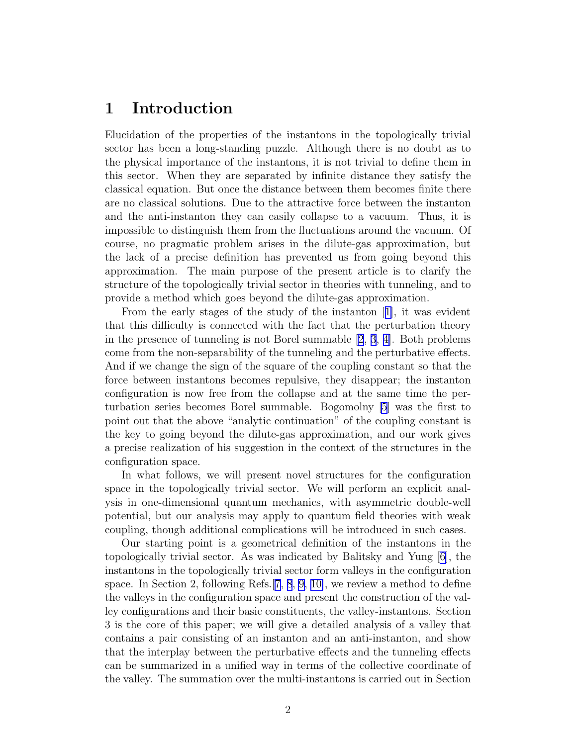# 1 Introduction

Elucidation of the properties of the instantons in the topologically trivial sector has been a long-standing puzzle. Although there is no doubt as to the physical importance of the instantons, it is not trivial to define them in this sector. When they are separated by infinite distance they satisfy the classical equation. But once the distance between them becomes finite there are no classical solutions. Due to the attractive force between the instanton and the anti-instanton they can easily collapse to a vacuum. Thus, it is impossible to distinguish them from the fluctuations around the vacuum. Of course, no pragmatic problem arises in the dilute-gas approximation, but the lack of a precise definition has prevented us from going beyond this approximation. The main purpose of the present article is to clarify the structure of the topologically trivial sector in theories with tunneling, and to provide a method which goes beyond the dilute-gas approximation.

From the early stages of the study of the instanton [1], it was evident that this difficulty is connected with the fact that the perturbation theory in the presence of tunneling is not Borel summable [2, 3, 4]. Both problems come from the non-separability of the tunneling and the perturbative effects. And if we change the sign of the square of the coupling constant so that the force between instantons becomes repulsive, they disappear; the instanton configuration is now free from the collapse and at the same time the perturbation series becomes Borel summable. Bogomolny [5] was the first to point out that the above "analytic continuation" of the coupling constant is the key to going beyond the dilute-gas approximation, and our work gives a precise realization of his suggestion in the context of the structures in the configuration space.

In what follows, we will present novel structures for the configuration space in the topologically trivial sector. We will perform an explicit analysis in one-dimensional quantum mechanics, with asymmetric double-well potential, but our analysis may apply to quantum field theories with weak coupling, though additional complications will be introduced in such cases.

Our starting point is a geometrical definition of the instantons in the topologically trivial sector. As was indicated by Balitsky and Yung [6], the instantons in the topologically trivial sector form valleys in the configuration space. In Section 2, following Refs. [7, 8, 9, 10], we review a method to define the valleys in the configuration space and present the construction of the valley configurations and their basic constituents, the valley-instantons. Section 3 is the core of this paper; we will give a detailed analysis of a valley that contains a pair consisting of an instanton and an anti-instanton, and show that the interplay between the perturbative effects and the tunneling effects can be summarized in a unified way in terms of the collective coordinate of the valley. The summation over the multi-instantons is carried out in Section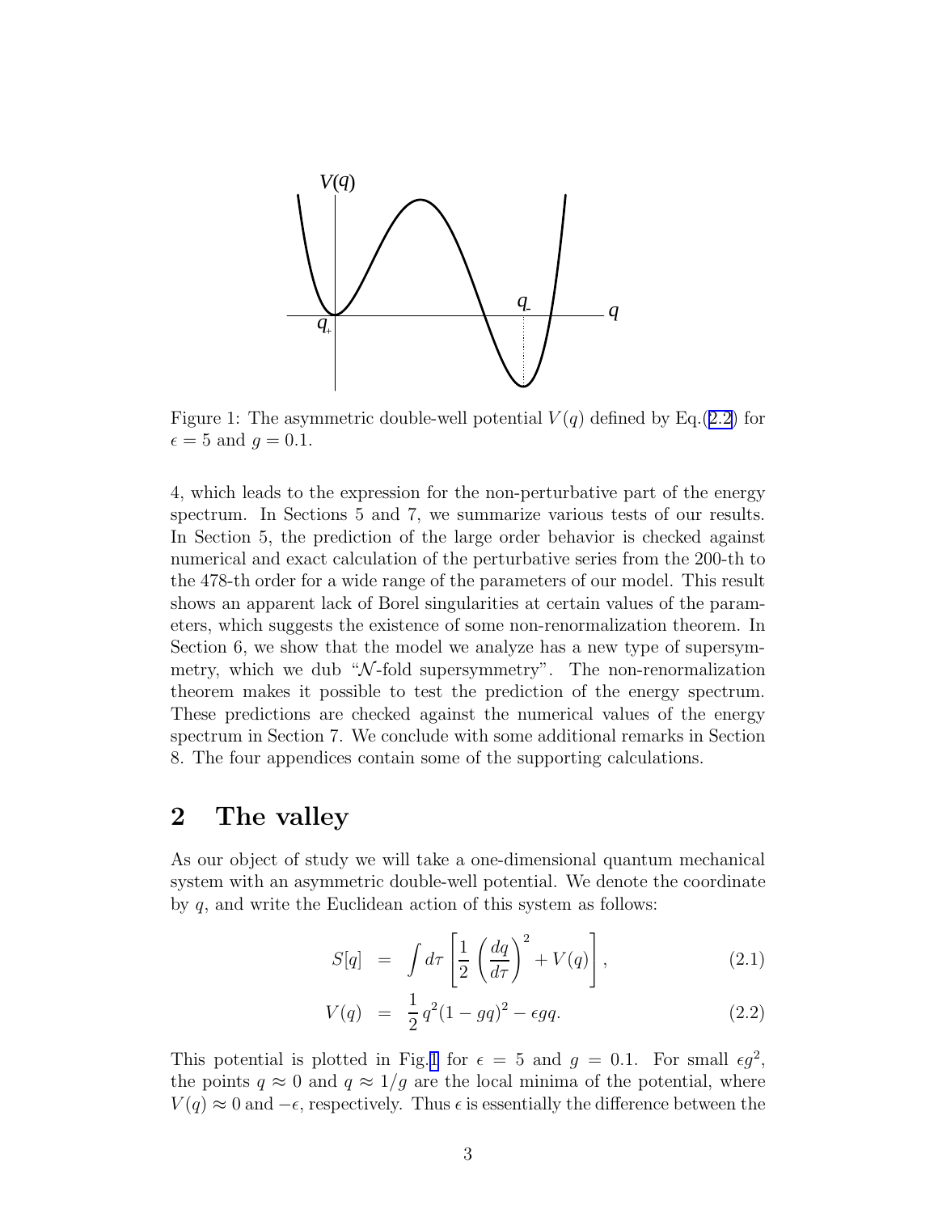Figure 1: The asymmetric double-well potential $V(q)$ defined by Eq.(2.2) for $\epsilon = 5$ and $g = 0.1$.

4, which leads to the expression for the non-perturbative part of the energy spectrum. In Sections 5 and 7, we summarize various tests of our results. In Section 5, the prediction of the large order behavior is checked against numerical and exact calculation of the perturbative series from the 200-th to the 478-th order for a wide range of the parameters of our model. This result shows an apparent lack of Borel singularities at certain values of the parameters, which suggests the existence of some non-renormalization theorem. In Section 6, we show that the model we analyze has a new type of supersymmetry, which we dub "$\mathcal{N}$-fold supersymmetry". The non-renormalization theorem makes it possible to test the prediction of the energy spectrum. These predictions are checked against the numerical values of the energy spectrum in Section 7. We conclude with some additional remarks in Section 8. The four appendices contain some of the supporting calculations.

## 2 The valley

As our object of study we will take a one-dimensional quantum mechanical system with an asymmetric double-well potential. We denote the coordinate by $q$, and write the Euclidean action of this system as follows:

$$S[q] = \int d\tau \left[ \frac{1}{2} \left( \frac{dq}{d\tau} \right)^2 + V(q) \right], \tag{2.1}$$

$$V(q) = \frac{1}{2} q^2 (1 - gq)^2 - \epsilon g q. \tag{2.2}$$

This potential is plotted in Fig.1 for $\epsilon = 5$ and $g = 0.1$. For small $\epsilon g^2$, the points $q \approx 0$ and $q \approx 1/g$ are the local minima of the potential, where $V(q) \approx 0$ and $-\epsilon$, respectively. Thus $\epsilon$ is essentially the difference between the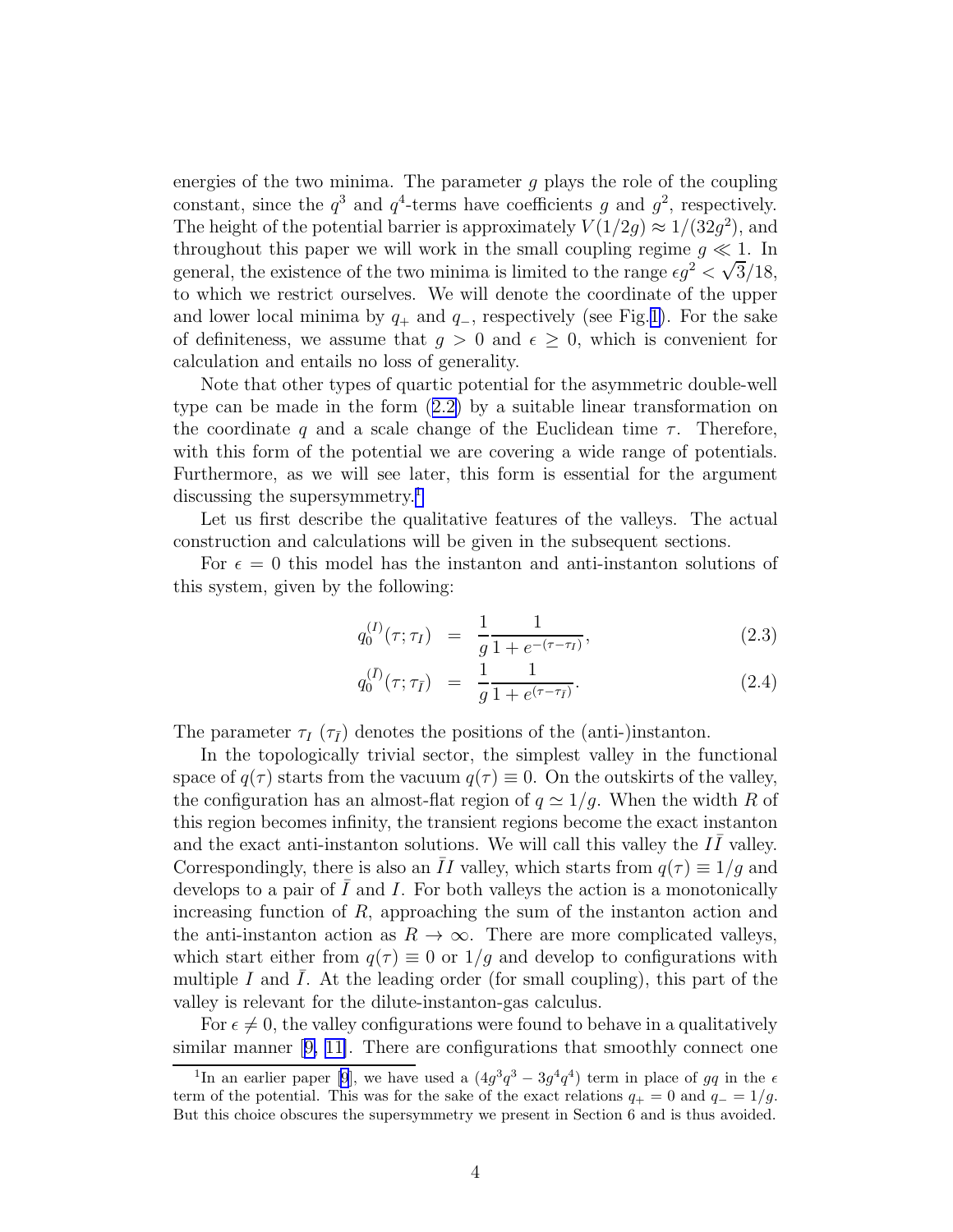energies of the two minima. The parameter $g$ plays the role of the coupling constant, since the $q^3$ and $q^4$-terms have coefficients $g$ and $g^2$, respectively. The height of the potential barrier is approximately $V(1/2g) \approx 1/(32g^2)$, and throughout this paper we will work in the small coupling regime $g \ll 1$. In general, the existence of the two minima is limited to the range $\epsilon g^2 < \sqrt{3}/18$, to which we restrict ourselves. We will denote the coordinate of the upper and lower local minima by $q_+$ and $q_-$, respectively (see Fig.1). For the sake of definiteness, we assume that $g > 0$ and $\epsilon \geq 0$, which is convenient for calculation and entails no loss of generality.

Note that other types of quartic potential for the asymmetric double-well type can be made in the form (2.2) by a suitable linear transformation on the coordinate $q$ and a scale change of the Euclidean time $\tau$. Therefore, with this form of the potential we are covering a wide range of potentials. Furthermore, as we will see later, this form is essential for the argument discussing the supersymmetry.[1]

Let us first describe the qualitative features of the valleys. The actual construction and calculations will be given in the subsequent sections.

For $\epsilon = 0$ this model has the instanton and anti-instanton solutions of this system, given by the following:

$$q_0^{(I)}(\tau; \tau_I) = \frac{1}{g} \frac{1}{1 + e^{-(\tau - \tau_I)}}, \tag{2.3}$$

$$q_0^{(\bar{I})}(\tau; \tau_{\bar{I}}) = \frac{1}{g} \frac{1}{1 + e^{(\tau - \tau_{\bar{I}})}}. \tag{2.4}$$

The parameter $\tau_I$ ($\tau_{\bar{I}}$) denotes the positions of the (anti-)instanton.

In the topologically trivial sector, the simplest valley in the functional space of $q(\tau)$ starts from the vacuum $q(\tau) \equiv 0$. On the outskirts of the valley, the configuration has an almost-flat region of $q \simeq 1/g$. When the width $R$ of this region becomes infinity, the transient regions become the exact instanton and the exact anti-instanton solutions. We will call this valley the $I\bar{I}$ valley. Correspondingly, there is also an $\bar{I}I$ valley, which starts from $q(\tau) \equiv 1/g$ and develops to a pair of $\bar{I}$ and $I$. For both valleys the action is a monotonically increasing function of $R$, approaching the sum of the instanton action and the anti-instanton action as $R \to \infty$. There are more complicated valleys, which start either from $q(\tau) \equiv 0$ or $1/g$ and develop to configurations with multiple $I$ and $\bar{I}$. At the leading order (for small coupling), this part of the valley is relevant for the dilute-instanton-gas calculus.

For $\epsilon \neq 0$, the valley configurations were found to behave in a qualitatively similar manner [9, 11]. There are configurations that smoothly connect one

[1] In an earlier paper [9], we have used a $(4g^3q^3 - 3g^4q^4)$ term in place of $gq$ in the $\epsilon$ term of the potential. This was for the sake of the exact relations $q_+ = 0$ and $q_- = 1/g$. But this choice obscures the supersymmetry we present in Section 6 and is thus avoided.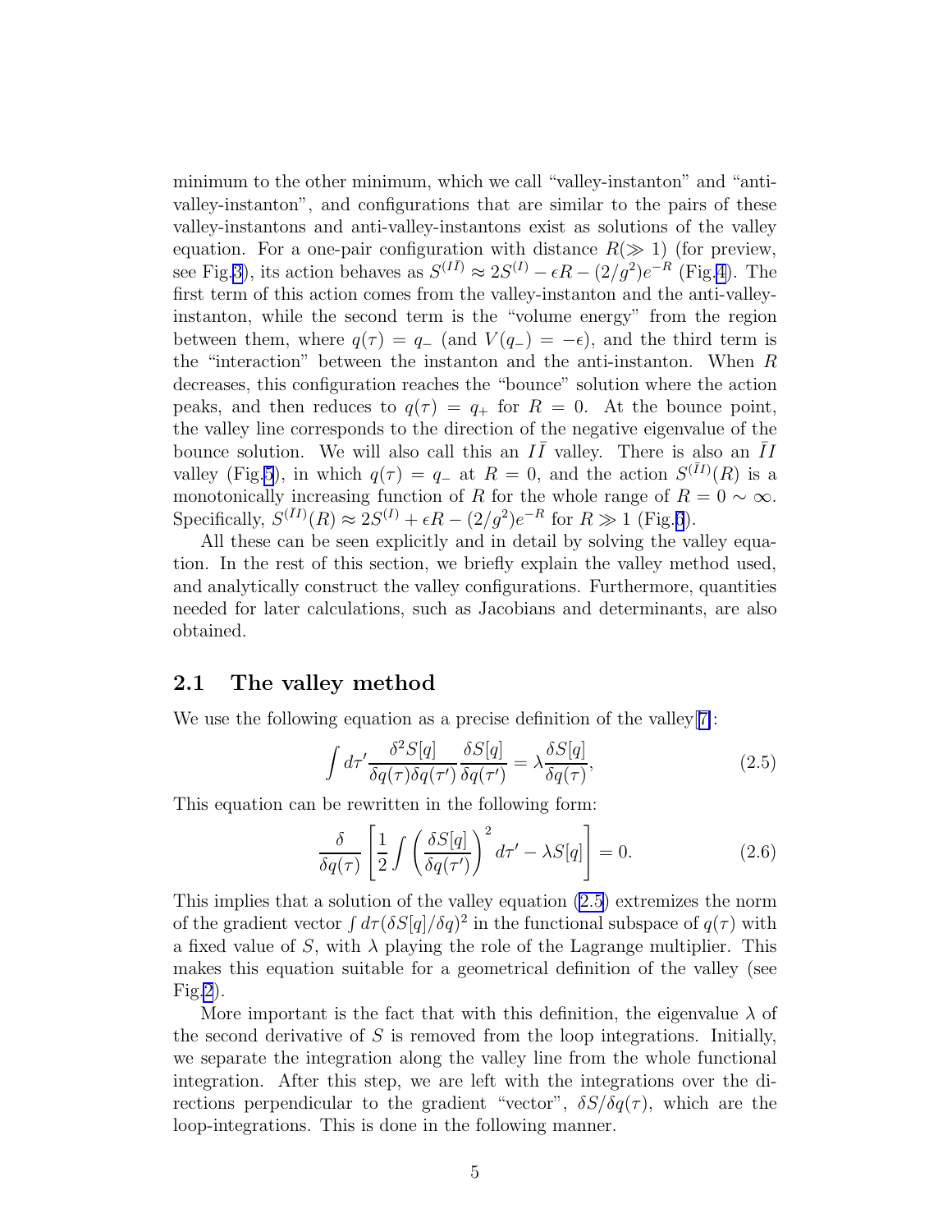minimum to the other minimum, which we call "valley-instanton" and "anti-valley-instanton", and configurations that are similar to the pairs of these valley-instantons and anti-valley-instantons exist as solutions of the valley equation. For a one-pair configuration with distance $R(\gg 1)$ (for preview, see Fig.3), its action behaves as $S^{(I\bar{I})} \approx 2S^{(I)} - \epsilon R - (2/g^2)e^{-R}$ (Fig.4). The first term of this action comes from the valley-instanton and the anti-valley-instanton, while the second term is the "volume energy" from the region between them, where $q(\tau) = q_-$ (and $V(q_-) = -\epsilon$), and the third term is the "interaction" between the instanton and the anti-instanton. When $R$ decreases, this configuration reaches the "bounce" solution where the action peaks, and then reduces to $q(\tau) = q_+$ for $R = 0$. At the bounce point, the valley line corresponds to the direction of the negative eigenvalue of the bounce solution. We will also call this an $I\bar{I}$ valley. There is also an $\bar{I}I$ valley (Fig.5), in which $q(\tau) = q_-$ at $R = 0$, and the action $S^{(\bar{I}I)}(R)$ is a monotonically increasing function of $R$ for the whole range of $R = 0 \sim \infty$. Specifically, $S^{(\bar{I}I)}(R) \approx 2S^{(I)} + \epsilon R - (2/g^2)e^{-R}$ for $R \gg 1$ (Fig.6).

All these can be seen explicitly and in detail by solving the valley equation. In the rest of this section, we briefly explain the valley method used, and analytically construct the valley configurations. Furthermore, quantities needed for later calculations, such as Jacobians and determinants, are also obtained.

## 2.1 The valley method

We use the following equation as a precise definition of the valley[7]:

$$\int d\tau' \frac{\delta^2 S[q]}{\delta q(\tau)\delta q(\tau')} \frac{\delta S[q]}{\delta q(\tau')} = \lambda \frac{\delta S[q]}{\delta q(\tau)}, \tag{2.5}$$

This equation can be rewritten in the following form:

$$\frac{\delta}{\delta q(\tau)} \left[ \frac{1}{2} \int \left( \frac{\delta S[q]}{\delta q(\tau')} \right)^2 d\tau' - \lambda S[q] \right] = 0. \tag{2.6}$$

This implies that a solution of the valley equation (2.5) extremizes the norm of the gradient vector $\int d\tau (\delta S[q]/\delta q)^2$ in the functional subspace of $q(\tau)$ with a fixed value of $S$, with $\lambda$ playing the role of the Lagrange multiplier. This makes this equation suitable for a geometrical definition of the valley (see Fig.2).

More important is the fact that with this definition, the eigenvalue $\lambda$ of the second derivative of $S$ is removed from the loop integrations. Initially, we separate the integration along the valley line from the whole functional integration. After this step, we are left with the integrations over the directions perpendicular to the gradient "vector", $\delta S/\delta q(\tau)$, which are the loop-integrations. This is done in the following manner.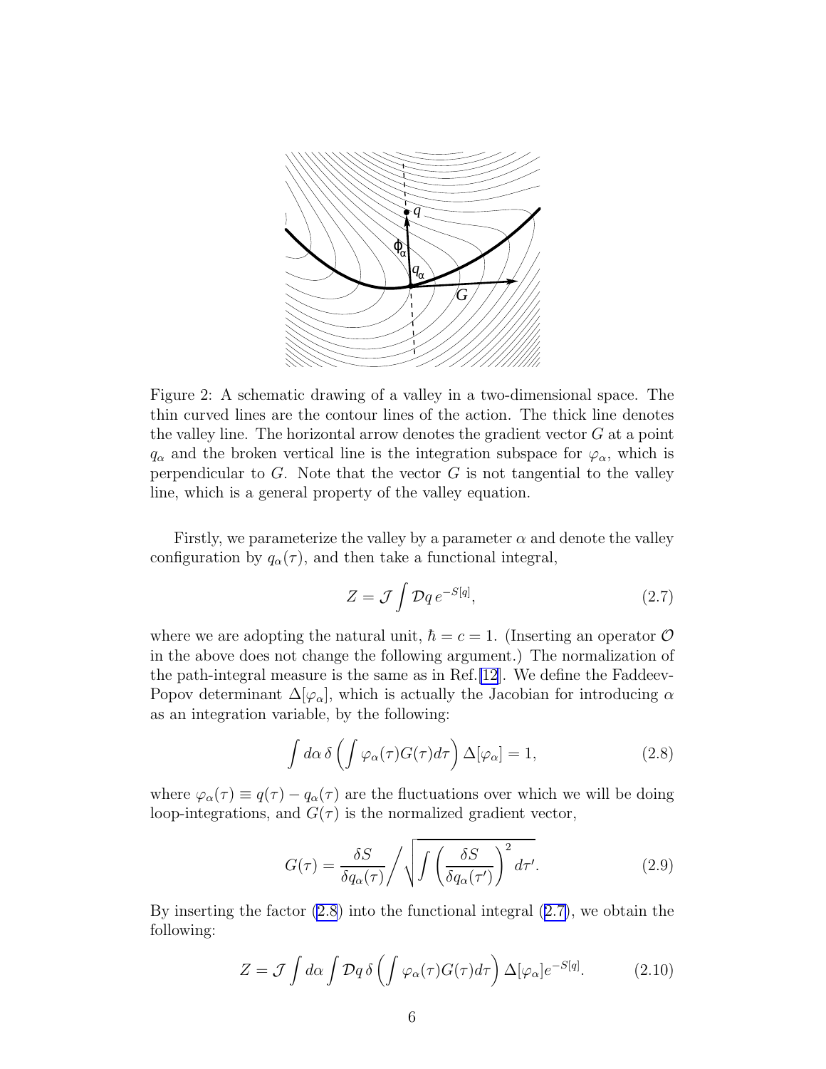Figure 2: A schematic drawing of a valley in a two-dimensional space. The thin curved lines are the contour lines of the action. The thick line denotes the valley line. The horizontal arrow denotes the gradient vector $G$ at a point $q_\alpha$ and the broken vertical line is the integration subspace for $\varphi_\alpha$, which is perpendicular to $G$. Note that the vector $G$ is not tangential to the valley line, which is a general property of the valley equation.

Firstly, we parameterize the valley by a parameter $\alpha$ and denote the valley configuration by $q_\alpha(\tau)$, and then take a functional integral,

$$Z = \mathcal{J} \int \mathcal{D}q \, e^{-S[q]}, \tag{2.7}$$

where we are adopting the natural unit, $\hbar = c = 1$. (Inserting an operator $\mathcal{O}$ in the above does not change the following argument.) The normalization of the path-integral measure is the same as in Ref.[12]. We define the Faddeev-Popov determinant $\Delta[\varphi_\alpha]$, which is actually the Jacobian for introducing $\alpha$ as an integration variable, by the following:

$$\int d\alpha \, \delta\left( \int \varphi_\alpha(\tau) G(\tau) d\tau \right) \Delta[\varphi_\alpha] = 1, \tag{2.8}$$

where $\varphi_\alpha(\tau) \equiv q(\tau) - q_\alpha(\tau)$ are the fluctuations over which we will be doing loop-integrations, and $G(\tau)$ is the normalized gradient vector,

$$G(\tau) = \frac{\delta S}{\delta q_\alpha(\tau)} \Bigg/ \sqrt{\int \left( \frac{\delta S}{\delta q_\alpha(\tau')} \right)^2 d\tau'}. \tag{2.9}$$

By inserting the factor (2.8) into the functional integral (2.7), we obtain the following:

$$Z = \mathcal{J} \int d\alpha \int \mathcal{D}q \, \delta\left( \int \varphi_\alpha(\tau) G(\tau) d\tau \right) \Delta[\varphi_\alpha] e^{-S[q]}. \tag{2.10}$$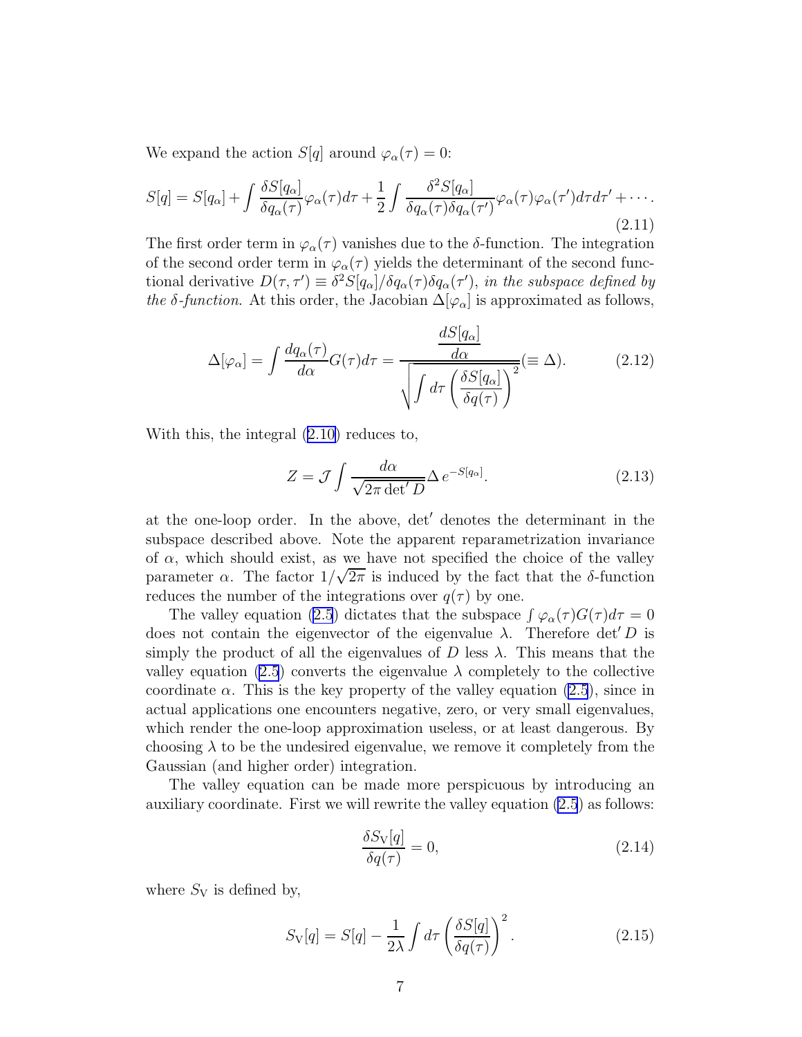We expand the action $S[q]$ around $\varphi_\alpha(\tau) = 0$:

$$
S[q] = S[q_\alpha] + \int \frac{\delta S[q_\alpha]}{\delta q_\alpha(\tau)} \varphi_\alpha(\tau) d\tau + \frac{1}{2} \int \frac{\delta^2 S[q_\alpha]}{\delta q_\alpha(\tau) \delta q_\alpha(\tau')} \varphi_\alpha(\tau) \varphi_\alpha(\tau') d\tau d\tau' + \cdots . \tag{2.11}
$$

The first order term in $\varphi_\alpha(\tau)$ vanishes due to the $\delta$-function. The integration of the second order term in $\varphi_\alpha(\tau)$ yields the determinant of the second functional derivative $D(\tau, \tau') \equiv \delta^2 S[q_\alpha] / \delta q_\alpha(\tau) \delta q_\alpha(\tau')$, *in the subspace defined by the $\delta$-function*. At this order, the Jacobian $\Delta[\varphi_\alpha]$ is approximated as follows,

$$
\Delta[\varphi_\alpha] = \int \frac{d q_\alpha(\tau)}{d\alpha} G(\tau) d\tau = \frac{\dfrac{dS[q_\alpha]}{d\alpha}}{\sqrt{\displaystyle\int d\tau \left( \frac{\delta S[q_\alpha]}{\delta q(\tau)} \right)^2}} (\equiv \Delta). \tag{2.12}
$$

With this, the integral (2.10) reduces to,

$$
Z = \mathcal{J} \int \frac{d\alpha}{\sqrt{2\pi \det' D}} \Delta \, e^{-S[q_\alpha]}. \tag{2.13}
$$

at the one-loop order. In the above, $\det'$ denotes the determinant in the subspace described above. Note the apparent reparametrization invariance of $\alpha$, which should exist, as we have not specified the choice of the valley parameter $\alpha$. The factor $1/\sqrt{2\pi}$ is induced by the fact that the $\delta$-function reduces the number of the integrations over $q(\tau)$ by one.

The valley equation (2.5) dictates that the subspace $\int \varphi_\alpha(\tau) G(\tau) d\tau = 0$ does not contain the eigenvector of the eigenvalue $\lambda$. Therefore $\det' D$ is simply the product of all the eigenvalues of $D$ less $\lambda$. This means that the valley equation (2.5) converts the eigenvalue $\lambda$ completely to the collective coordinate $\alpha$. This is the key property of the valley equation (2.5), since in actual applications one encounters negative, zero, or very small eigenvalues, which render the one-loop approximation useless, or at least dangerous. By choosing $\lambda$ to be the undesired eigenvalue, we remove it completely from the Gaussian (and higher order) integration.

The valley equation can be made more perspicuous by introducing an auxiliary coordinate. First we will rewrite the valley equation (2.5) as follows:

$$
\frac{\delta S_{\mathrm{V}}[q]}{\delta q(\tau)} = 0, \tag{2.14}
$$

where $S_{\mathrm{V}}$ is defined by,

$$
S_{\mathrm{V}}[q] = S[q] - \frac{1}{2\lambda} \int d\tau \left( \frac{\delta S[q]}{\delta q(\tau)} \right)^2 . \tag{2.15}
$$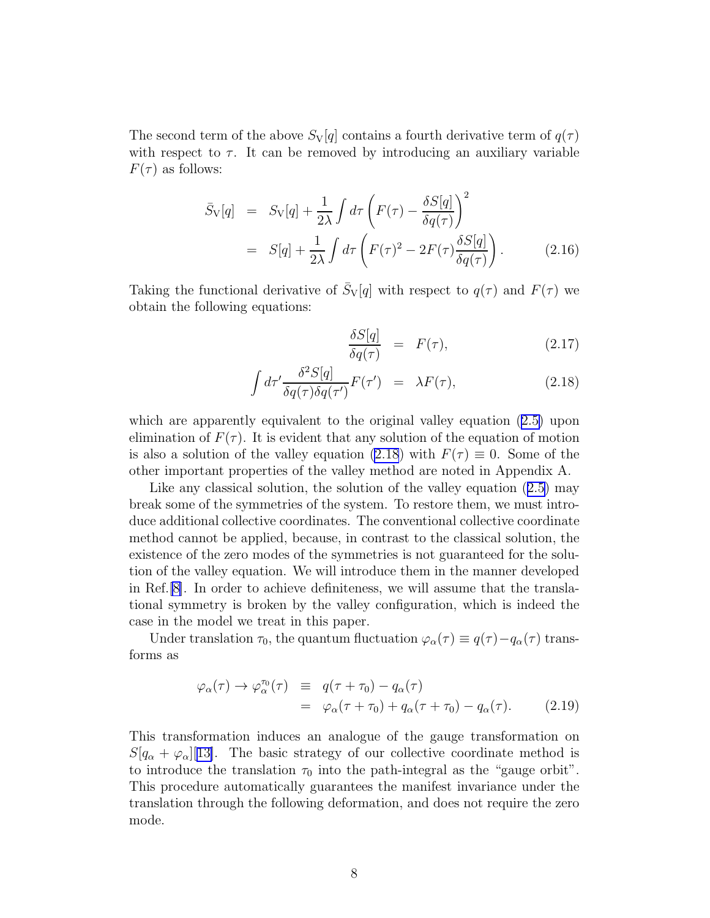The second term of the above $S_{\rm V}[q]$ contains a fourth derivative term of $q(\tau)$ with respect to $\tau$. It can be removed by introducing an auxiliary variable $F(\tau)$ as follows:

$$
\begin{aligned}
\bar{S}_{\rm V}[q] &= S_{\rm V}[q] + \frac{1}{2\lambda}\int d\tau \left( F(\tau) - \frac{\delta S[q]}{\delta q(\tau)} \right)^2 \\
&= S[q] + \frac{1}{2\lambda}\int d\tau \left( F(\tau)^2 - 2F(\tau)\frac{\delta S[q]}{\delta q(\tau)} \right). \qquad (2.16)
\end{aligned}
$$

Taking the functional derivative of $\bar{S}_{\rm V}[q]$ with respect to $q(\tau)$ and $F(\tau)$ we obtain the following equations:

$$
\frac{\delta S[q]}{\delta q(\tau)} = F(\tau), \qquad (2.17)
$$

$$
\int d\tau' \frac{\delta^2 S[q]}{\delta q(\tau)\delta q(\tau')} F(\tau') = \lambda F(\tau), \qquad (2.18)
$$

which are apparently equivalent to the original valley equation (2.5) upon elimination of $F(\tau)$. It is evident that any solution of the equation of motion is also a solution of the valley equation (2.18) with $F(\tau) \equiv 0$. Some of the other important properties of the valley method are noted in Appendix A.

Like any classical solution, the solution of the valley equation (2.5) may break some of the symmetries of the system. To restore them, we must introduce additional collective coordinates. The conventional collective coordinate method cannot be applied, because, in contrast to the classical solution, the existence of the zero modes of the symmetries is not guaranteed for the solution of the valley equation. We will introduce them in the manner developed in Ref.[8]. In order to achieve definiteness, we will assume that the translational symmetry is broken by the valley configuration, which is indeed the case in the model we treat in this paper.

Under translation $\tau_0$, the quantum fluctuation $\varphi_\alpha(\tau) \equiv q(\tau) - q_\alpha(\tau)$ transforms as

$$
\begin{aligned}
\varphi_\alpha(\tau) \to \varphi_\alpha^{\tau_0}(\tau) &\equiv q(\tau + \tau_0) - q_\alpha(\tau) \\
&= \varphi_\alpha(\tau + \tau_0) + q_\alpha(\tau + \tau_0) - q_\alpha(\tau). \qquad (2.19)
\end{aligned}
$$

This transformation induces an analogue of the gauge transformation on $S[q_\alpha + \varphi_\alpha]$[13]. The basic strategy of our collective coordinate method is to introduce the translation $\tau_0$ into the path-integral as the "gauge orbit". This procedure automatically guarantees the manifest invariance under the translation through the following deformation, and does not require the zero mode.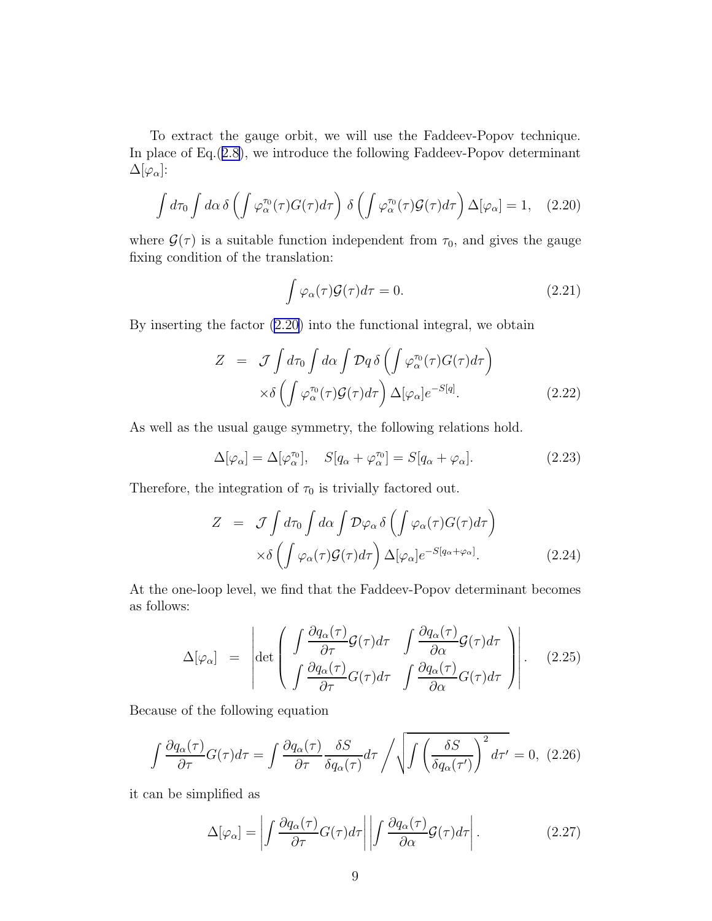To extract the gauge orbit, we will use the Faddeev-Popov technique. In place of Eq.(2.8), we introduce the following Faddeev-Popov determinant $\Delta[\varphi_\alpha]$:

$$
\int d\tau_0 \int d\alpha\, \delta\left(\int \varphi_\alpha^{\tau_0}(\tau) G(\tau) d\tau\right)\, \delta\left(\int \varphi_\alpha^{\tau_0}(\tau)\mathcal{G}(\tau) d\tau\right) \Delta[\varphi_\alpha] = 1, \quad (2.20)
$$

where $\mathcal{G}(\tau)$ is a suitable function independent from $\tau_0$, and gives the gauge fixing condition of the translation:

$$
\int \varphi_\alpha(\tau)\mathcal{G}(\tau) d\tau = 0. \quad (2.21)
$$

By inserting the factor (2.20) into the functional integral, we obtain

$$
\begin{aligned}
Z &= \mathcal{J} \int d\tau_0 \int d\alpha \int \mathcal{D}q\, \delta\left(\int \varphi_\alpha^{\tau_0}(\tau) G(\tau) d\tau\right) \\
&\quad \times \delta\left(\int \varphi_\alpha^{\tau_0}(\tau)\mathcal{G}(\tau) d\tau\right) \Delta[\varphi_\alpha] e^{-S[q]}. \quad (2.22)
\end{aligned}
$$

As well as the usual gauge symmetry, the following relations hold.

$$
\Delta[\varphi_\alpha] = \Delta[\varphi_\alpha^{\tau_0}], \quad S[q_\alpha + \varphi_\alpha^{\tau_0}] = S[q_\alpha + \varphi_\alpha]. \quad (2.23)
$$

Therefore, the integration of $\tau_0$ is trivially factored out.

$$
\begin{aligned}
Z &= \mathcal{J} \int d\tau_0 \int d\alpha \int \mathcal{D}\varphi_\alpha\, \delta\left(\int \varphi_\alpha(\tau) G(\tau) d\tau\right) \\
&\quad \times \delta\left(\int \varphi_\alpha(\tau)\mathcal{G}(\tau) d\tau\right) \Delta[\varphi_\alpha] e^{-S[q_\alpha + \varphi_\alpha]}. \quad (2.24)
\end{aligned}
$$

At the one-loop level, we find that the Faddeev-Popov determinant becomes as follows:

$$
\Delta[\varphi_\alpha] = \left| \det \begin{pmatrix} \displaystyle\int \frac{\partial q_\alpha(\tau)}{\partial \tau}\mathcal{G}(\tau) d\tau & \displaystyle\int \frac{\partial q_\alpha(\tau)}{\partial \alpha}\mathcal{G}(\tau) d\tau \\ \displaystyle\int \frac{\partial q_\alpha(\tau)}{\partial \tau} G(\tau) d\tau & \displaystyle\int \frac{\partial q_\alpha(\tau)}{\partial \alpha} G(\tau) d\tau \end{pmatrix} \right|. \quad (2.25)
$$

Because of the following equation

$$
\int \frac{\partial q_\alpha(\tau)}{\partial \tau} G(\tau) d\tau = \int \frac{\partial q_\alpha(\tau)}{\partial \tau} \frac{\delta S}{\delta q_\alpha(\tau)} d\tau \Bigg/ \sqrt{\int \left(\frac{\delta S}{\delta q_\alpha(\tau')}\right)^2 d\tau'} = 0, \quad (2.26)
$$

it can be simplified as

$$
\Delta[\varphi_\alpha] = \left| \int \frac{\partial q_\alpha(\tau)}{\partial \tau} G(\tau) d\tau \right| \left| \int \frac{\partial q_\alpha(\tau)}{\partial \alpha}\mathcal{G}(\tau) d\tau \right|. \quad (2.27)
$$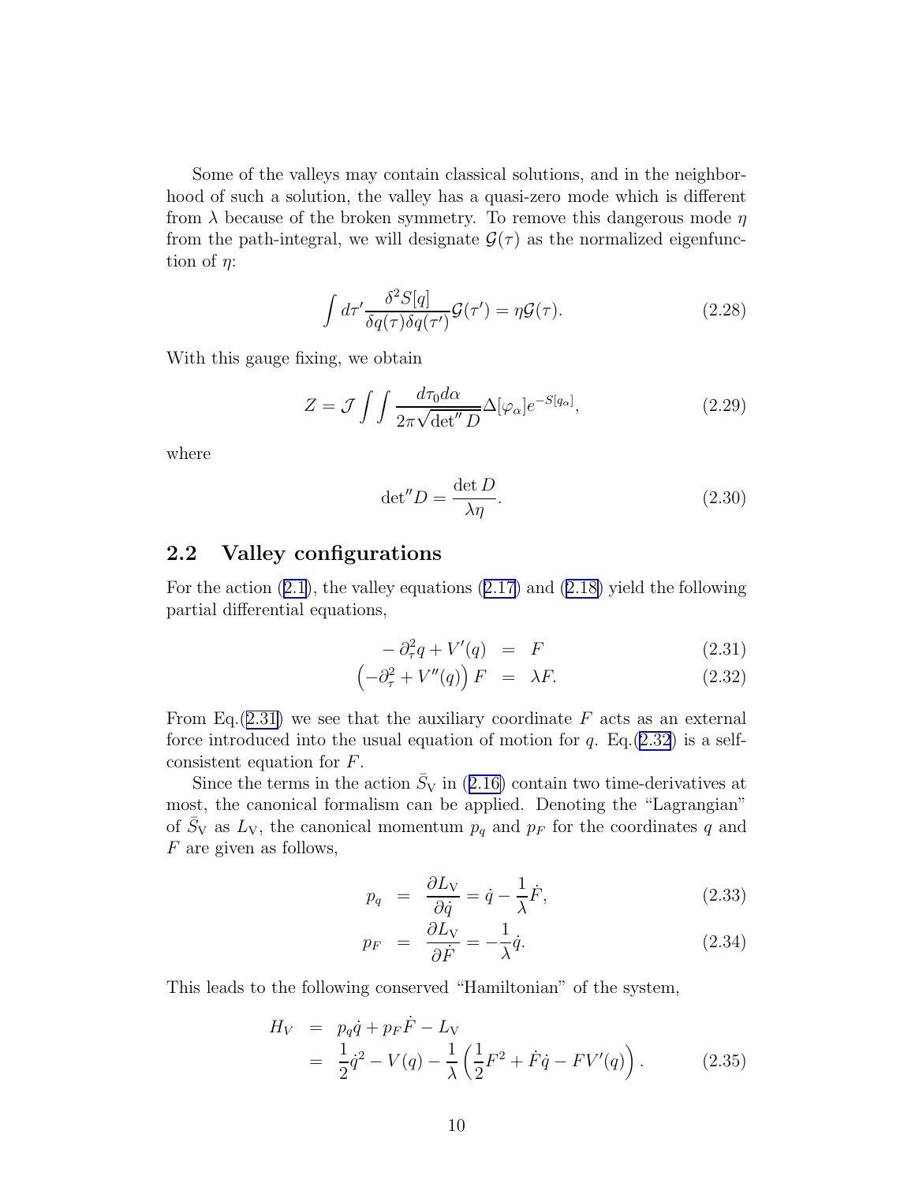Some of the valleys may contain classical solutions, and in the neighborhood of such a solution, the valley has a quasi-zero mode which is different from $\lambda$ because of the broken symmetry. To remove this dangerous mode $\eta$ from the path-integral, we will designate $\mathcal{G}(\tau)$ as the normalized eigenfunction of $\eta$:

$$\int d\tau' \frac{\delta^2 S[q]}{\delta q(\tau)\delta q(\tau')}\mathcal{G}(\tau') = \eta \mathcal{G}(\tau). \tag{2.28}$$

With this gauge fixing, we obtain

$$Z = \mathcal{J} \int\int \frac{d\tau_0 d\alpha}{2\pi\sqrt{\det'' D}} \Delta[\varphi_\alpha] e^{-S[q_\alpha]}, \tag{2.29}$$

where

$$\det{}'' D = \frac{\det D}{\lambda \eta}. \tag{2.30}$$

## 2.2 Valley configurations

For the action (2.1), the valley equations (2.17) and (2.18) yield the following partial differential equations,

$$-\partial_\tau^2 q + V'(q) = F \tag{2.31}$$

$$\left(-\partial_\tau^2 + V''(q)\right) F = \lambda F. \tag{2.32}$$

From Eq.(2.31) we see that the auxiliary coordinate $F$ acts as an external force introduced into the usual equation of motion for $q$. Eq.(2.32) is a self-consistent equation for $F$.

Since the terms in the action $\bar{S}_\mathrm{V}$ in (2.16) contain two time-derivatives at most, the canonical formalism can be applied. Denoting the "Lagrangian" of $\bar{S}_\mathrm{V}$ as $L_\mathrm{V}$, the canonical momentum $p_q$ and $p_F$ for the coordinates $q$ and $F$ are given as follows,

$$p_q = \frac{\partial L_\mathrm{V}}{\partial \dot{q}} = \dot{q} - \frac{1}{\lambda}\dot{F}, \tag{2.33}$$

$$p_F = \frac{\partial L_\mathrm{V}}{\partial \dot{F}} = -\frac{1}{\lambda}\dot{q}. \tag{2.34}$$

This leads to the following conserved "Hamiltonian" of the system,

$$\begin{aligned} H_V &= p_q \dot{q} + p_F \dot{F} - L_\mathrm{V} \\ &= \frac{1}{2}\dot{q}^2 - V(q) - \frac{1}{\lambda}\left(\frac{1}{2}F^2 + \dot{F}\dot{q} - F V'(q)\right). \end{aligned} \tag{2.35}$$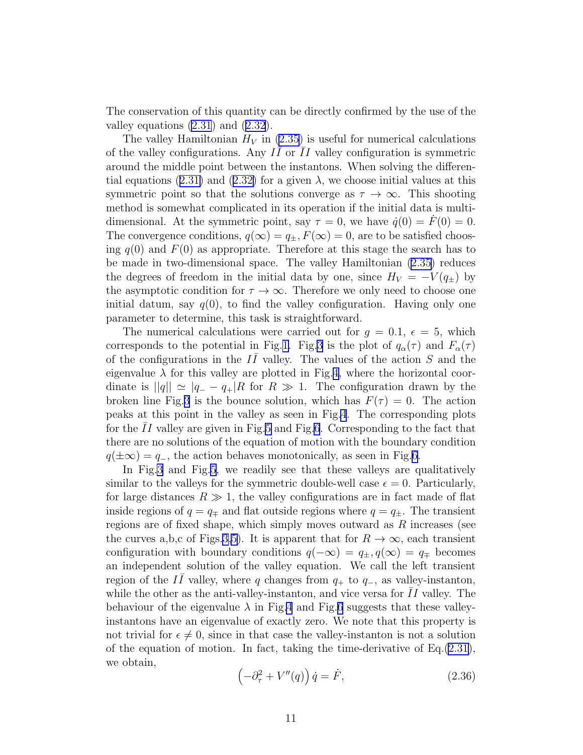The conservation of this quantity can be directly confirmed by the use of the valley equations (2.31) and (2.32).

The valley Hamiltonian $H_V$ in (2.35) is useful for numerical calculations of the valley configurations. Any $I\bar{I}$ or $\bar{I}I$ valley configuration is symmetric around the middle point between the instantons. When solving the differential equations (2.31) and (2.32) for a given $\lambda$, we choose initial values at this symmetric point so that the solutions converge as $\tau \to \infty$. This shooting method is somewhat complicated in its operation if the initial data is multi-dimensional. At the symmetric point, say $\tau = 0$, we have $\dot{q}(0) = \dot{F}(0) = 0$. The convergence conditions, $q(\infty) = q_\pm, F(\infty) = 0$, are to be satisfied choosing $q(0)$ and $F(0)$ as appropriate. Therefore at this stage the search has to be made in two-dimensional space. The valley Hamiltonian (2.35) reduces the degrees of freedom in the initial data by one, since $H_V = -V(q_\pm)$ by the asymptotic condition for $\tau \to \infty$. Therefore we only need to choose one initial datum, say $q(0)$, to find the valley configuration. Having only one parameter to determine, this task is straightforward.

The numerical calculations were carried out for $g = 0.1$, $\epsilon = 5$, which corresponds to the potential in Fig.1. Fig.3 is the plot of $q_\alpha(\tau)$ and $F_\alpha(\tau)$ of the configurations in the $I\bar{I}$ valley. The values of the action $S$ and the eigenvalue $\lambda$ for this valley are plotted in Fig.4, where the horizontal coordinate is $||q|| \simeq |q_- - q_+|R$ for $R \gg 1$. The configuration drawn by the broken line Fig.3 is the bounce solution, which has $F(\tau) = 0$. The action peaks at this point in the valley as seen in Fig.4. The corresponding plots for the $\bar{I}I$ valley are given in Fig.5 and Fig.6. Corresponding to the fact that there are no solutions of the equation of motion with the boundary condition $q(\pm\infty) = q_-$, the action behaves monotonically, as seen in Fig.6.

In Fig.3 and Fig.5, we readily see that these valleys are qualitatively similar to the valleys for the symmetric double-well case $\epsilon = 0$. Particularly, for large distances $R \gg 1$, the valley configurations are in fact made of flat inside regions of $q = q_\mp$ and flat outside regions where $q = q_\pm$. The transient regions are of fixed shape, which simply moves outward as $R$ increases (see the curves a,b,c of Figs.3,5). It is apparent that for $R \to \infty$, each transient configuration with boundary conditions $q(-\infty) = q_\pm, q(\infty) = q_\mp$ becomes an independent solution of the valley equation. We call the left transient region of the $I\bar{I}$ valley, where $q$ changes from $q_+$ to $q_-$, as valley-instanton, while the other as the anti-valley-instanton, and vice versa for $\bar{I}I$ valley. The behaviour of the eigenvalue $\lambda$ in Fig.4 and Fig.6 suggests that these valley-instantons have an eigenvalue of exactly zero. We note that this property is not trivial for $\epsilon \neq 0$, since in that case the valley-instanton is not a solution of the equation of motion. In fact, taking the time-derivative of Eq.(2.31), we obtain,

$$\left(-\partial_\tau^2 + V''(q)\right)\dot{q} = \dot{F}, \tag{2.36}$$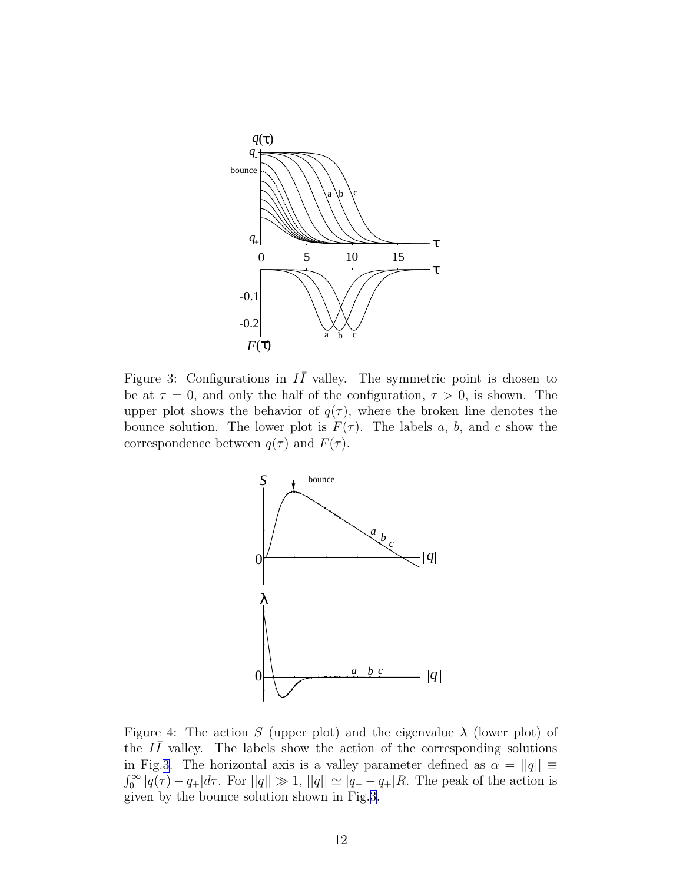Figure 3: Configurations in $I\bar{I}$ valley. The symmetric point is chosen to be at $\tau = 0$, and only the half of the configuration, $\tau > 0$, is shown. The upper plot shows the behavior of $q(\tau)$, where the broken line denotes the bounce solution. The lower plot is $F(\tau)$. The labels $a$, $b$, and $c$ show the correspondence between $q(\tau)$ and $F(\tau)$.

Figure 4: The action $S$ (upper plot) and the eigenvalue $\lambda$ (lower plot) of the $I\bar{I}$ valley. The labels show the action of the corresponding solutions in Fig.3. The horizontal axis is a valley parameter defined as $\alpha = ||q|| \equiv \int_0^\infty |q(\tau) - q_+| d\tau$. For $||q|| \gg 1$, $||q|| \simeq |q_- - q_+| R$. The peak of the action is given by the bounce solution shown in Fig.3.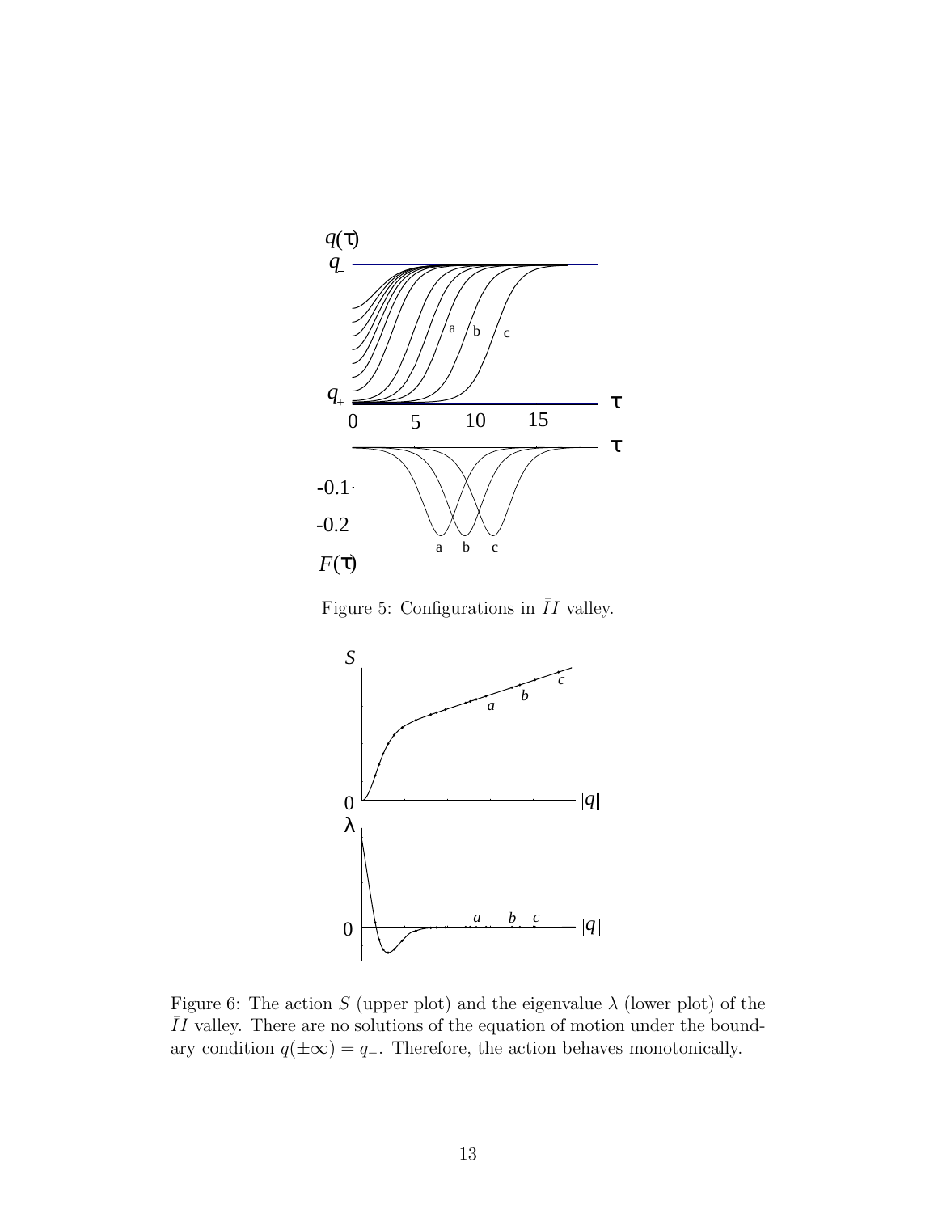Figure 5: Configurations in $\bar{I}I$ valley.

Figure 6: The action $S$ (upper plot) and the eigenvalue $\lambda$ (lower plot) of the $\bar{I}I$ valley. There are no solutions of the equation of motion under the boundary condition $q(\pm\infty) = q_-$. Therefore, the action behaves monotonically.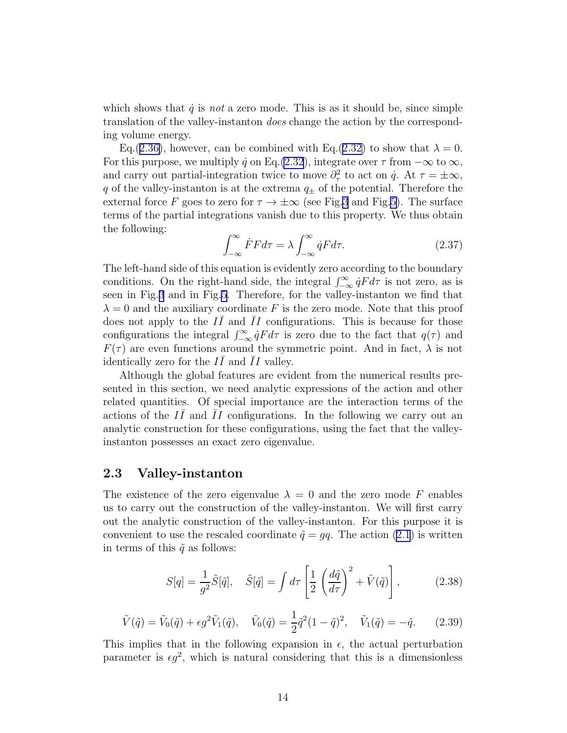which shows that $\dot{q}$ is *not* a zero mode. This is as it should be, since simple translation of the valley-instanton *does* change the action by the corresponding volume energy.

Eq.(2.36), however, can be combined with Eq.(2.32) to show that $\lambda = 0$. For this purpose, we multiply $\dot{q}$ on Eq.(2.32), integrate over $\tau$ from $-\infty$ to $\infty$, and carry out partial-integration twice to move $\partial_\tau^2$ to act on $\dot{q}$. At $\tau = \pm\infty$, $q$ of the valley-instanton is at the extrema $q_\pm$ of the potential. Therefore the external force $F$ goes to zero for $\tau \to \pm\infty$ (see Fig.3 and Fig.5). The surface terms of the partial integrations vanish due to this property. We thus obtain the following:

$$\int_{-\infty}^{\infty} \dot{F} F d\tau = \lambda \int_{-\infty}^{\infty} \dot{q} F d\tau. \tag{2.37}$$

The left-hand side of this equation is evidently zero according to the boundary conditions. On the right-hand side, the integral $\int_{-\infty}^{\infty} \dot{q} F d\tau$ is not zero, as is seen in Fig.3 and in Fig.5. Therefore, for the valley-instanton we find that $\lambda = 0$ and the auxiliary coordinate $F$ is the zero mode. Note that this proof does not apply to the $I\bar{I}$ and $\bar{I}I$ configurations. This is because for those configurations the integral $\int_{-\infty}^{\infty} \dot{q} F d\tau$ is zero due to the fact that $q(\tau)$ and $F(\tau)$ are even functions around the symmetric point. And in fact, $\lambda$ is not identically zero for the $I\bar{I}$ and $\bar{I}I$ valley.

Although the global features are evident from the numerical results presented in this section, we need analytic expressions of the action and other related quantities. Of special importance are the interaction terms of the actions of the $I\bar{I}$ and $\bar{I}I$ configurations. In the following we carry out an analytic construction for these configurations, using the fact that the valley-instanton possesses an exact zero eigenvalue.

## 2.3 Valley-instanton

The existence of the zero eigenvalue $\lambda = 0$ and the zero mode $F$ enables us to carry out the construction of the valley-instanton. We will first carry out the analytic construction of the valley-instanton. For this purpose it is convenient to use the rescaled coordinate $\tilde{q} = gq$. The action (2.1) is written in terms of this $\tilde{q}$ as follows:

$$S[q] = \frac{1}{g^2}\tilde{S}[\tilde{q}], \quad \tilde{S}[\tilde{q}] = \int d\tau \left[\frac{1}{2}\left(\frac{d\tilde{q}}{d\tau}\right)^2 + \tilde{V}(\tilde{q})\right], \tag{2.38}$$

$$\tilde{V}(\tilde{q}) = \tilde{V}_0(\tilde{q}) + \epsilon g^2 \tilde{V}_1(\tilde{q}), \quad \tilde{V}_0(\tilde{q}) = \frac{1}{2}\tilde{q}^2(1-\tilde{q})^2, \quad \tilde{V}_1(\tilde{q}) = -\tilde{q}. \tag{2.39}$$

This implies that in the following expansion in $\epsilon$, the actual perturbation parameter is $\epsilon g^2$, which is natural considering that this is a dimensionless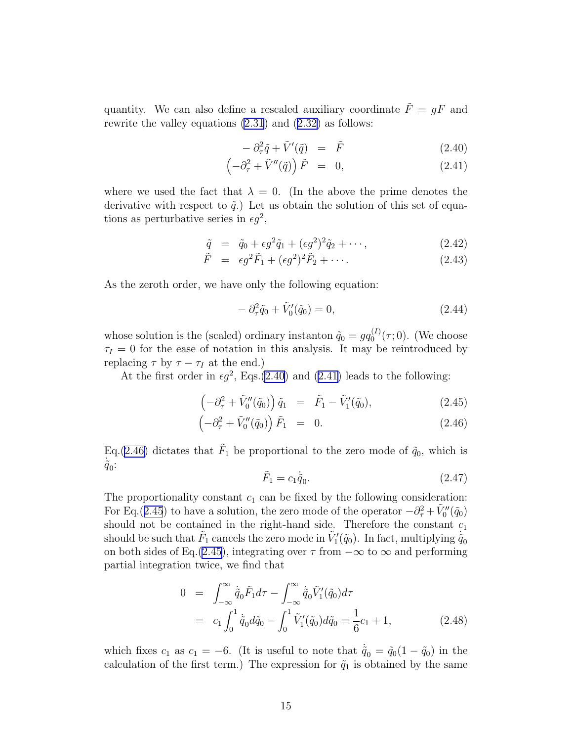quantity. We can also define a rescaled auxiliary coordinate $\tilde{F} = gF$ and rewrite the valley equations (2.31) and (2.32) as follows:

$$
\begin{aligned}
-\partial_\tau^2 \tilde{q} + \tilde{V}'(\tilde{q}) &= \tilde{F} &\quad (2.40)\\
\left(-\partial_\tau^2 + \tilde{V}''(\tilde{q})\right)\tilde{F} &= 0, &\quad (2.41)
\end{aligned}
$$

where we used the fact that $\lambda = 0$. (In the above the prime denotes the derivative with respect to $\tilde{q}$.) Let us obtain the solution of this set of equations as perturbative series in $\epsilon g^2$,

$$
\begin{aligned}
\tilde{q} &= \tilde{q}_0 + \epsilon g^2 \tilde{q}_1 + (\epsilon g^2)^2 \tilde{q}_2 + \cdots, &\quad (2.42)\\
\tilde{F} &= \epsilon g^2 \tilde{F}_1 + (\epsilon g^2)^2 \tilde{F}_2 + \cdots. &\quad (2.43)
\end{aligned}
$$

As the zeroth order, we have only the following equation:

$$
-\partial_\tau^2 \tilde{q}_0 + \tilde{V}_0'(\tilde{q}_0) = 0, \quad (2.44)
$$

whose solution is the (scaled) ordinary instanton $\tilde{q}_0 = g q_0^{(I)}(\tau; 0)$. (We choose $\tau_I = 0$ for the ease of notation in this analysis. It may be reintroduced by replacing $\tau$ by $\tau - \tau_I$ at the end.)

At the first order in $\epsilon g^2$, Eqs.(2.40) and (2.41) leads to the following:

$$
\begin{aligned}
\left(-\partial_\tau^2 + \tilde{V}_0''(\tilde{q}_0)\right)\tilde{q}_1 &= \tilde{F}_1 - \tilde{V}_1'(\tilde{q}_0), &\quad (2.45)\\
\left(-\partial_\tau^2 + \tilde{V}_0''(\tilde{q}_0)\right)\tilde{F}_1 &= 0. &\quad (2.46)
\end{aligned}
$$

Eq.(2.46) dictates that $\tilde{F}_1$ be proportional to the zero mode of $\tilde{q}_0$, which is $\dot{\tilde{q}}_0$:

$$
\tilde{F}_1 = c_1 \dot{\tilde{q}}_0. \quad (2.47)
$$

The proportionality constant $c_1$ can be fixed by the following consideration: For Eq.(2.45) to have a solution, the zero mode of the operator $-\partial_\tau^2 + \tilde{V}_0''(\tilde{q}_0)$ should not be contained in the right-hand side. Therefore the constant $c_1$ should be such that $\tilde{F}_1$ cancels the zero mode in $\tilde{V}_1'(\tilde{q}_0)$. In fact, multiplying $\dot{\tilde{q}}_0$ on both sides of Eq.(2.45), integrating over $\tau$ from $-\infty$ to $\infty$ and performing partial integration twice, we find that

$$
\begin{aligned}
0 &= \int_{-\infty}^{\infty} \dot{\tilde{q}}_0 \tilde{F}_1 d\tau - \int_{-\infty}^{\infty} \dot{\tilde{q}}_0 \tilde{V}_1'(\tilde{q}_0) d\tau \\
&= c_1 \int_0^1 \dot{\tilde{q}}_0 d\tilde{q}_0 - \int_0^1 \tilde{V}_1'(\tilde{q}_0) d\tilde{q}_0 = \frac{1}{6}c_1 + 1, \quad (2.48)
\end{aligned}
$$

which fixes $c_1$ as $c_1 = -6$. (It is useful to note that $\dot{\tilde{q}}_0 = \tilde{q}_0(1 - \tilde{q}_0)$ in the calculation of the first term.) The expression for $\tilde{q}_1$ is obtained by the same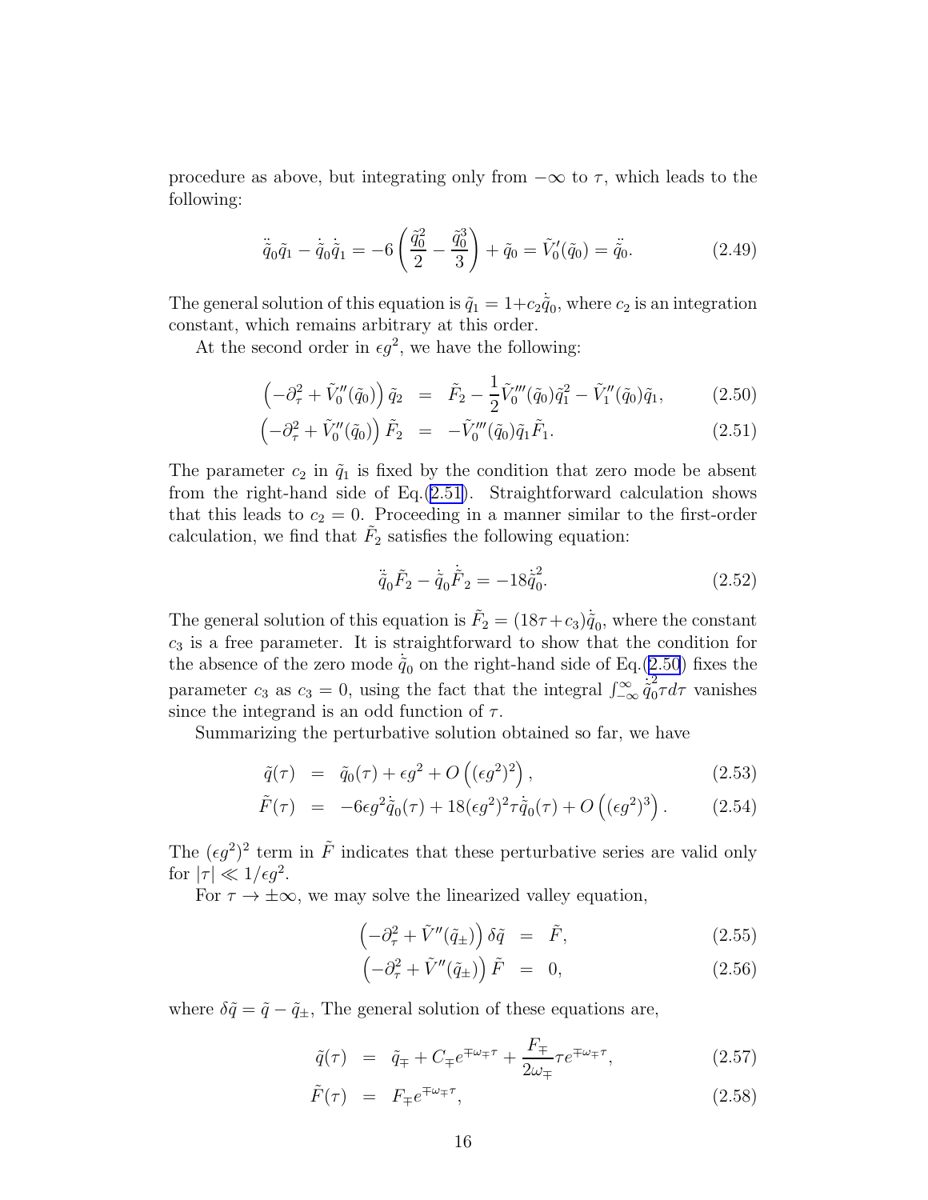procedure as above, but integrating only from $-\infty$ to $\tau$, which leads to the following:

$$\ddot{\tilde{q}}_0\tilde{q}_1 - \dot{\tilde{q}}_0\dot{\tilde{q}}_1 = -6\left(\frac{\tilde{q}_0^2}{2} - \frac{\tilde{q}_0^3}{3}\right) + \tilde{q}_0 = \tilde{V}_0'(\tilde{q}_0) = \ddot{\tilde{q}}_0. \tag{2.49}$$

The general solution of this equation is $\tilde{q}_1 = 1 + c_2\dot{\tilde{q}}_0$, where $c_2$ is an integration constant, which remains arbitrary at this order.

At the second order in $\epsilon g^2$, we have the following:

$$\left(-\partial_\tau^2 + \tilde{V}_0''(\tilde{q}_0)\right)\tilde{q}_2 = \tilde{F}_2 - \frac{1}{2}\tilde{V}_0'''(\tilde{q}_0)\tilde{q}_1^2 - \tilde{V}_1''(\tilde{q}_0)\tilde{q}_1, \tag{2.50}$$

$$\left(-\partial_\tau^2 + \tilde{V}_0''(\tilde{q}_0)\right)\tilde{F}_2 = -\tilde{V}_0'''(\tilde{q}_0)\tilde{q}_1\tilde{F}_1. \tag{2.51}$$

The parameter $c_2$ in $\tilde{q}_1$ is fixed by the condition that zero mode be absent from the right-hand side of Eq.(2.51). Straightforward calculation shows that this leads to $c_2 = 0$. Proceeding in a manner similar to the first-order calculation, we find that $\tilde{F}_2$ satisfies the following equation:

$$\ddot{\tilde{q}}_0\tilde{F}_2 - \dot{\tilde{q}}_0\dot{\tilde{F}}_2 = -18\dot{\tilde{q}}_0^2. \tag{2.52}$$

The general solution of this equation is $\tilde{F}_2 = (18\tau + c_3)\dot{\tilde{q}}_0$, where the constant $c_3$ is a free parameter. It is straightforward to show that the condition for the absence of the zero mode $\dot{\tilde{q}}_0$ on the right-hand side of Eq.(2.50) fixes the parameter $c_3$ as $c_3 = 0$, using the fact that the integral $\int_{-\infty}^{\infty}\dot{\tilde{q}}_0^2\tau d\tau$ vanishes since the integrand is an odd function of $\tau$.

Summarizing the perturbative solution obtained so far, we have

$$\tilde{q}(\tau) = \tilde{q}_0(\tau) + \epsilon g^2 + O\left((\epsilon g^2)^2\right), \tag{2.53}$$

$$\tilde{F}(\tau) = -6\epsilon g^2\dot{\tilde{q}}_0(\tau) + 18(\epsilon g^2)^2\tau\dot{\tilde{q}}_0(\tau) + O\left((\epsilon g^2)^3\right). \tag{2.54}$$

The $(\epsilon g^2)^2$ term in $\tilde{F}$ indicates that these perturbative series are valid only for $|\tau| \ll 1/\epsilon g^2$.

For $\tau \to \pm\infty$, we may solve the linearized valley equation,

$$\left(-\partial_\tau^2 + \tilde{V}''(\tilde{q}_\pm)\right)\delta\tilde{q} = \tilde{F}, \tag{2.55}$$

$$\left(-\partial_\tau^2 + \tilde{V}''(\tilde{q}_\pm)\right)\tilde{F} = 0, \tag{2.56}$$

where $\delta\tilde{q} = \tilde{q} - \tilde{q}_\pm$, The general solution of these equations are,

$$\tilde{q}(\tau) = \tilde{q}_\mp + C_\mp e^{\mp\omega_\mp\tau} + \frac{F_\mp}{2\omega_\mp}\tau e^{\mp\omega_\mp\tau}, \tag{2.57}$$

$$\tilde{F}(\tau) = F_\mp e^{\mp\omega_\mp\tau}, \tag{2.58}$$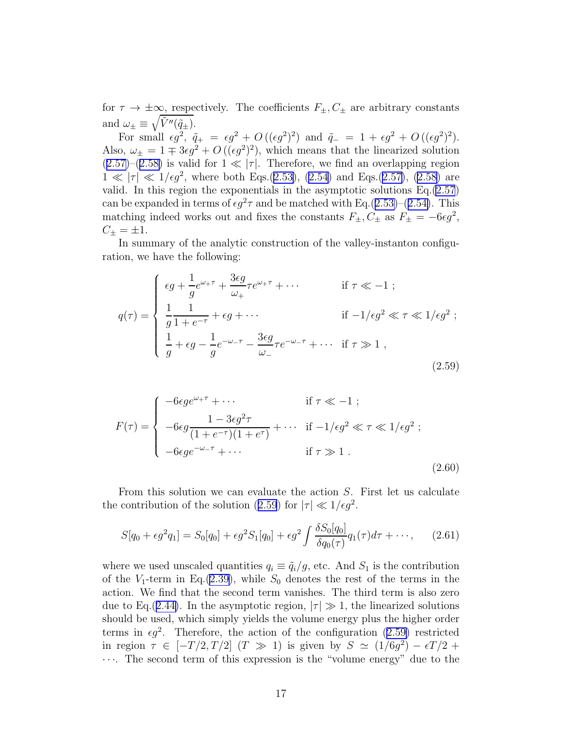for $\tau \to \pm\infty$, respectively. The coefficients $F_\pm, C_\pm$ are arbitrary constants and $\omega_\pm \equiv \sqrt{\tilde{V}''(\tilde{q}_\pm)}$.

For small $\epsilon g^2$, $\tilde{q}_+ = \epsilon g^2 + O\left((\epsilon g^2)^2\right)$ and $\tilde{q}_- = 1 + \epsilon g^2 + O\left((\epsilon g^2)^2\right)$. Also, $\omega_\pm = 1 \mp 3\epsilon g^2 + O\left((\epsilon g^2)^2\right)$, which means that the linearized solution (2.57)–(2.58) is valid for $1 \ll |\tau|$. Therefore, we find an overlapping region $1 \ll |\tau| \ll 1/\epsilon g^2$, where both Eqs.(2.53), (2.54) and Eqs.(2.57), (2.58) are valid. In this region the exponentials in the asymptotic solutions Eq.(2.57) can be expanded in terms of $\epsilon g^2 \tau$ and be matched with Eq.(2.53)–(2.54). This matching indeed works out and fixes the constants $F_\pm, C_\pm$ as $F_\pm = -6\epsilon g^2$, $C_\pm = \pm 1$.

In summary of the analytic construction of the valley-instanton configuration, we have the following:

$$
q(\tau) = \begin{cases} \epsilon g + \dfrac{1}{g} e^{\omega_+ \tau} + \dfrac{3\epsilon g}{\omega_+} \tau e^{\omega_+ \tau} + \cdots & \text{if } \tau \ll -1 \; ; \\[2ex] \dfrac{1}{g} \dfrac{1}{1 + e^{-\tau}} + \epsilon g + \cdots & \text{if } -1/\epsilon g^2 \ll \tau \ll 1/\epsilon g^2 \; ; \\[2ex] \dfrac{1}{g} + \epsilon g - \dfrac{1}{g} e^{-\omega_- \tau} - \dfrac{3\epsilon g}{\omega_-} \tau e^{-\omega_- \tau} + \cdots & \text{if } \tau \gg 1 \; , \end{cases} \tag{2.59}
$$

$$
F(\tau) = \begin{cases} -6\epsilon g e^{\omega_+ \tau} + \cdots & \text{if } \tau \ll -1 \; ; \\[2ex] -6\epsilon g \dfrac{1 - 3\epsilon g^2 \tau}{(1 + e^{-\tau})(1 + e^{\tau})} + \cdots & \text{if } -1/\epsilon g^2 \ll \tau \ll 1/\epsilon g^2 \; ; \\[2ex] -6\epsilon g e^{-\omega_- \tau} + \cdots & \text{if } \tau \gg 1 \; . \end{cases} \tag{2.60}
$$

From this solution we can evaluate the action $S$. First let us calculate the contribution of the solution (2.59) for $|\tau| \ll 1/\epsilon g^2$.

$$
S[q_0 + \epsilon g^2 q_1] = S_0[q_0] + \epsilon g^2 S_1[q_0] + \epsilon g^2 \int \frac{\delta S_0[q_0]}{\delta q_0(\tau)} q_1(\tau) d\tau + \cdots , \tag{2.61}
$$

where we used unscaled quantities $q_i \equiv \tilde{q}_i / g$, etc. And $S_1$ is the contribution of the $V_1$-term in Eq.(2.39), while $S_0$ denotes the rest of the terms in the action. We find that the second term vanishes. The third term is also zero due to Eq.(2.44). In the asymptotic region, $|\tau| \gg 1$, the linearized solutions should be used, which simply yields the volume energy plus the higher order terms in $\epsilon g^2$. Therefore, the action of the configuration (2.59) restricted in region $\tau \in [-T/2, T/2]$ ($T \gg 1$) is given by $S \simeq (1/6g^2) - \epsilon T/2 + \cdots$. The second term of this expression is the "volume energy" due to the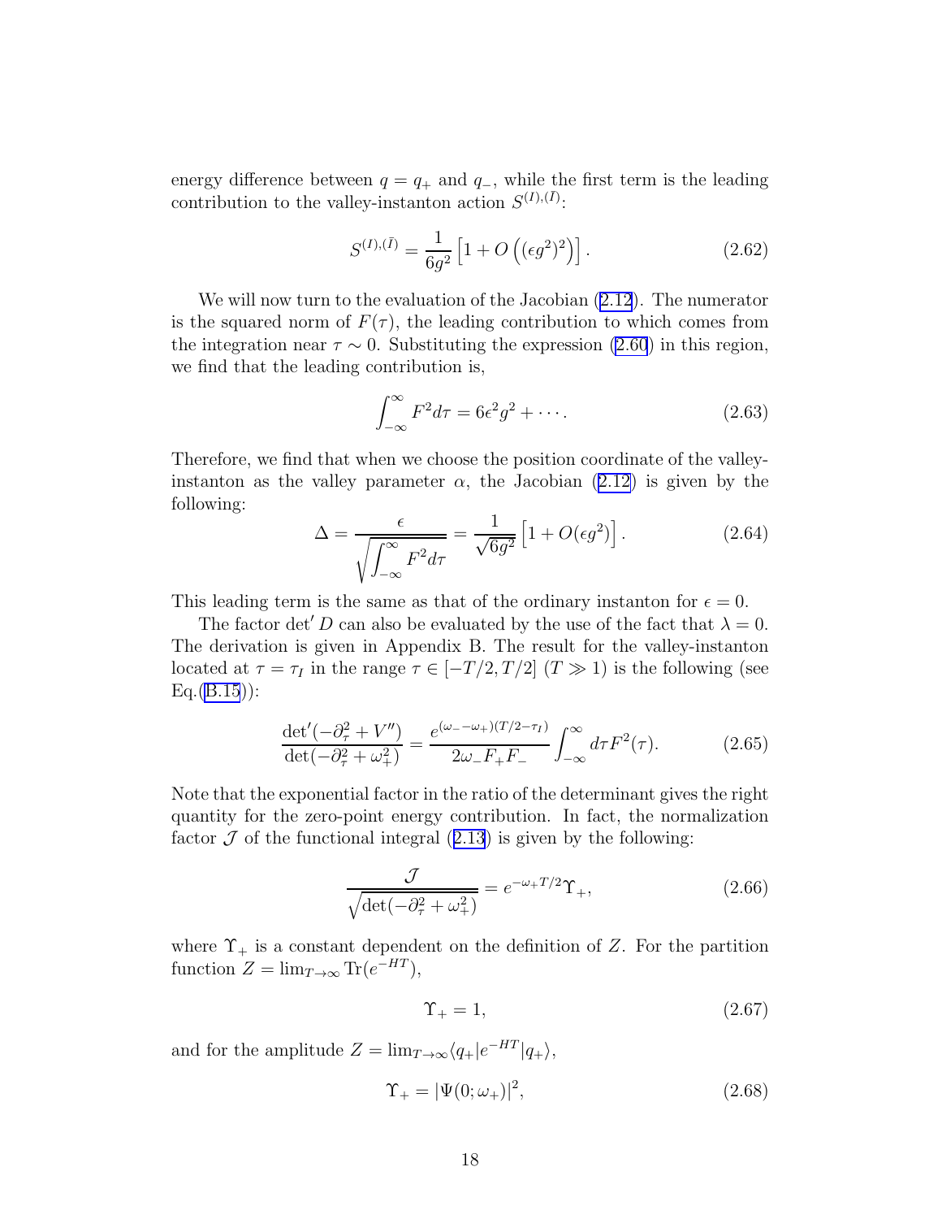energy difference between $q = q_+$ and $q_-$, while the first term is the leading contribution to the valley-instanton action $S^{(I),(\bar{I})}$:

$$S^{(I),(\bar{I})} = \frac{1}{6g^2}\left[1 + O\left((\epsilon g^2)^2\right)\right]. \tag{2.62}$$

We will now turn to the evaluation of the Jacobian (2.12). The numerator is the squared norm of $F(\tau)$, the leading contribution to which comes from the integration near $\tau \sim 0$. Substituting the expression (2.60) in this region, we find that the leading contribution is,

$$\int_{-\infty}^{\infty} F^2 d\tau = 6\epsilon^2 g^2 + \cdots. \tag{2.63}$$

Therefore, we find that when we choose the position coordinate of the valley-instanton as the valley parameter $\alpha$, the Jacobian (2.12) is given by the following:

$$\Delta = \frac{\epsilon}{\sqrt{\int_{-\infty}^{\infty} F^2 d\tau}} = \frac{1}{\sqrt{6g^2}}\left[1 + O(\epsilon g^2)\right]. \tag{2.64}$$

This leading term is the same as that of the ordinary instanton for $\epsilon = 0$.

The factor $\det' D$ can also be evaluated by the use of the fact that $\lambda = 0$. The derivation is given in Appendix B. The result for the valley-instanton located at $\tau = \tau_I$ in the range $\tau \in [-T/2, T/2]$ ($T \gg 1$) is the following (see Eq.(B.15)):

$$\frac{\det'(-\partial_\tau^2 + V'')}{\det(-\partial_\tau^2 + \omega_+^2)} = \frac{e^{(\omega_- - \omega_+)(T/2 - \tau_I)}}{2\omega_- F_+ F_-}\int_{-\infty}^{\infty} d\tau F^2(\tau). \tag{2.65}$$

Note that the exponential factor in the ratio of the determinant gives the right quantity for the zero-point energy contribution. In fact, the normalization factor $\mathcal{J}$ of the functional integral (2.13) is given by the following:

$$\frac{\mathcal{J}}{\sqrt{\det(-\partial_\tau^2 + \omega_+^2)}} = e^{-\omega_+ T/2}\Upsilon_+, \tag{2.66}$$

where $\Upsilon_+$ is a constant dependent on the definition of $Z$. For the partition function $Z = \lim_{T\to\infty} \mathrm{Tr}(e^{-HT})$,

$$\Upsilon_+ = 1, \tag{2.67}$$

and for the amplitude $Z = \lim_{T\to\infty} \langle q_+|e^{-HT}|q_+\rangle$,

$$\Upsilon_+ = |\Psi(0;\omega_+)|^2, \tag{2.68}$$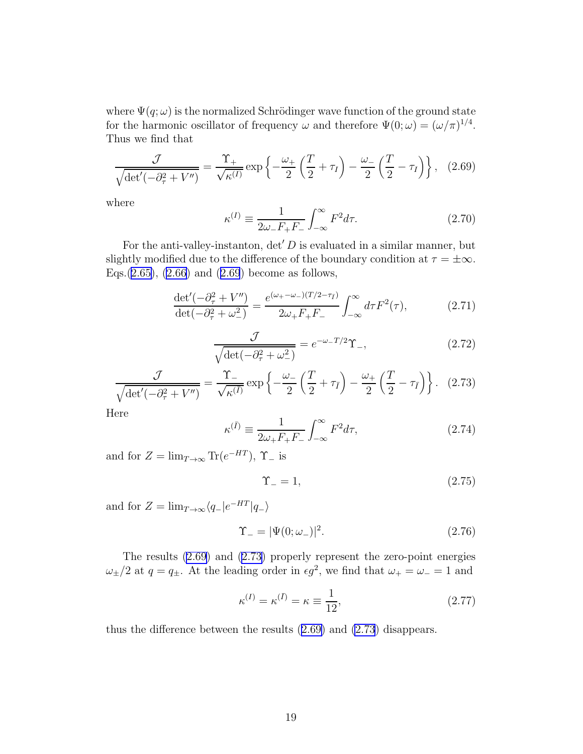where $\Psi(q;\omega)$ is the normalized Schrödinger wave function of the ground state for the harmonic oscillator of frequency $\omega$ and therefore $\Psi(0;\omega) = (\omega/\pi)^{1/4}$. Thus we find that

$$\frac{\mathcal{J}}{\sqrt{\det'(-\partial_\tau^2 + V'')}} = \frac{\Upsilon_+}{\sqrt{\kappa^{(I)}}} \exp\left\{-\frac{\omega_+}{2}\left(\frac{T}{2}+\tau_I\right) - \frac{\omega_-}{2}\left(\frac{T}{2}-\tau_I\right)\right\}, \quad (2.69)$$

where

$$\kappa^{(I)} \equiv \frac{1}{2\omega_- F_+ F_-}\int_{-\infty}^{\infty} F^2 d\tau. \quad (2.70)$$

For the anti-valley-instanton, $\det' D$ is evaluated in a similar manner, but slightly modified due to the difference of the boundary condition at $\tau = \pm\infty$. Eqs.(2.65), (2.66) and (2.69) become as follows,

$$\frac{\det'(-\partial_\tau^2 + V'')}{\det(-\partial_\tau^2 + \omega_-^2)} = \frac{e^{(\omega_+ - \omega_-)(T/2 - \tau_{\bar{I}})}}{2\omega_+ F_+ F_-}\int_{-\infty}^{\infty} d\tau F^2(\tau), \quad (2.71)$$

$$\frac{\mathcal{J}}{\sqrt{\det(-\partial_\tau^2 + \omega_-^2)}} = e^{-\omega_- T/2}\Upsilon_-, \quad (2.72)$$

$$\frac{\mathcal{J}}{\sqrt{\det'(-\partial_\tau^2 + V'')}} = \frac{\Upsilon_-}{\sqrt{\kappa^{(\bar{I})}}} \exp\left\{-\frac{\omega_-}{2}\left(\frac{T}{2}+\tau_{\bar{I}}\right) - \frac{\omega_+}{2}\left(\frac{T}{2}-\tau_{\bar{I}}\right)\right\}. \quad (2.73)$$

Here

$$\kappa^{(\bar{I})} \equiv \frac{1}{2\omega_+ F_+ F_-}\int_{-\infty}^{\infty} F^2 d\tau, \quad (2.74)$$

and for $Z = \lim_{T\to\infty} \mathrm{Tr}(e^{-HT})$, $\Upsilon_-$ is

$$\Upsilon_- = 1, \quad (2.75)$$

and for $Z = \lim_{T\to\infty} \langle q_- | e^{-HT} | q_- \rangle$

$$\Upsilon_- = |\Psi(0;\omega_-)|^2. \quad (2.76)$$

The results (2.69) and (2.73) properly represent the zero-point energies $\omega_\pm/2$ at $q = q_\pm$. At the leading order in $\epsilon g^2$, we find that $\omega_+ = \omega_- = 1$ and

$$\kappa^{(I)} = \kappa^{(\bar{I})} = \kappa \equiv \frac{1}{12}, \quad (2.77)$$

thus the difference between the results (2.69) and (2.73) disappears.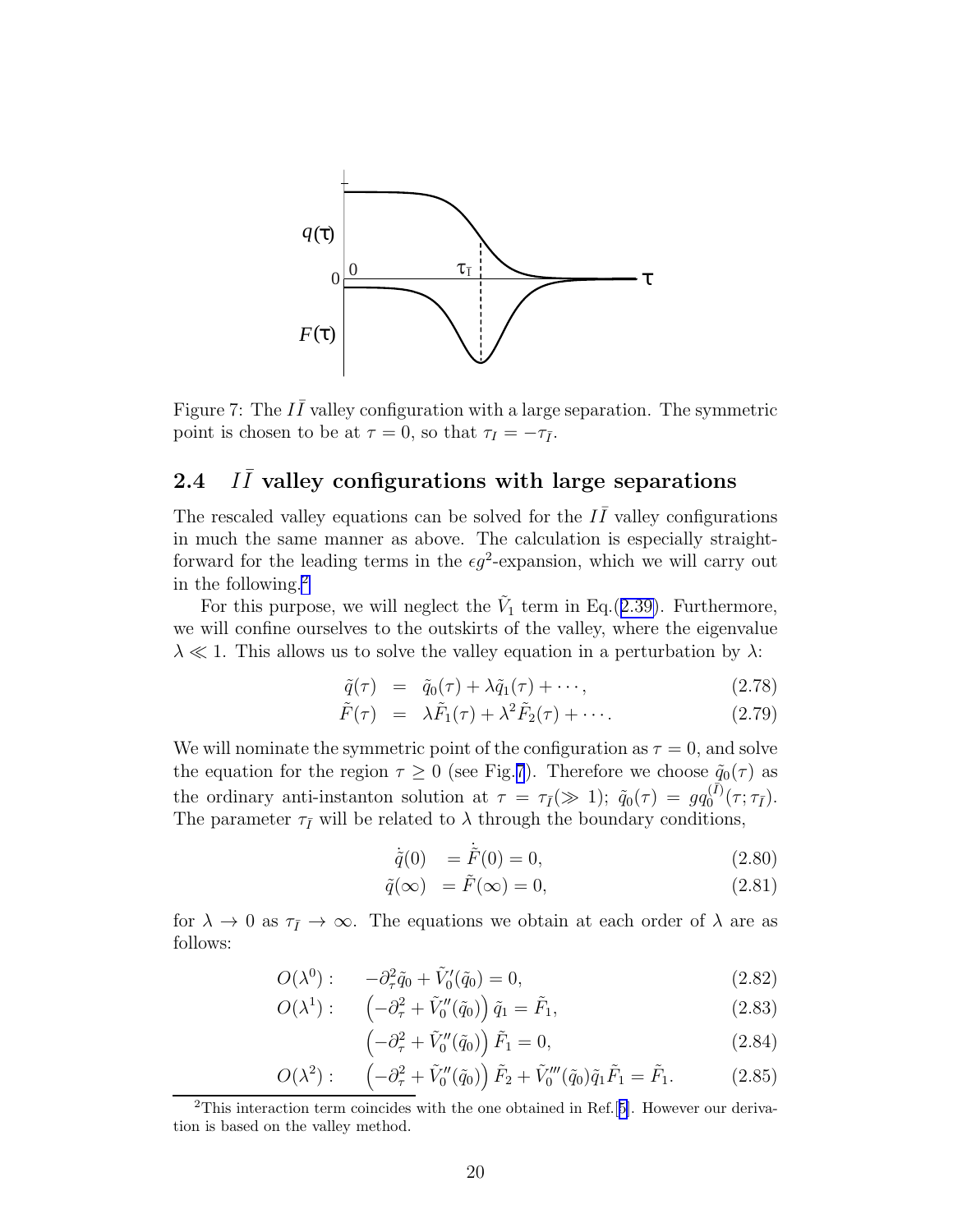Figure 7: The $I\bar{I}$ valley configuration with a large separation. The symmetric point is chosen to be at $\tau = 0$, so that $\tau_I = -\tau_{\bar{I}}$.

## 2.4 $I\bar{I}$ valley configurations with large separations

The rescaled valley equations can be solved for the $I\bar{I}$ valley configurations in much the same manner as above. The calculation is especially straightforward for the leading terms in the $\epsilon g^2$-expansion, which we will carry out in the following.[2]

For this purpose, we will neglect the $\tilde{V}_1$ term in Eq.(2.39). Furthermore, we will confine ourselves to the outskirts of the valley, where the eigenvalue $\lambda \ll 1$. This allows us to solve the valley equation in a perturbation by $\lambda$:

$$\tilde{q}(\tau) = \tilde{q}_0(\tau) + \lambda \tilde{q}_1(\tau) + \cdots, \tag{2.78}$$

$$\tilde{F}(\tau) = \lambda \tilde{F}_1(\tau) + \lambda^2 \tilde{F}_2(\tau) + \cdots. \tag{2.79}$$

We will nominate the symmetric point of the configuration as $\tau = 0$, and solve the equation for the region $\tau \geq 0$ (see Fig.7). Therefore we choose $\tilde{q}_0(\tau)$ as the ordinary anti-instanton solution at $\tau = \tau_{\bar{I}} (\gg 1)$; $\tilde{q}_0(\tau) = g q_0^{(\bar{I})}(\tau; \tau_{\bar{I}})$. The parameter $\tau_{\bar{I}}$ will be related to $\lambda$ through the boundary conditions,

$$\dot{\tilde{q}}(0) = \dot{\tilde{F}}(0) = 0, \tag{2.80}$$

$$\tilde{q}(\infty) = \tilde{F}(\infty) = 0, \tag{2.81}$$

for $\lambda \to 0$ as $\tau_{\bar{I}} \to \infty$. The equations we obtain at each order of $\lambda$ are as follows:

$$O(\lambda^0): \quad -\partial_\tau^2 \tilde{q}_0 + \tilde{V}_0'(\tilde{q}_0) = 0, \tag{2.82}$$

$$O(\lambda^1): \quad \left(-\partial_\tau^2 + \tilde{V}_0''(\tilde{q}_0)\right) \tilde{q}_1 = \tilde{F}_1, \tag{2.83}$$

$$\left(-\partial_\tau^2 + \tilde{V}_0''(\tilde{q}_0)\right) \tilde{F}_1 = 0, \tag{2.84}$$

$$O(\lambda^2): \quad \left(-\partial_\tau^2 + \tilde{V}_0''(\tilde{q}_0)\right) \tilde{F}_2 + \tilde{V}_0'''(\tilde{q}_0)\tilde{q}_1 \tilde{F}_1 = \tilde{F}_1. \tag{2.85}$$

[2] This interaction term coincides with the one obtained in Ref.[5]. However our derivation is based on the valley method.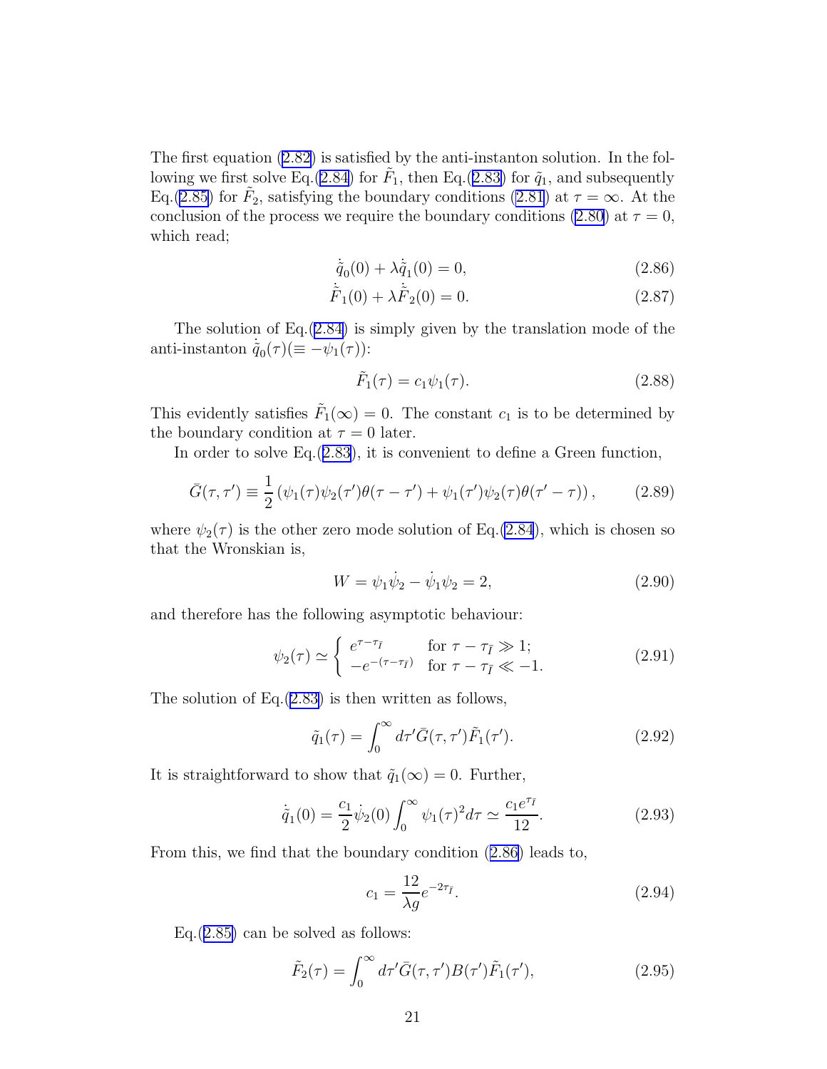The first equation (2.82) is satisfied by the anti-instanton solution. In the following we first solve Eq.(2.84) for $\tilde{F}_1$, then Eq.(2.83) for $\tilde{q}_1$, and subsequently Eq.(2.85) for $\tilde{F}_2$, satisfying the boundary conditions (2.81) at $\tau = \infty$. At the conclusion of the process we require the boundary conditions (2.80) at $\tau = 0$, which read;

$$\dot{\tilde{q}}_0(0) + \lambda \dot{\tilde{q}}_1(0) = 0, \tag{2.86}$$

$$\dot{\tilde{F}}_1(0) + \lambda \dot{\tilde{F}}_2(0) = 0. \tag{2.87}$$

The solution of Eq.(2.84) is simply given by the translation mode of the anti-instanton $\dot{\tilde{q}}_0(\tau)(\equiv -\psi_1(\tau))$:

$$\tilde{F}_1(\tau) = c_1 \psi_1(\tau). \tag{2.88}$$

This evidently satisfies $\tilde{F}_1(\infty) = 0$. The constant $c_1$ is to be determined by the boundary condition at $\tau = 0$ later.

In order to solve Eq.(2.83), it is convenient to define a Green function,

$$\bar{G}(\tau, \tau') \equiv \frac{1}{2} \left( \psi_1(\tau)\psi_2(\tau')\theta(\tau - \tau') + \psi_1(\tau')\psi_2(\tau)\theta(\tau' - \tau) \right), \tag{2.89}$$

where $\psi_2(\tau)$ is the other zero mode solution of Eq.(2.84), which is chosen so that the Wronskian is,

$$W = \psi_1 \dot{\psi}_2 - \dot{\psi}_1 \psi_2 = 2, \tag{2.90}$$

and therefore has the following asymptotic behaviour:

$$\psi_2(\tau) \simeq \begin{cases} e^{\tau - \tau_{\bar{I}}} & \text{for } \tau - \tau_{\bar{I}} \gg 1; \\ -e^{-(\tau - \tau_{\bar{I}})} & \text{for } \tau - \tau_{\bar{I}} \ll -1. \end{cases} \tag{2.91}$$

The solution of Eq.(2.83) is then written as follows,

$$\tilde{q}_1(\tau) = \int_0^\infty d\tau' \bar{G}(\tau, \tau') \tilde{F}_1(\tau'). \tag{2.92}$$

It is straightforward to show that $\tilde{q}_1(\infty) = 0$. Further,

$$\dot{\tilde{q}}_1(0) = \frac{c_1}{2} \dot{\psi}_2(0) \int_0^\infty \psi_1(\tau)^2 d\tau \simeq \frac{c_1 e^{\tau_{\bar{I}}}}{12}. \tag{2.93}$$

From this, we find that the boundary condition (2.86) leads to,

$$c_1 = \frac{12}{\lambda g} e^{-2\tau_{\bar{I}}}. \tag{2.94}$$

Eq.(2.85) can be solved as follows:

$$\tilde{F}_2(\tau) = \int_0^\infty d\tau' \bar{G}(\tau, \tau') B(\tau') \tilde{F}_1(\tau'), \tag{2.95}$$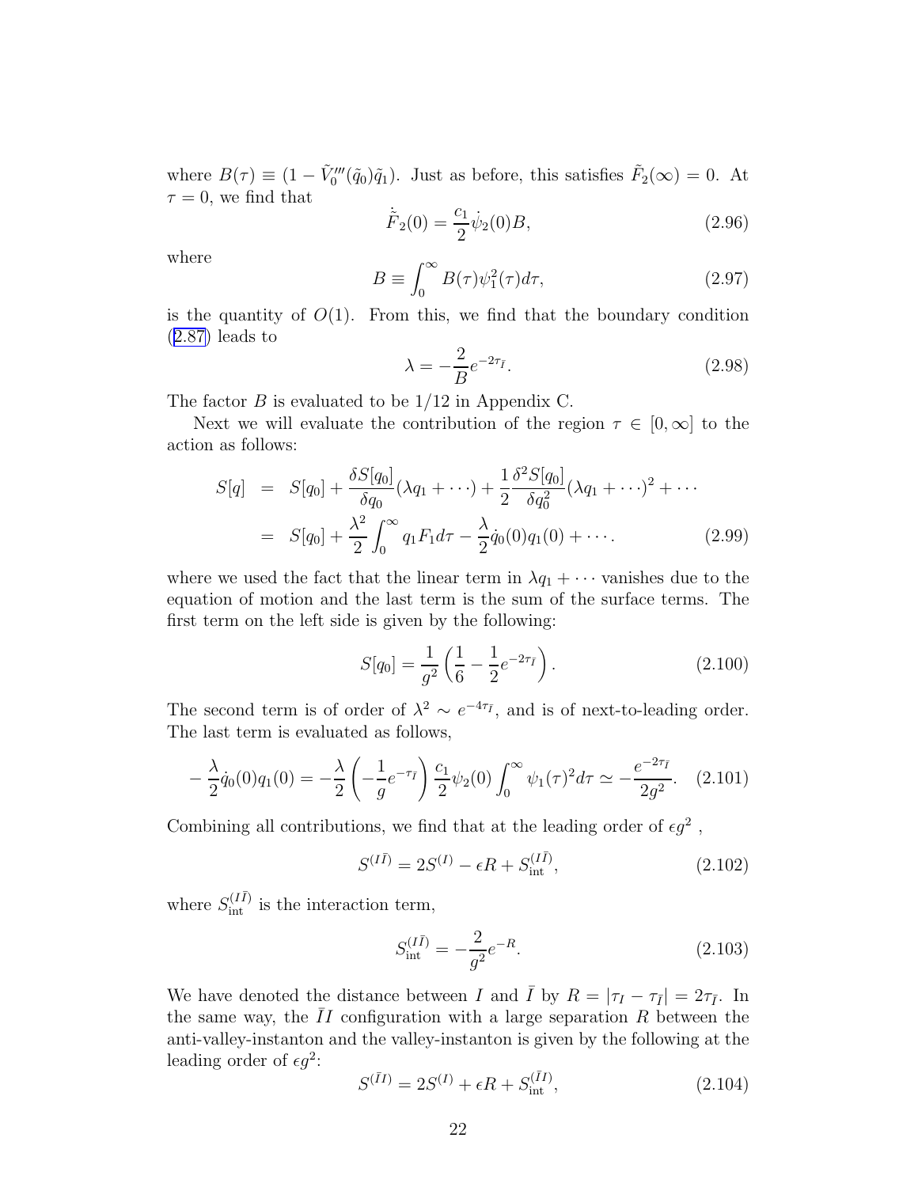where $B(\tau) \equiv (1 - \tilde{V}_0'''(\tilde{q}_0)\tilde{q}_1)$. Just as before, this satisfies $\tilde{F}_2(\infty) = 0$. At $\tau = 0$, we find that

$$\dot{\tilde{F}}_2(0) = \frac{c_1}{2}\dot{\psi}_2(0)B, \tag{2.96}$$

where

$$B \equiv \int_0^\infty B(\tau)\psi_1^2(\tau)d\tau, \tag{2.97}$$

is the quantity of $O(1)$. From this, we find that the boundary condition (2.87) leads to

$$\lambda = -\frac{2}{B}e^{-2\tau_{\bar{I}}}. \tag{2.98}$$

The factor $B$ is evaluated to be $1/12$ in Appendix C.

Next we will evaluate the contribution of the region $\tau \in [0, \infty]$ to the action as follows:

$$\begin{aligned} S[q] &= S[q_0] + \frac{\delta S[q_0]}{\delta q_0}(\lambda q_1 + \cdots) + \frac{1}{2}\frac{\delta^2 S[q_0]}{\delta q_0^2}(\lambda q_1 + \cdots)^2 + \cdots \\ &= S[q_0] + \frac{\lambda^2}{2}\int_0^\infty q_1 F_1 d\tau - \frac{\lambda}{2}\dot{q}_0(0)q_1(0) + \cdots. \end{aligned} \tag{2.99}$$

where we used the fact that the linear term in $\lambda q_1 + \cdots$ vanishes due to the equation of motion and the last term is the sum of the surface terms. The first term on the left side is given by the following:

$$S[q_0] = \frac{1}{g^2}\left(\frac{1}{6} - \frac{1}{2}e^{-2\tau_{\bar{I}}}\right). \tag{2.100}$$

The second term is of order of $\lambda^2 \sim e^{-4\tau_{\bar{I}}}$, and is of next-to-leading order. The last term is evaluated as follows,

$$-\frac{\lambda}{2}\dot{q}_0(0)q_1(0) = -\frac{\lambda}{2}\left(-\frac{1}{g}e^{-\tau_{\bar{I}}}\right)\frac{c_1}{2}\psi_2(0)\int_0^\infty \psi_1(\tau)^2 d\tau \simeq -\frac{e^{-2\tau_{\bar{I}}}}{2g^2}. \tag{2.101}$$

Combining all contributions, we find that at the leading order of $\epsilon g^2$ ,

$$S^{(I\bar{I})} = 2S^{(I)} - \epsilon R + S_{\text{int}}^{(I\bar{I})}, \tag{2.102}$$

where $S_{\text{int}}^{(I\bar{I})}$ is the interaction term,

$$S_{\text{int}}^{(I\bar{I})} = -\frac{2}{g^2}e^{-R}. \tag{2.103}$$

We have denoted the distance between $I$ and $\bar{I}$ by $R = |\tau_I - \tau_{\bar{I}}| = 2\tau_{\bar{I}}$. In the same way, the $\bar{I}I$ configuration with a large separation $R$ between the anti-valley-instanton and the valley-instanton is given by the following at the leading order of $\epsilon g^2$:

$$S^{(\bar{I}I)} = 2S^{(I)} + \epsilon R + S_{\text{int}}^{(\bar{I}I)}, \tag{2.104}$$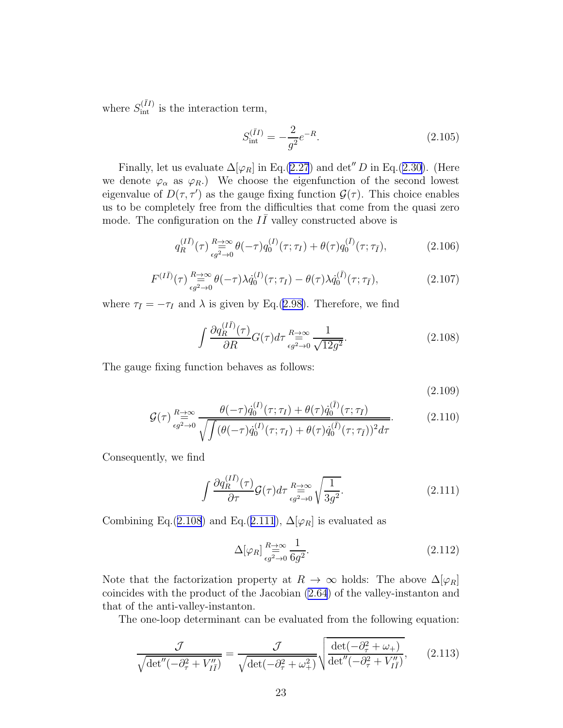where $S_{\rm int}^{(\bar{I}I)}$ is the interaction term,

$$S_{\rm int}^{(\bar{I}I)} = -\frac{2}{g^2}e^{-R}. \tag{2.105}$$

Finally, let us evaluate $\Delta[\varphi_R]$ in Eq.(2.27) and $\det'' D$ in Eq.(2.30). (Here we denote $\varphi_\alpha$ as $\varphi_R$.) We choose the eigenfunction of the second lowest eigenvalue of $D(\tau, \tau')$ as the gauge fixing function $\mathcal{G}(\tau)$. This choice enables us to be completely free from the difficulties that come from the quasi zero mode. The configuration on the $I\bar{I}$ valley constructed above is

$$q_R^{(I\bar{I})}(\tau) \underset{\epsilon g^2 \to 0}{\overset{R\to\infty}{=}} \theta(-\tau) q_0^{(I)}(\tau;\tau_I) + \theta(\tau) q_0^{(\bar{I})}(\tau;\tau_{\bar{I}}), \tag{2.106}$$

$$F^{(I\bar{I})}(\tau) \underset{\epsilon g^2 \to 0}{\overset{R\to\infty}{=}} \theta(-\tau)\lambda \dot{q}_0^{(I)}(\tau;\tau_I) - \theta(\tau)\lambda \dot{q}_0^{(\bar{I})}(\tau;\tau_{\bar{I}}), \tag{2.107}$$

where $\tau_{\bar{I}} = -\tau_I$ and $\lambda$ is given by Eq.(2.98). Therefore, we find

$$\int \frac{\partial q_R^{(I\bar{I})}(\tau)}{\partial R} G(\tau) d\tau \underset{\epsilon g^2 \to 0}{\overset{R\to\infty}{=}} \frac{1}{\sqrt{12g^2}}. \tag{2.108}$$

The gauge fixing function behaves as follows:

$$\tag{2.109}$$

$$\mathcal{G}(\tau) \underset{\epsilon g^2 \to 0}{\overset{R\to\infty}{=}} \frac{\theta(-\tau)\dot{q}_0^{(I)}(\tau;\tau_I) + \theta(\tau)\dot{q}_0^{(\bar{I})}(\tau;\tau_{\bar{I}})}{\sqrt{\int (\theta(-\tau)\dot{q}_0^{(I)}(\tau;\tau_I) + \theta(\tau)\dot{q}_0^{(\bar{I})}(\tau;\tau_{\bar{I}}))^2 d\tau}}. \tag{2.110}$$

Consequently, we find

$$\int \frac{\partial q_R^{(I\bar{I})}(\tau)}{\partial \tau} \mathcal{G}(\tau) d\tau \underset{\epsilon g^2 \to 0}{\overset{R\to\infty}{=}} \sqrt{\frac{1}{3g^2}}. \tag{2.111}$$

Combining Eq.(2.108) and Eq.(2.111), $\Delta[\varphi_R]$ is evaluated as

$$\Delta[\varphi_R] \underset{\epsilon g^2 \to 0}{\overset{R\to\infty}{=}} \frac{1}{6g^2}. \tag{2.112}$$

Note that the factorization property at $R \to \infty$ holds: The above $\Delta[\varphi_R]$ coincides with the product of the Jacobian (2.64) of the valley-instanton and that of the anti-valley-instanton.

The one-loop determinant can be evaluated from the following equation:

$$\frac{\mathcal{J}}{\sqrt{\det''(-\partial_\tau^2 + V''_{I\bar{I}})}} = \frac{\mathcal{J}}{\sqrt{\det(-\partial_\tau^2 + \omega_+^2)}} \sqrt{\frac{\det(-\partial_\tau^2 + \omega_+)}{\det''(-\partial_\tau^2 + V''_{I\bar{I}})}}, \tag{2.113}$$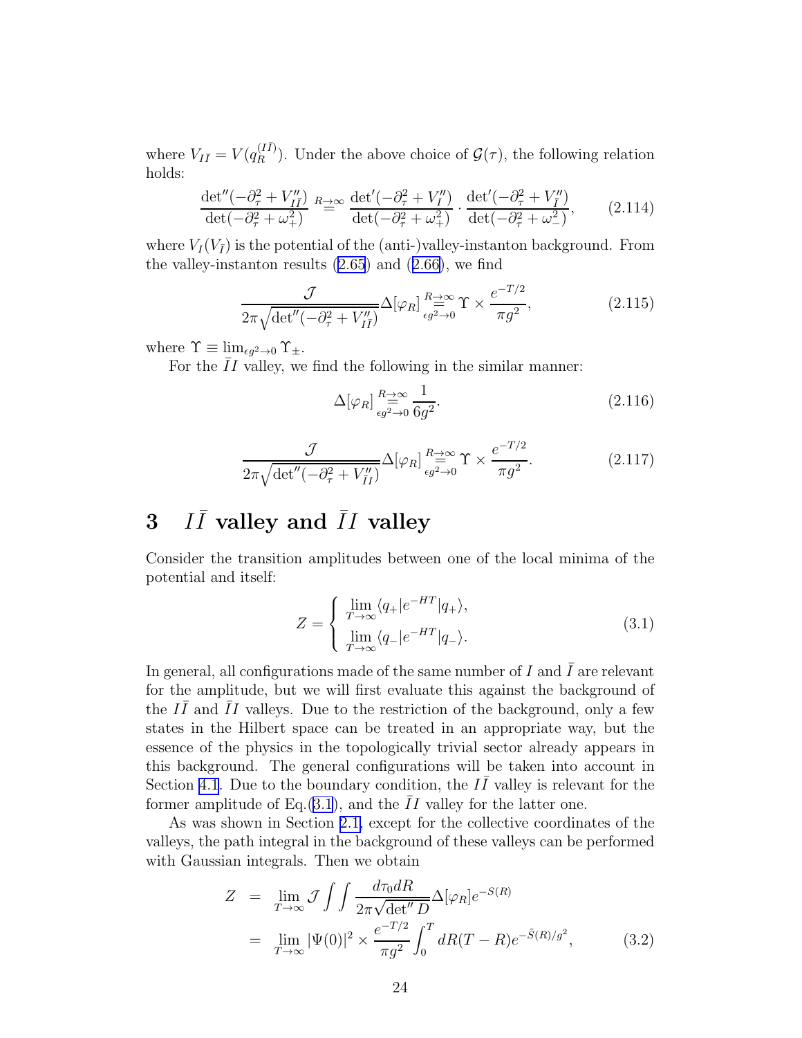where $V_{I\bar{I}} = V(q_R^{(I\bar{I})})$. Under the above choice of $\mathcal{G}(\tau)$, the following relation holds:

$$\frac{\det''(-\partial_\tau^2 + V''_{I\bar{I}})}{\det(-\partial_\tau^2 + \omega_+^2)} \overset{R\to\infty}{=} \frac{\det'(-\partial_\tau^2 + V''_I)}{\det(-\partial_\tau^2 + \omega_+^2)} \cdot \frac{\det'(-\partial_\tau^2 + V''_{\bar{I}})}{\det(-\partial_\tau^2 + \omega_-^2)}, \tag{2.114}$$

where $V_I(V_{\bar{I}})$ is the potential of the (anti-)valley-instanton background. From the valley-instanton results (2.65) and (2.66), we find

$$\frac{\mathcal{J}}{2\pi\sqrt{\det''(-\partial_\tau^2 + V''_{I\bar{I}})}}\Delta[\varphi_R] \underset{\epsilon g^2\to 0}{\overset{R\to\infty}{=}} \Upsilon \times \frac{e^{-T/2}}{\pi g^2}, \tag{2.115}$$

where $\Upsilon \equiv \lim_{\epsilon g^2 \to 0} \Upsilon_\pm$.

For the $\bar{I}I$ valley, we find the following in the similar manner:

$$\Delta[\varphi_R] \underset{\epsilon g^2\to 0}{\overset{R\to\infty}{=}} \frac{1}{6g^2}. \tag{2.116}$$

$$\frac{\mathcal{J}}{2\pi\sqrt{\det''(-\partial_\tau^2 + V''_{\bar{I}I})}}\Delta[\varphi_R] \underset{\epsilon g^2\to 0}{\overset{R\to\infty}{=}} \Upsilon \times \frac{e^{-T/2}}{\pi g^2}. \tag{2.117}$$

# 3 $I\bar{I}$ valley and $\bar{I}I$ valley

Consider the transition amplitudes between one of the local minima of the potential and itself:

$$Z = \begin{cases} \lim\limits_{T\to\infty} \langle q_+ | e^{-HT} | q_+ \rangle, \\ \lim\limits_{T\to\infty} \langle q_- | e^{-HT} | q_- \rangle. \end{cases} \tag{3.1}$$

In general, all configurations made of the same number of $I$ and $\bar{I}$ are relevant for the amplitude, but we will first evaluate this against the background of the $I\bar{I}$ and $\bar{I}I$ valleys. Due to the restriction of the background, only a few states in the Hilbert space can be treated in an appropriate way, but the essence of the physics in the topologically trivial sector already appears in this background. The general configurations will be taken into account in Section 4.1. Due to the boundary condition, the $I\bar{I}$ valley is relevant for the former amplitude of Eq.(3.1), and the $\bar{I}I$ valley for the latter one.

As was shown in Section 2.1, except for the collective coordinates of the valleys, the path integral in the background of these valleys can be performed with Gaussian integrals. Then we obtain

$$\begin{aligned} Z &= \lim_{T\to\infty} \mathcal{J} \int\int \frac{d\tau_0 dR}{2\pi\sqrt{\det'' D}} \Delta[\varphi_R] e^{-S(R)} \\ &= \lim_{T\to\infty} |\Psi(0)|^2 \times \frac{e^{-T/2}}{\pi g^2} \int_0^T dR (T - R) e^{-\tilde{S}(R)/g^2}, \end{aligned} \tag{3.2}$$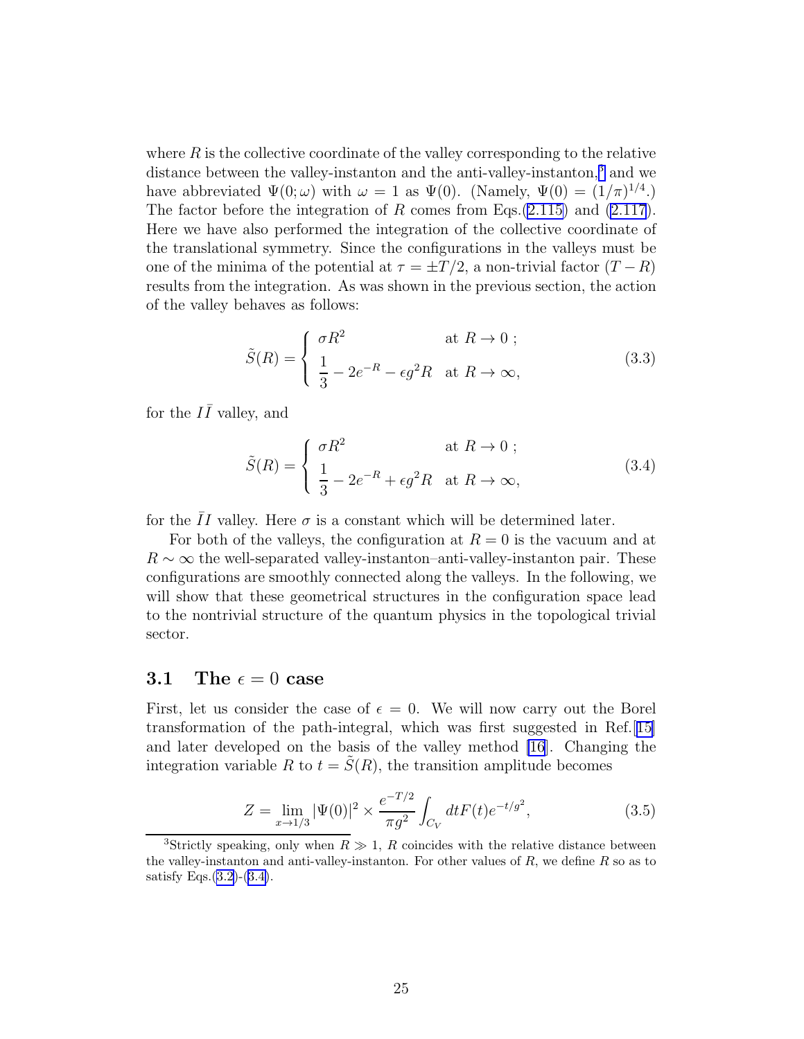where $R$ is the collective coordinate of the valley corresponding to the relative distance between the valley-instanton and the anti-valley-instanton,[3] and we have abbreviated $\Psi(0;\omega)$ with $\omega = 1$ as $\Psi(0)$. (Namely, $\Psi(0) = (1/\pi)^{1/4}$.) The factor before the integration of $R$ comes from Eqs.(2.115) and (2.117). Here we have also performed the integration of the collective coordinate of the translational symmetry. Since the configurations in the valleys must be one of the minima of the potential at $\tau = \pm T/2$, a non-trivial factor $(T - R)$ results from the integration. As was shown in the previous section, the action of the valley behaves as follows:

$$
\tilde{S}(R) = \begin{cases} \sigma R^2 & \text{at } R \to 0\ ; \\ \dfrac{1}{3} - 2e^{-R} - \epsilon g^2 R & \text{at } R \to \infty, \end{cases} \tag{3.3}
$$

for the $I\bar{I}$ valley, and

$$
\tilde{S}(R) = \begin{cases} \sigma R^2 & \text{at } R \to 0\ ; \\ \dfrac{1}{3} - 2e^{-R} + \epsilon g^2 R & \text{at } R \to \infty, \end{cases} \tag{3.4}
$$

for the $\bar{I}I$ valley. Here $\sigma$ is a constant which will be determined later.

For both of the valleys, the configuration at $R = 0$ is the vacuum and at $R \sim \infty$ the well-separated valley-instanton–anti-valley-instanton pair. These configurations are smoothly connected along the valleys. In the following, we will show that these geometrical structures in the configuration space lead to the nontrivial structure of the quantum physics in the topological trivial sector.

### 3.1 The $\epsilon = 0$ case

First, let us consider the case of $\epsilon = 0$. We will now carry out the Borel transformation of the path-integral, which was first suggested in Ref.[15] and later developed on the basis of the valley method [16]. Changing the integration variable $R$ to $t = \tilde{S}(R)$, the transition amplitude becomes

$$
Z = \lim_{x \to 1/3} |\Psi(0)|^2 \times \frac{e^{-T/2}}{\pi g^2} \int_{C_V} dt F(t) e^{-t/g^2}, \tag{3.5}
$$

[3] Strictly speaking, only when $R \gg 1$, $R$ coincides with the relative distance between the valley-instanton and anti-valley-instanton. For other values of $R$, we define $R$ so as to satisfy Eqs.(3.2)-(3.4).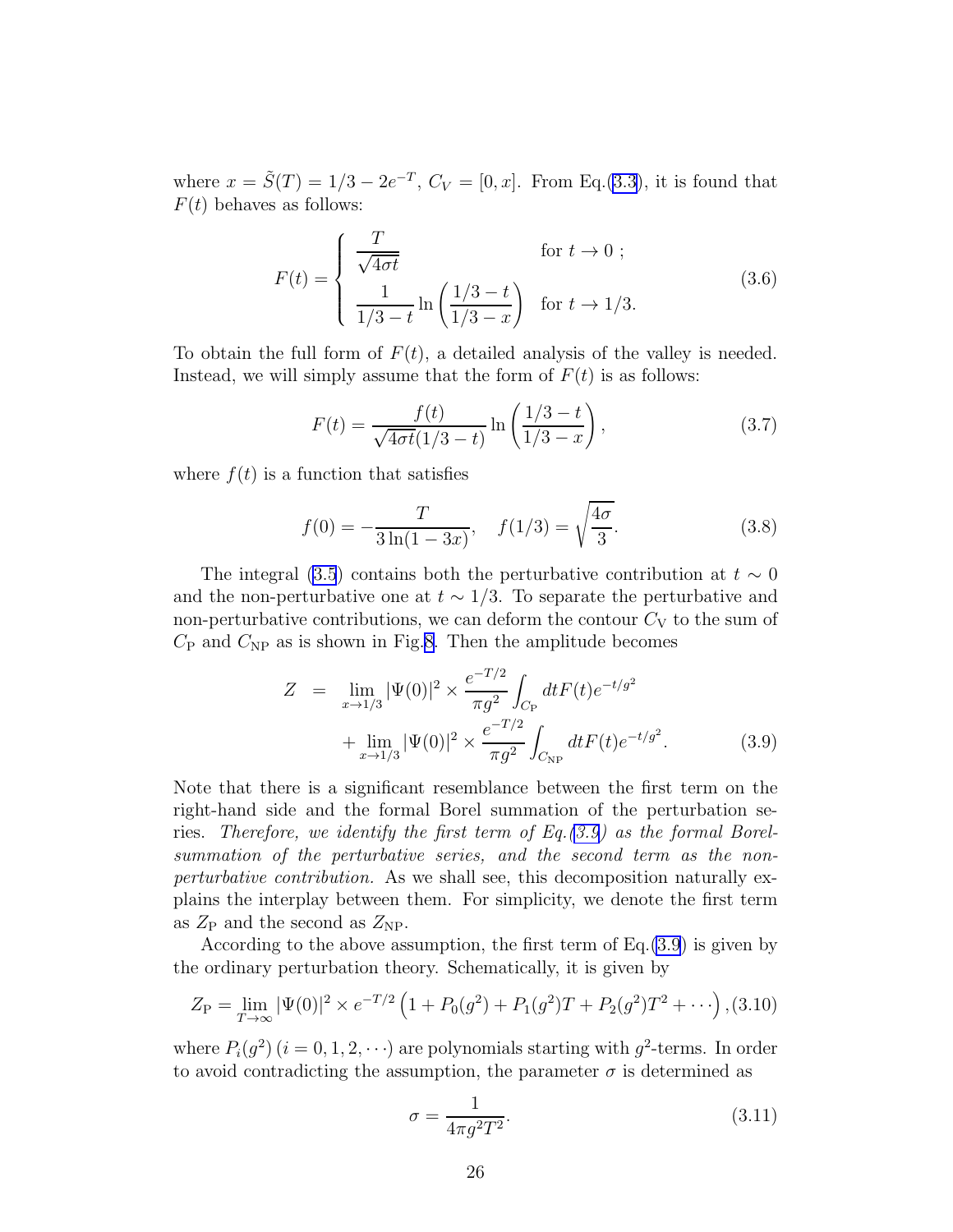where $x = \tilde{S}(T) = 1/3 - 2e^{-T}$, $C_V = [0, x]$. From Eq.(3.3), it is found that $F(t)$ behaves as follows:

$$
F(t) = \begin{cases} \dfrac{T}{\sqrt{4\sigma t}} & \text{for } t \to 0 \ ; \\ \dfrac{1}{1/3 - t} \ln \left( \dfrac{1/3 - t}{1/3 - x} \right) & \text{for } t \to 1/3. \end{cases} \tag{3.6}
$$

To obtain the full form of $F(t)$, a detailed analysis of the valley is needed. Instead, we will simply assume that the form of $F(t)$ is as follows:

$$
F(t) = \frac{f(t)}{\sqrt{4\sigma t}(1/3 - t)} \ln \left( \frac{1/3 - t}{1/3 - x} \right), \tag{3.7}
$$

where $f(t)$ is a function that satisfies

$$
f(0) = -\frac{T}{3 \ln(1 - 3x)}, \quad f(1/3) = \sqrt{\frac{4\sigma}{3}}. \tag{3.8}
$$

The integral (3.5) contains both the perturbative contribution at $t \sim 0$ and the non-perturbative one at $t \sim 1/3$. To separate the perturbative and non-perturbative contributions, we can deform the contour $C_\text{V}$ to the sum of $C_\text{P}$ and $C_\text{NP}$ as is shown in Fig.8. Then the amplitude becomes

$$
\begin{aligned}
Z &= \lim_{x \to 1/3} |\Psi(0)|^2 \times \frac{e^{-T/2}}{\pi g^2} \int_{C_\text{P}} dt F(t) e^{-t/g^2} \\
&\quad + \lim_{x \to 1/3} |\Psi(0)|^2 \times \frac{e^{-T/2}}{\pi g^2} \int_{C_\text{NP}} dt F(t) e^{-t/g^2}.
\end{aligned} \tag{3.9}
$$

Note that there is a significant resemblance between the first term on the right-hand side and the formal Borel summation of the perturbation series. *Therefore, we identify the first term of Eq.(3.9) as the formal Borel-summation of the perturbative series, and the second term as the non-perturbative contribution.* As we shall see, this decomposition naturally explains the interplay between them. For simplicity, we denote the first term as $Z_\text{P}$ and the second as $Z_\text{NP}$.

According to the above assumption, the first term of Eq.(3.9) is given by the ordinary perturbation theory. Schematically, it is given by

$$
Z_\text{P} = \lim_{T \to \infty} |\Psi(0)|^2 \times e^{-T/2} \left( 1 + P_0(g^2) + P_1(g^2) T + P_2(g^2) T^2 + \cdots \right), \tag{3.10}
$$

where $P_i(g^2)\,(i = 0, 1, 2, \cdots)$ are polynomials starting with $g^2$-terms. In order to avoid contradicting the assumption, the parameter $\sigma$ is determined as

$$
\sigma = \frac{1}{4\pi g^2 T^2}. \tag{3.11}
$$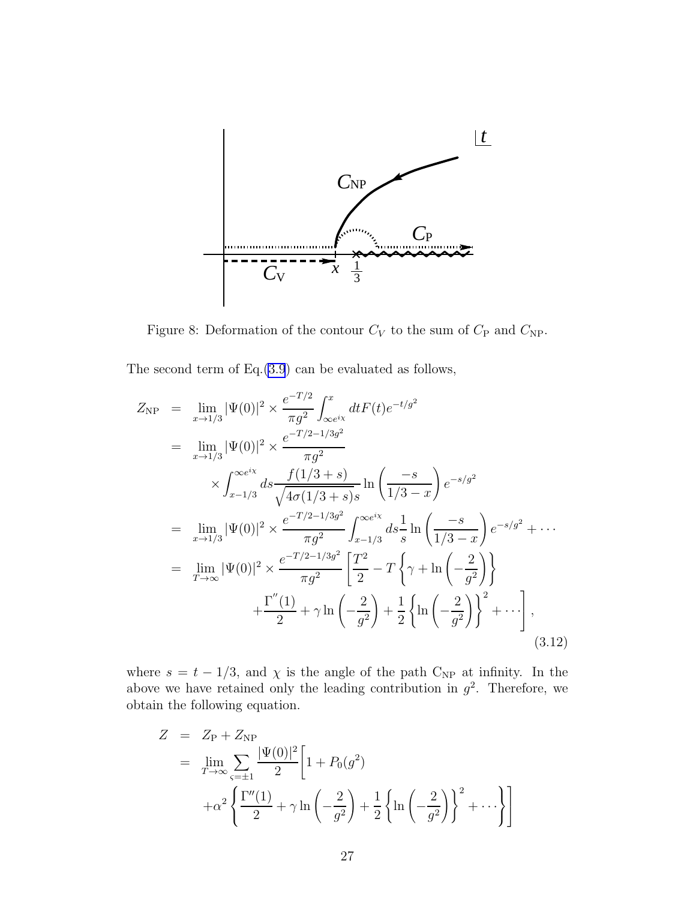Figure 8: Deformation of the contour $C_V$ to the sum of $C_{\rm P}$ and $C_{\rm NP}$.

The second term of Eq.(3.9) can be evaluated as follows,

$$
\begin{aligned}
Z_{\rm NP} &= \lim_{x\to 1/3} |\Psi(0)|^2 \times \frac{e^{-T/2}}{\pi g^2}\int_{\infty e^{i\chi}}^{x} dt F(t) e^{-t/g^2} \\
&= \lim_{x\to 1/3} |\Psi(0)|^2 \times \frac{e^{-T/2-1/3g^2}}{\pi g^2} \\
&\qquad \times \int_{x-1/3}^{\infty e^{i\chi}} ds \frac{f(1/3+s)}{\sqrt{4\sigma(1/3+s)s}} \ln\left(\frac{-s}{1/3-x}\right) e^{-s/g^2} \\
&= \lim_{x\to 1/3} |\Psi(0)|^2 \times \frac{e^{-T/2-1/3g^2}}{\pi g^2} \int_{x-1/3}^{\infty e^{i\chi}} ds \frac{1}{s} \ln\left(\frac{-s}{1/3-x}\right) e^{-s/g^2} + \cdots \\
&= \lim_{T\to\infty} |\Psi(0)|^2 \times \frac{e^{-T/2-1/3g^2}}{\pi g^2} \left[\frac{T^2}{2} - T\left\{\gamma + \ln\left(-\frac{2}{g^2}\right)\right\}\right. \\
&\qquad \left. + \frac{\Gamma''(1)}{2} + \gamma \ln\left(-\frac{2}{g^2}\right) + \frac{1}{2}\left\{\ln\left(-\frac{2}{g^2}\right)\right\}^2 + \cdots \right],
\end{aligned}
\tag{3.12}
$$

where $s = t - 1/3$, and $\chi$ is the angle of the path $C_{\rm NP}$ at infinity. In the above we have retained only the leading contribution in $g^2$. Therefore, we obtain the following equation.

$$
\begin{aligned}
Z &= Z_{\rm P} + Z_{\rm NP} \\
&= \lim_{T\to\infty} \sum_{\varsigma=\pm 1} \frac{|\Psi(0)|^2}{2} \Bigg[ 1 + P_0(g^2) \\
&\qquad + \alpha^2 \left\{ \frac{\Gamma''(1)}{2} + \gamma \ln\left(-\frac{2}{g^2}\right) + \frac{1}{2}\left\{\ln\left(-\frac{2}{g^2}\right)\right\}^2 + \cdots \right\} \Bigg]
\end{aligned}
$$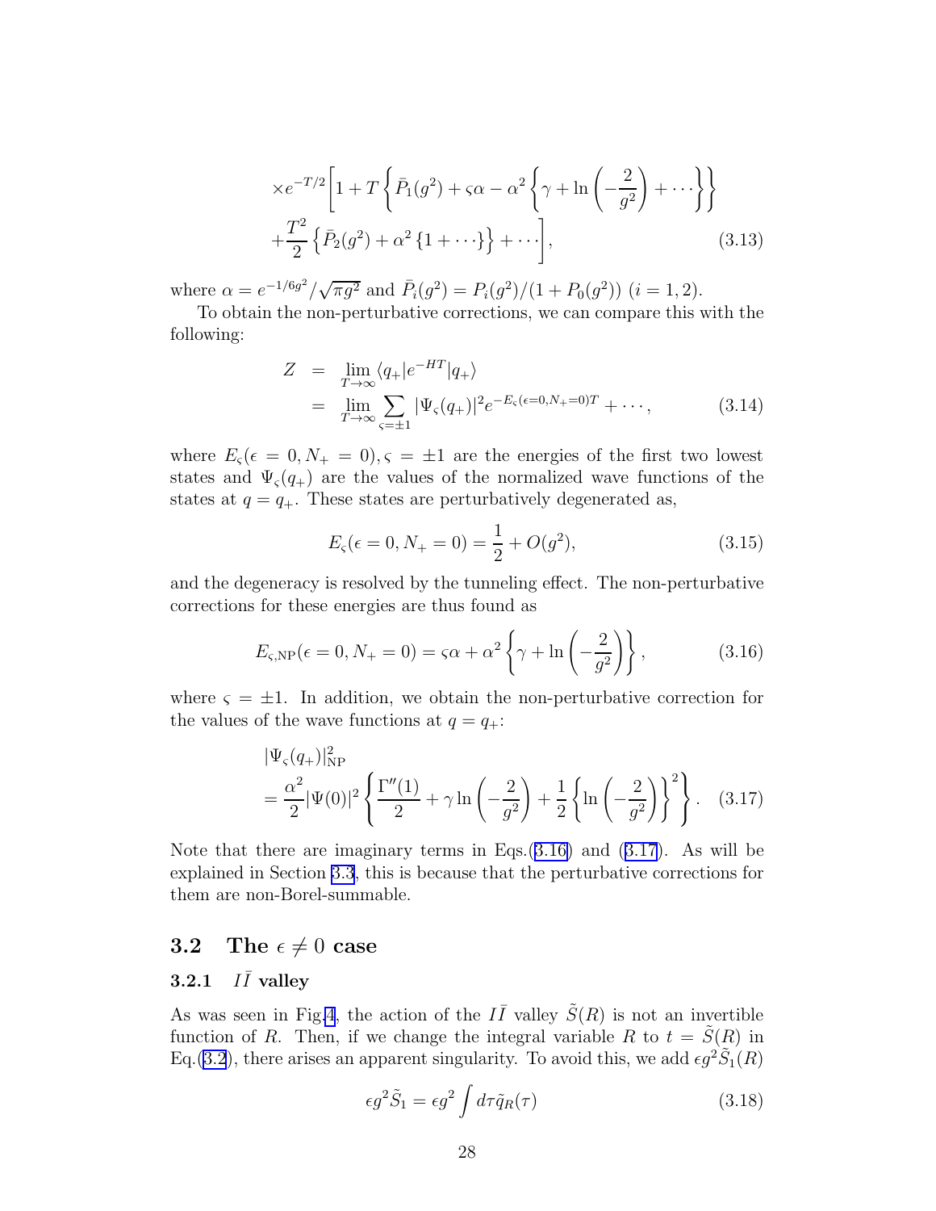$$
\times e^{-T/2}\left[1+T\left\{\bar{P}_1(g^2)+\varsigma\alpha-\alpha^2\left\{\gamma+\ln\left(-\frac{2}{g^2}\right)+\cdots\right\}\right\}\right.
$$
$$
\left.+\frac{T^2}{2}\left\{\bar{P}_2(g^2)+\alpha^2\left\{1+\cdots\right\}\right\}+\cdots\right], \tag{3.13}
$$

where $\alpha = e^{-1/6g^2}/\sqrt{\pi g^2}$ and $\bar{P}_i(g^2) = P_i(g^2)/(1+P_0(g^2))$ $(i=1,2)$.

To obtain the non-perturbative corrections, we can compare this with the following:

$$
\begin{aligned}
Z &= \lim_{T\to\infty}\langle q_+|e^{-HT}|q_+\rangle \\
&= \lim_{T\to\infty}\sum_{\varsigma=\pm1}|\Psi_\varsigma(q_+)|^2 e^{-E_\varsigma(\epsilon=0,N_+=0)T}+\cdots,
\end{aligned} \tag{3.14}
$$

where $E_\varsigma(\epsilon=0,N_+=0), \varsigma=\pm1$ are the energies of the first two lowest states and $\Psi_\varsigma(q_+)$ are the values of the normalized wave functions of the states at $q=q_+$. These states are perturbatively degenerated as,

$$
E_\varsigma(\epsilon=0,N_+=0)=\frac{1}{2}+O(g^2), \tag{3.15}
$$

and the degeneracy is resolved by the tunneling effect. The non-perturbative corrections for these energies are thus found as

$$
E_{\varsigma,\mathrm{NP}}(\epsilon=0,N_+=0)=\varsigma\alpha+\alpha^2\left\{\gamma+\ln\left(-\frac{2}{g^2}\right)\right\}, \tag{3.16}
$$

where $\varsigma=\pm1$. In addition, we obtain the non-perturbative correction for the values of the wave functions at $q=q_+$:

$$
\begin{aligned}
&|\Psi_\varsigma(q_+)|^2_{\mathrm{NP}} \\
&=\frac{\alpha^2}{2}|\Psi(0)|^2\left\{\frac{\Gamma''(1)}{2}+\gamma\ln\left(-\frac{2}{g^2}\right)+\frac{1}{2}\left\{\ln\left(-\frac{2}{g^2}\right)\right\}^2\right\}.
\end{aligned} \tag{3.17}
$$

Note that there are imaginary terms in Eqs.(3.16) and (3.17). As will be explained in Section 3.3, this is because that the perturbative corrections for them are non-Borel-summable.

## 3.2 The $\epsilon\neq 0$ case

### 3.2.1 $I\bar{I}$ valley

As was seen in Fig.4, the action of the $I\bar{I}$ valley $\tilde{S}(R)$ is not an invertible function of $R$. Then, if we change the integral variable $R$ to $t=\tilde{S}(R)$ in Eq.(3.2), there arises an apparent singularity. To avoid this, we add $\epsilon g^2\tilde{S}_1(R)$

$$
\epsilon g^2\tilde{S}_1=\epsilon g^2\int d\tau\,\tilde{q}_R(\tau) \tag{3.18}
$$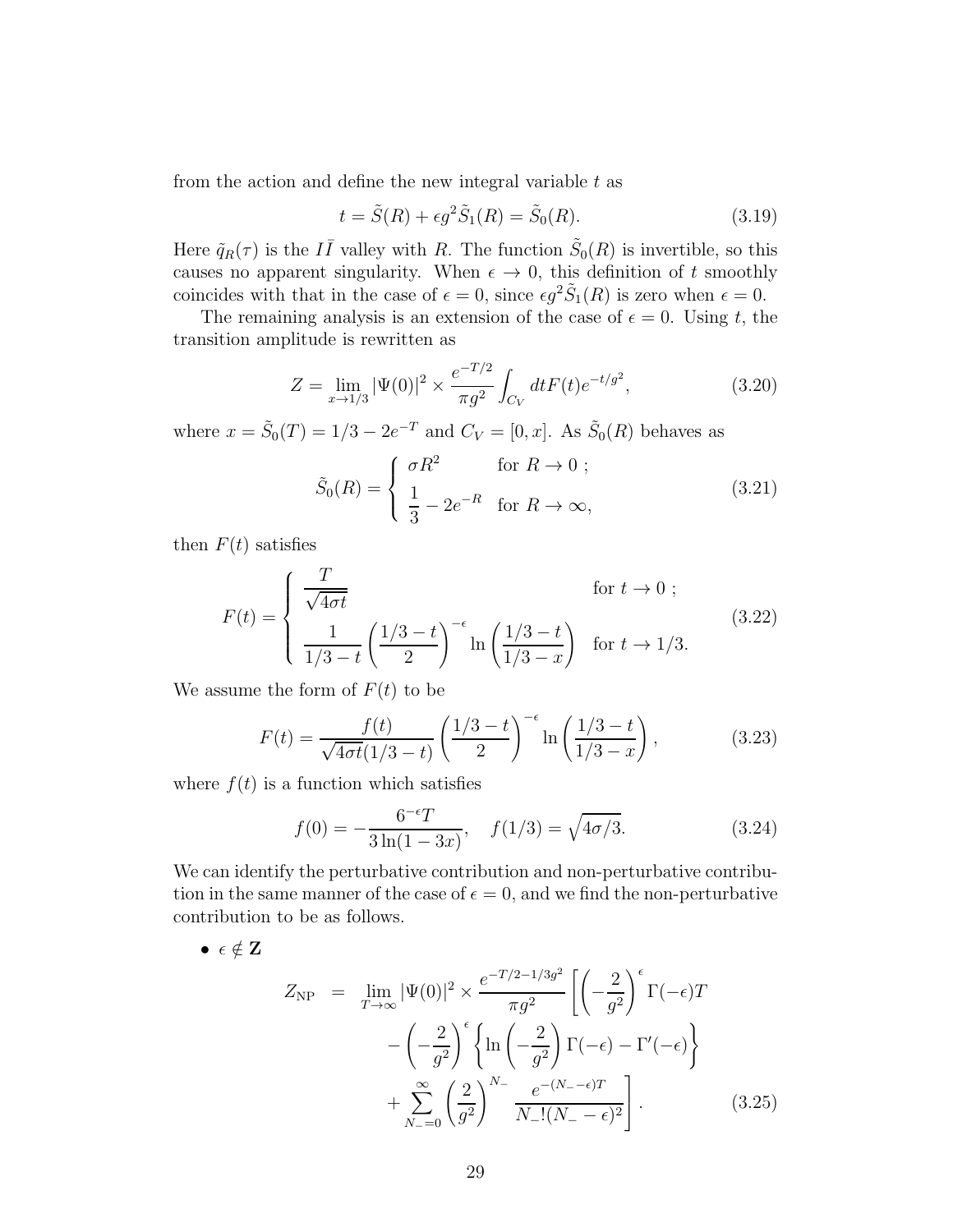from the action and define the new integral variable $t$ as

$$t = \tilde{S}(R) + \epsilon g^2 \tilde{S}_1(R) = \tilde{S}_0(R). \tag{3.19}$$

Here $\tilde{q}_R(\tau)$ is the $I\bar{I}$ valley with $R$. The function $\tilde{S}_0(R)$ is invertible, so this causes no apparent singularity. When $\epsilon \to 0$, this definition of $t$ smoothly coincides with that in the case of $\epsilon = 0$, since $\epsilon g^2 \tilde{S}_1(R)$ is zero when $\epsilon = 0$.

The remaining analysis is an extension of the case of $\epsilon = 0$. Using $t$, the transition amplitude is rewritten as

$$Z = \lim_{x \to 1/3} |\Psi(0)|^2 \times \frac{e^{-T/2}}{\pi g^2} \int_{C_V} dt F(t) e^{-t/g^2}, \tag{3.20}$$

where $x = \tilde{S}_0(T) = 1/3 - 2e^{-T}$ and $C_V = [0, x]$. As $\tilde{S}_0(R)$ behaves as

$$\tilde{S}_0(R) = \begin{cases} \sigma R^2 & \text{for } R \to 0 \; ; \\ \dfrac{1}{3} - 2e^{-R} & \text{for } R \to \infty, \end{cases} \tag{3.21}$$

then $F(t)$ satisfies

$$F(t) = \begin{cases} \dfrac{T}{\sqrt{4\sigma t}} & \text{for } t \to 0 \; ; \\ \dfrac{1}{1/3 - t} \left( \dfrac{1/3 - t}{2} \right)^{-\epsilon} \ln \left( \dfrac{1/3 - t}{1/3 - x} \right) & \text{for } t \to 1/3. \end{cases} \tag{3.22}$$

We assume the form of $F(t)$ to be

$$F(t) = \frac{f(t)}{\sqrt{4\sigma t}(1/3 - t)} \left( \frac{1/3 - t}{2} \right)^{-\epsilon} \ln \left( \frac{1/3 - t}{1/3 - x} \right), \tag{3.23}$$

where $f(t)$ is a function which satisfies

$$f(0) = -\frac{6^{-\epsilon} T}{3 \ln(1 - 3x)}, \quad f(1/3) = \sqrt{4\sigma/3}. \tag{3.24}$$

We can identify the perturbative contribution and non-perturbative contribution in the same manner of the case of $\epsilon = 0$, and we find the non-perturbative contribution to be as follows.

- $\epsilon \notin \mathbf{Z}$

$$\begin{aligned} Z_{\rm NP} \;=\; & \lim_{T \to \infty} |\Psi(0)|^2 \times \frac{e^{-T/2 - 1/3g^2}}{\pi g^2} \left[ \left( -\frac{2}{g^2} \right)^{\epsilon} \Gamma(-\epsilon) T \right. \\ & - \left( -\frac{2}{g^2} \right)^{\epsilon} \left\{ \ln \left( -\frac{2}{g^2} \right) \Gamma(-\epsilon) - \Gamma'(-\epsilon) \right\} \\ & \left. + \sum_{N_- = 0}^{\infty} \left( \frac{2}{g^2} \right)^{N_-} \frac{e^{-(N_- - \epsilon)T}}{N_-! (N_- - \epsilon)^2} \right]. \end{aligned} \tag{3.25}$$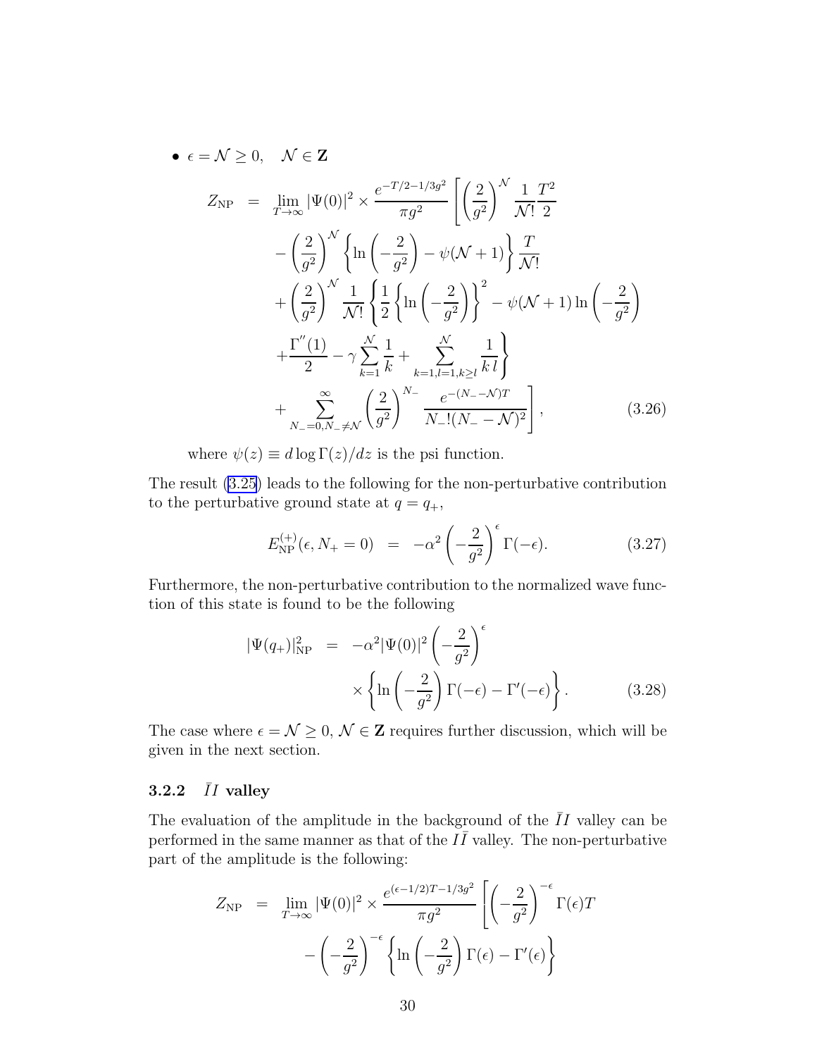- $\epsilon = \mathcal{N} \geq 0, \quad \mathcal{N} \in \mathbf{Z}$

$$
\begin{aligned}
Z_{\rm NP} \;\; = \;\; & \lim_{T\to\infty} |\Psi(0)|^2 \times \frac{e^{-T/2-1/3g^2}}{\pi g^2} \Bigg[ \left(\frac{2}{g^2}\right)^{\mathcal{N}} \frac{1}{\mathcal{N}!}\frac{T^2}{2} \\
& - \left(\frac{2}{g^2}\right)^{\mathcal{N}} \left\{ \ln\left(-\frac{2}{g^2}\right) - \psi(\mathcal{N}+1) \right\} \frac{T}{\mathcal{N}!} \\
& + \left(\frac{2}{g^2}\right)^{\mathcal{N}} \frac{1}{\mathcal{N}!} \Bigg\{ \frac{1}{2}\left\{ \ln\left(-\frac{2}{g^2}\right)\right\}^2 - \psi(\mathcal{N}+1)\ln\left(-\frac{2}{g^2}\right) \\
& + \frac{\Gamma''(1)}{2} - \gamma \sum_{k=1}^{\mathcal{N}} \frac{1}{k} + \sum_{k=1,l=1,k\geq l}^{\mathcal{N}} \frac{1}{k\,l} \Bigg\} \\
& + \sum_{N_-=0, N_-\neq \mathcal{N}}^{\infty} \left(\frac{2}{g^2}\right)^{N_-} \frac{e^{-(N_- - \mathcal{N})T}}{N_-!(N_- - \mathcal{N})^2} \Bigg], \qquad (3.26)
\end{aligned}
$$

where $\psi(z) \equiv d\log\Gamma(z)/dz$ is the psi function.

The result (3.25) leads to the following for the non-perturbative contribution to the perturbative ground state at $q = q_+$,

$$
E_{\rm NP}^{(+)}(\epsilon, N_+ = 0) \;\; = \;\; -\alpha^2 \left(-\frac{2}{g^2}\right)^{\epsilon} \Gamma(-\epsilon). \qquad (3.27)
$$

Furthermore, the non-perturbative contribution to the normalized wave function of this state is found to be the following

$$
\begin{aligned}
|\Psi(q_+)|^2_{\rm NP} \;\; = \;\; & -\alpha^2 |\Psi(0)|^2 \left(-\frac{2}{g^2}\right)^{\epsilon} \\
& \times \left\{ \ln\left(-\frac{2}{g^2}\right)\Gamma(-\epsilon) - \Gamma'(-\epsilon) \right\}. \qquad (3.28)
\end{aligned}
$$

The case where $\epsilon = \mathcal{N} \geq 0$, $\mathcal{N} \in \mathbf{Z}$ requires further discussion, which will be given in the next section.

### 3.2.2 $\bar{I}I$ valley

The evaluation of the amplitude in the background of the $\bar{I}I$ valley can be performed in the same manner as that of the $I\bar{I}$ valley. The non-perturbative part of the amplitude is the following:

$$
\begin{aligned}
Z_{\rm NP} \;\; = \;\; & \lim_{T\to\infty} |\Psi(0)|^2 \times \frac{e^{(\epsilon-1/2)T-1/3g^2}}{\pi g^2} \Bigg[ \left(-\frac{2}{g^2}\right)^{-\epsilon} \Gamma(\epsilon) T \\
& - \left(-\frac{2}{g^2}\right)^{-\epsilon} \left\{ \ln\left(-\frac{2}{g^2}\right)\Gamma(\epsilon) - \Gamma'(\epsilon) \right\}
\end{aligned}
$$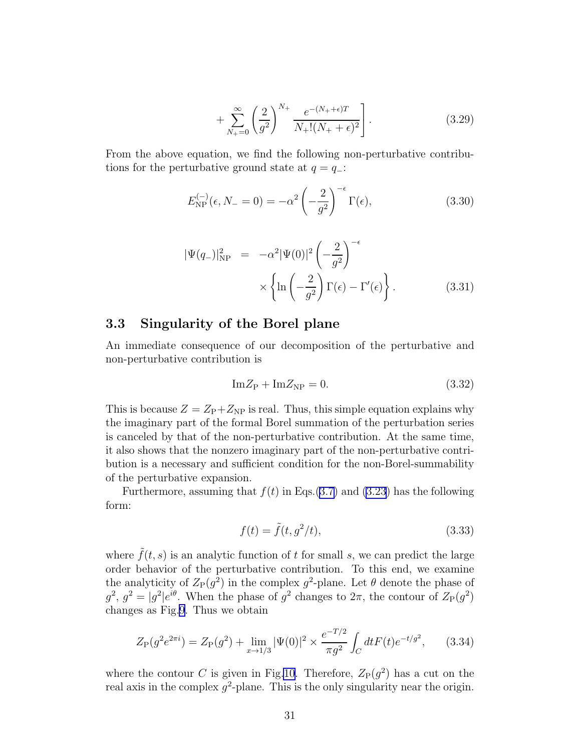$$
+ \sum_{N_+=0}^{\infty} \left(\frac{2}{g^2}\right)^{N_+} \frac{e^{-(N_+ + \epsilon)T}}{N_+!(N_+ + \epsilon)^2} \Bigg]. \tag{3.29}
$$

From the above equation, we find the following non-perturbative contributions for the perturbative ground state at $q = q_-$:

$$
E_{\rm NP}^{(-)}(\epsilon, N_- = 0) = -\alpha^2 \left(-\frac{2}{g^2}\right)^{-\epsilon} \Gamma(\epsilon), \tag{3.30}
$$

$$
\begin{aligned}
|\Psi(q_-)|^2_{\rm NP} &= -\alpha^2 |\Psi(0)|^2 \left(-\frac{2}{g^2}\right)^{-\epsilon} \\
&\quad \times \left\{ \ln\left(-\frac{2}{g^2}\right) \Gamma(\epsilon) - \Gamma'(\epsilon) \right\}.
\end{aligned} \tag{3.31}
$$

## 3.3 Singularity of the Borel plane

An immediate consequence of our decomposition of the perturbative and non-perturbative contribution is

$$
{\rm Im} Z_{\rm P} + {\rm Im} Z_{\rm NP} = 0. \tag{3.32}
$$

This is because $Z = Z_{\rm P} + Z_{\rm NP}$ is real. Thus, this simple equation explains why the imaginary part of the formal Borel summation of the perturbation series is canceled by that of the non-perturbative contribution. At the same time, it also shows that the nonzero imaginary part of the non-perturbative contribution is a necessary and sufficient condition for the non-Borel-summability of the perturbative expansion.

Furthermore, assuming that $f(t)$ in Eqs.(3.7) and (3.23) has the following form:

$$
f(t) = \tilde{f}(t, g^2/t), \tag{3.33}
$$

where $\tilde{f}(t, s)$ is an analytic function of $t$ for small $s$, we can predict the large order behavior of the perturbative contribution. To this end, we examine the analyticity of $Z_{\rm P}(g^2)$ in the complex $g^2$-plane. Let $\theta$ denote the phase of $g^2$, $g^2 = |g^2| e^{i\theta}$. When the phase of $g^2$ changes to $2\pi$, the contour of $Z_{\rm P}(g^2)$ changes as Fig.9. Thus we obtain

$$
Z_{\rm P}(g^2 e^{2\pi i}) = Z_{\rm P}(g^2) + \lim_{x \to 1/3} |\Psi(0)|^2 \times \frac{e^{-T/2}}{\pi g^2} \int_C dt F(t) e^{-t/g^2}, \tag{3.34}
$$

where the contour $C$ is given in Fig.10. Therefore, $Z_{\rm P}(g^2)$ has a cut on the real axis in the complex $g^2$-plane. This is the only singularity near the origin.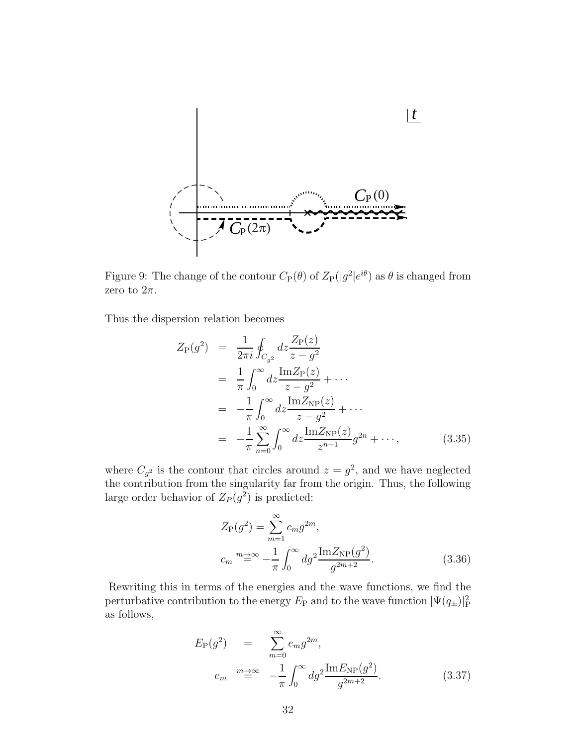Figure 9: The change of the contour $C_{\rm P}(\theta)$ of $Z_{\rm P}(|g^2|e^{i\theta})$ as $\theta$ is changed from zero to $2\pi$.

Thus the dispersion relation becomes

$$
\begin{aligned}
Z_{\rm P}(g^2) &= \frac{1}{2\pi i}\oint_{C_{g^2}} dz \frac{Z_{\rm P}(z)}{z-g^2} \\
&= \frac{1}{\pi}\int_0^\infty dz \frac{{\rm Im} Z_{\rm P}(z)}{z-g^2} + \cdots \\
&= -\frac{1}{\pi}\int_0^\infty dz \frac{{\rm Im} Z_{\rm NP}(z)}{z-g^2} + \cdots \\
&= -\frac{1}{\pi}\sum_{n=0}^\infty \int_0^\infty dz \frac{{\rm Im} Z_{\rm NP}(z)}{z^{n+1}} g^{2n} + \cdots, \qquad (3.35)
\end{aligned}
$$

where $C_{g^2}$ is the contour that circles around $z = g^2$, and we have neglected the contribution from the singularity far from the origin. Thus, the following large order behavior of $Z_P(g^2)$ is predicted:

$$
\begin{aligned}
Z_{\rm P}(g^2) &= \sum_{m=1}^\infty c_m g^{2m}, \\
c_m &\overset{m\to\infty}{=} -\frac{1}{\pi}\int_0^\infty dg^2 \frac{{\rm Im} Z_{\rm NP}(g^2)}{g^{2m+2}}. \qquad (3.36)
\end{aligned}
$$

Rewriting this in terms of the energies and the wave functions, we find the perturbative contribution to the energy $E_{\rm P}$ and to the wave function $|\Psi(q_\pm)|^2_{\rm P}$ as follows,

$$
\begin{aligned}
E_{\rm P}(g^2) &= \sum_{m=0}^\infty e_m g^{2m}, \\
e_m &\overset{m\to\infty}{=} -\frac{1}{\pi}\int_0^\infty dg^2 \frac{{\rm Im} E_{\rm NP}(g^2)}{g^{2m+2}}. \qquad (3.37)
\end{aligned}
$$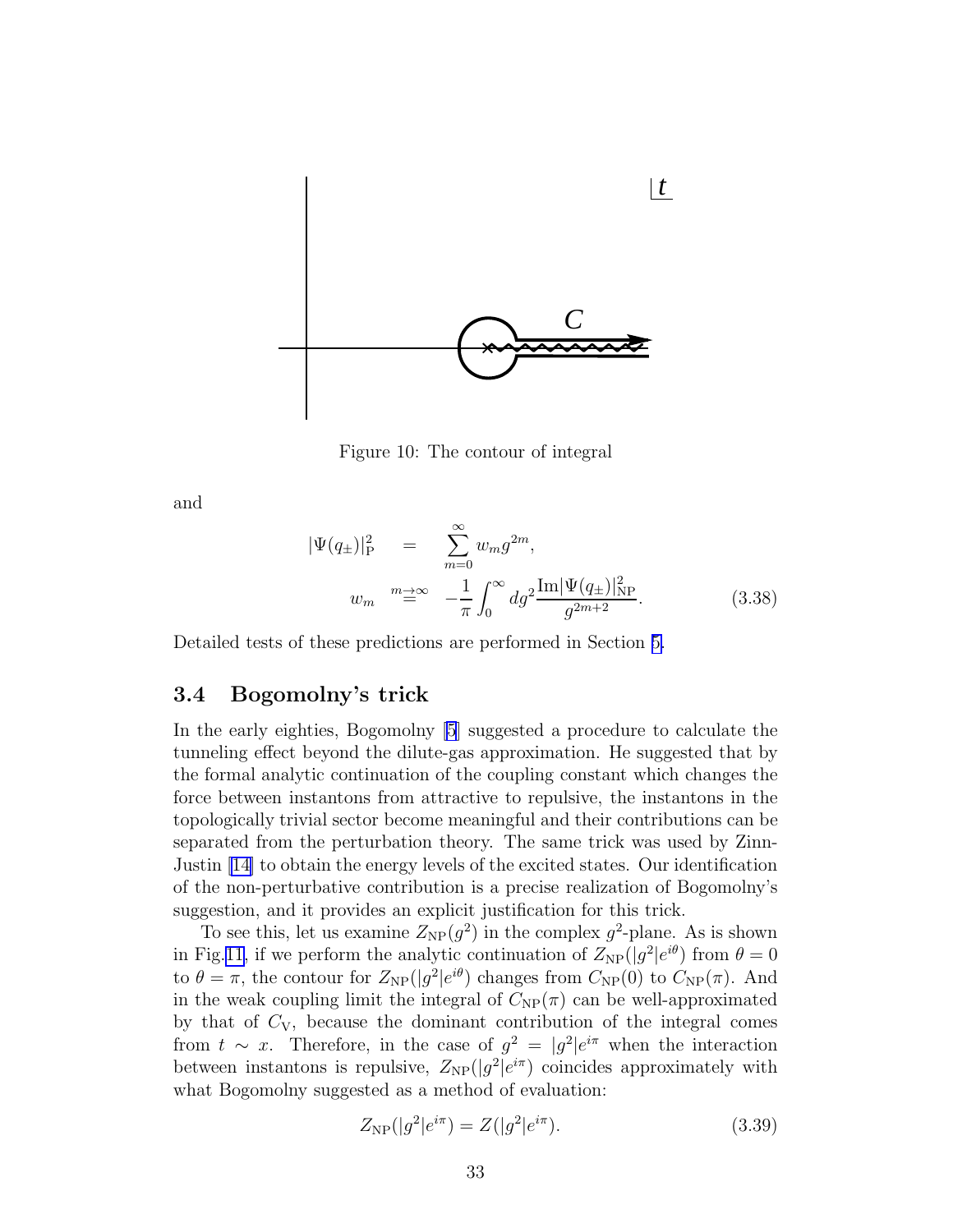Figure 10: The contour of integral

and

$$
\begin{aligned}
|\Psi(q_\pm)|^2_{\rm P} &= \sum_{m=0}^{\infty} w_m g^{2m}, \\
w_m &\overset{m\to\infty}{=} -\frac{1}{\pi}\int_0^\infty dg^2 \frac{{\rm Im}|\Psi(q_\pm)|^2_{\rm NP}}{g^{2m+2}}.
\end{aligned}
\tag{3.38}
$$

Detailed tests of these predictions are performed in Section 5.

### 3.4 Bogomolny's trick

In the early eighties, Bogomolny [5] suggested a procedure to calculate the tunneling effect beyond the dilute-gas approximation. He suggested that by the formal analytic continuation of the coupling constant which changes the force between instantons from attractive to repulsive, the instantons in the topologically trivial sector become meaningful and their contributions can be separated from the perturbation theory. The same trick was used by Zinn-Justin [14] to obtain the energy levels of the excited states. Our identification of the non-perturbative contribution is a precise realization of Bogomolny's suggestion, and it provides an explicit justification for this trick.

To see this, let us examine $Z_{\rm NP}(g^2)$ in the complex $g^2$-plane. As is shown in Fig.11, if we perform the analytic continuation of $Z_{\rm NP}(|g^2|e^{i\theta})$ from $\theta = 0$ to $\theta = \pi$, the contour for $Z_{\rm NP}(|g^2|e^{i\theta})$ changes from $C_{\rm NP}(0)$ to $C_{\rm NP}(\pi)$. And in the weak coupling limit the integral of $C_{\rm NP}(\pi)$ can be well-approximated by that of $C_{\rm V}$, because the dominant contribution of the integral comes from $t \sim x$. Therefore, in the case of $g^2 = |g^2|e^{i\pi}$ when the interaction between instantons is repulsive, $Z_{\rm NP}(|g^2|e^{i\pi})$ coincides approximately with what Bogomolny suggested as a method of evaluation:

$$
Z_{\rm NP}(|g^2|e^{i\pi}) = Z(|g^2|e^{i\pi}). \tag{3.39}
$$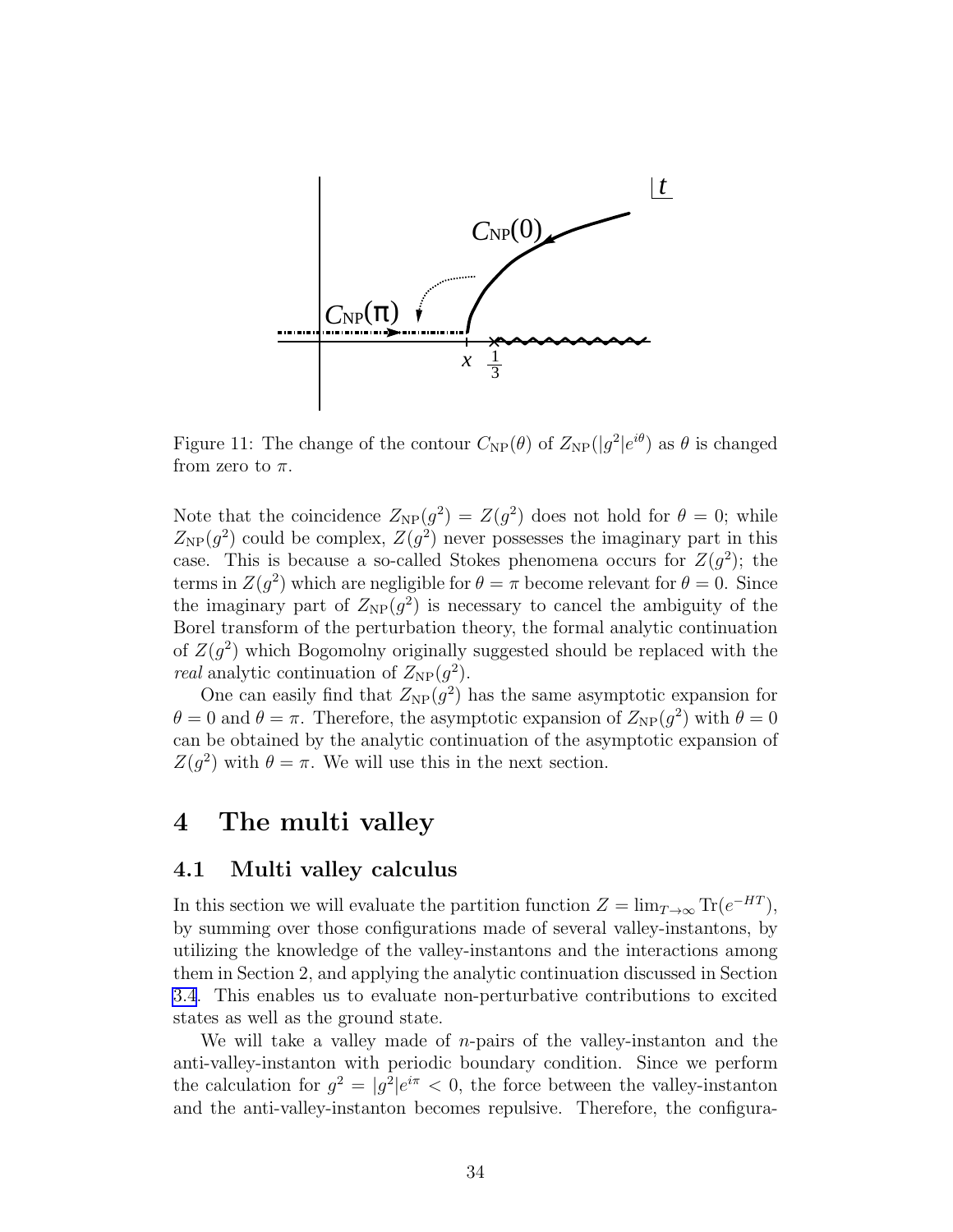Figure 11: The change of the contour $C_{\rm NP}(\theta)$ of $Z_{\rm NP}(|g^2|e^{i\theta})$ as $\theta$ is changed from zero to $\pi$.

Note that the coincidence $Z_{\rm NP}(g^2) = Z(g^2)$ does not hold for $\theta = 0$; while $Z_{\rm NP}(g^2)$ could be complex, $Z(g^2)$ never possesses the imaginary part in this case. This is because a so-called Stokes phenomena occurs for $Z(g^2)$; the terms in $Z(g^2)$ which are negligible for $\theta = \pi$ become relevant for $\theta = 0$. Since the imaginary part of $Z_{\rm NP}(g^2)$ is necessary to cancel the ambiguity of the Borel transform of the perturbation theory, the formal analytic continuation of $Z(g^2)$ which Bogomolny originally suggested should be replaced with the *real* analytic continuation of $Z_{\rm NP}(g^2)$.

One can easily find that $Z_{\rm NP}(g^2)$ has the same asymptotic expansion for $\theta = 0$ and $\theta = \pi$. Therefore, the asymptotic expansion of $Z_{\rm NP}(g^2)$ with $\theta = 0$ can be obtained by the analytic continuation of the asymptotic expansion of $Z(g^2)$ with $\theta = \pi$. We will use this in the next section.

# 4 The multi valley

## 4.1 Multi valley calculus

In this section we will evaluate the partition function $Z = \lim_{T\to\infty} {\rm Tr}(e^{-HT})$, by summing over those configurations made of several valley-instantons, by utilizing the knowledge of the valley-instantons and the interactions among them in Section 2, and applying the analytic continuation discussed in Section 3.4. This enables us to evaluate non-perturbative contributions to excited states as well as the ground state.

We will take a valley made of $n$-pairs of the valley-instanton and the anti-valley-instanton with periodic boundary condition. Since we perform the calculation for $g^2 = |g^2|e^{i\pi} < 0$, the force between the valley-instanton and the anti-valley-instanton becomes repulsive. Therefore, the configura-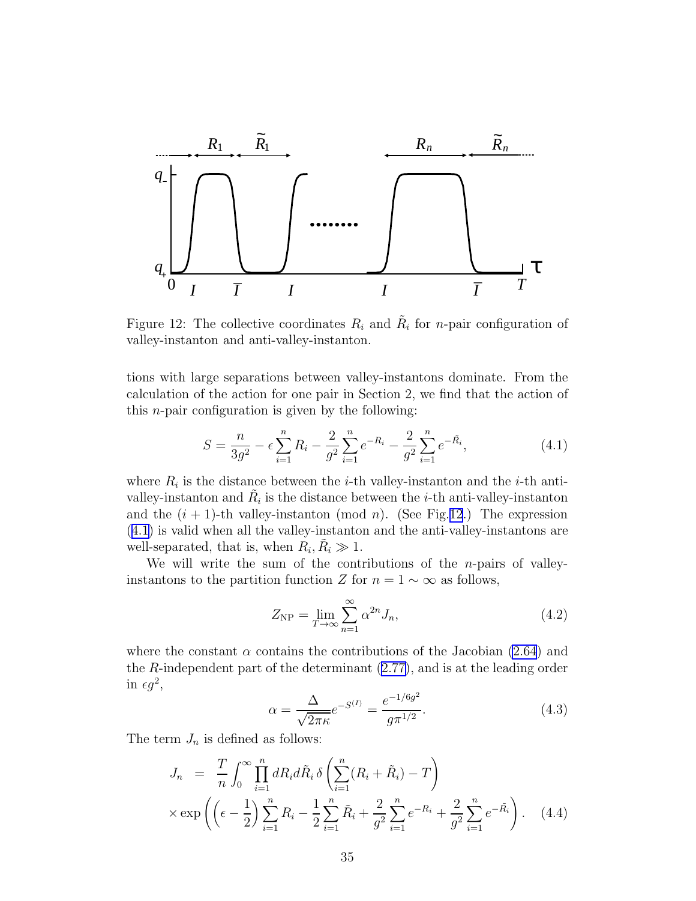Figure 12: The collective coordinates $R_i$ and $\tilde{R}_i$ for $n$-pair configuration of valley-instanton and anti-valley-instanton.

tions with large separations between valley-instantons dominate. From the calculation of the action for one pair in Section 2, we find that the action of this $n$-pair configuration is given by the following:

$$S = \frac{n}{3g^2} - \epsilon \sum_{i=1}^{n} R_i - \frac{2}{g^2} \sum_{i=1}^{n} e^{-R_i} - \frac{2}{g^2} \sum_{i=1}^{n} e^{-\tilde{R}_i}, \tag{4.1}$$

where $R_i$ is the distance between the $i$-th valley-instanton and the $i$-th anti-valley-instanton and $\tilde{R}_i$ is the distance between the $i$-th anti-valley-instanton and the $(i+1)$-th valley-instanton (mod $n$). (See Fig.12.) The expression (4.1) is valid when all the valley-instanton and the anti-valley-instantons are well-separated, that is, when $R_i, \tilde{R}_i \gg 1$.

We will write the sum of the contributions of the $n$-pairs of valley-instantons to the partition function $Z$ for $n = 1 \sim \infty$ as follows,

$$Z_{\rm NP} = \lim_{T \to \infty} \sum_{n=1}^{\infty} \alpha^{2n} J_n, \tag{4.2}$$

where the constant $\alpha$ contains the contributions of the Jacobian (2.64) and the $R$-independent part of the determinant (2.77), and is at the leading order in $\epsilon g^2$,

$$\alpha = \frac{\Delta}{\sqrt{2\pi\kappa}} e^{-S^{(I)}} = \frac{e^{-1/6g^2}}{g\pi^{1/2}}. \tag{4.3}$$

The term $J_n$ is defined as follows:

$$\begin{aligned} J_n &= \frac{T}{n} \int_0^{\infty} \prod_{i=1}^{n} dR_i d\tilde{R}_i \, \delta\left(\sum_{i=1}^{n} (R_i + \tilde{R}_i) - T\right) \\ &\times \exp\left(\left(\epsilon - \frac{1}{2}\right) \sum_{i=1}^{n} R_i - \frac{1}{2} \sum_{i=1}^{n} \tilde{R}_i + \frac{2}{g^2} \sum_{i=1}^{n} e^{-R_i} + \frac{2}{g^2} \sum_{i=1}^{n} e^{-\tilde{R}_i}\right). \end{aligned} \tag{4.4}$$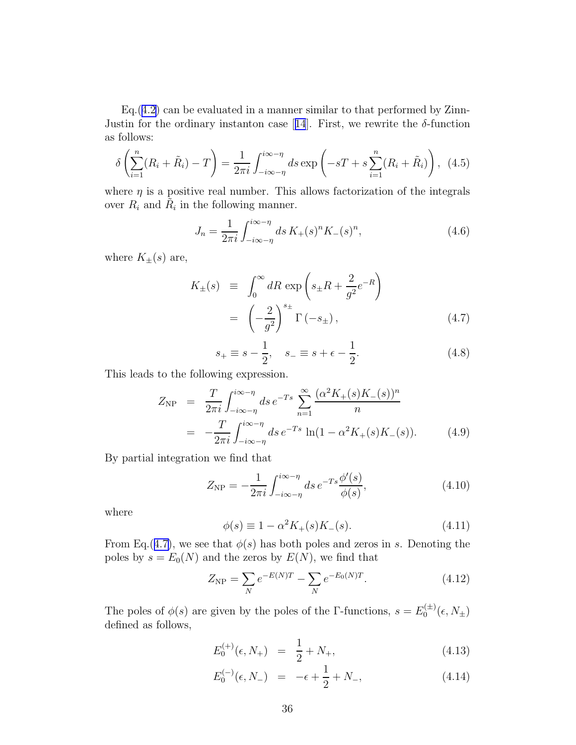Eq.(4.2) can be evaluated in a manner similar to that performed by Zinn-Justin for the ordinary instanton case [14]. First, we rewrite the $\delta$-function as follows:

$$
\delta\left(\sum_{i=1}^{n}(R_i+\tilde{R}_i)-T\right)=\frac{1}{2\pi i}\int_{-i\infty-\eta}^{i\infty-\eta}ds\exp\left(-sT+s\sum_{i=1}^{n}(R_i+\tilde{R}_i)\right), \quad (4.5)
$$

where $\eta$ is a positive real number. This allows factorization of the integrals over $R_i$ and $\tilde{R}_i$ in the following manner.

$$
J_n=\frac{1}{2\pi i}\int_{-i\infty-\eta}^{i\infty-\eta}ds\,K_+(s)^nK_-(s)^n, \quad (4.6)
$$

where $K_\pm(s)$ are,

$$
\begin{aligned}
K_\pm(s) &\equiv \int_0^\infty dR\,\exp\left(s_\pm R+\frac{2}{g^2}e^{-R}\right)\\
&= \left(-\frac{2}{g^2}\right)^{s_\pm}\Gamma\left(-s_\pm\right),
\end{aligned} \quad (4.7)
$$

$$
s_+\equiv s-\frac{1}{2}, \quad s_-\equiv s+\epsilon-\frac{1}{2}. \quad (4.8)
$$

This leads to the following expression.

$$
\begin{aligned}
Z_{\rm NP} &= \frac{T}{2\pi i}\int_{-i\infty-\eta}^{i\infty-\eta}ds\,e^{-Ts}\sum_{n=1}^{\infty}\frac{(\alpha^2K_+(s)K_-(s))^n}{n}\\
&= -\frac{T}{2\pi i}\int_{-i\infty-\eta}^{i\infty-\eta}ds\,e^{-Ts}\,\ln(1-\alpha^2K_+(s)K_-(s)).
\end{aligned} \quad (4.9)
$$

By partial integration we find that

$$
Z_{\rm NP}=-\frac{1}{2\pi i}\int_{-i\infty-\eta}^{i\infty-\eta}ds\,e^{-Ts}\frac{\phi'(s)}{\phi(s)}, \quad (4.10)
$$

where

$$
\phi(s)\equiv 1-\alpha^2K_+(s)K_-(s). \quad (4.11)
$$

From Eq.(4.7), we see that $\phi(s)$ has both poles and zeros in $s$. Denoting the poles by $s=E_0(N)$ and the zeros by $E(N)$, we find that

$$
Z_{\rm NP}=\sum_N e^{-E(N)T}-\sum_N e^{-E_0(N)T}. \quad (4.12)
$$

The poles of $\phi(s)$ are given by the poles of the $\Gamma$-functions, $s=E_0^{(\pm)}(\epsilon,N_\pm)$ defined as follows,

$$
\begin{aligned}
E_0^{(+)}(\epsilon,N_+) &= \frac{1}{2}+N_+, \quad (4.13)\\
E_0^{(-)}(\epsilon,N_-) &= -\epsilon+\frac{1}{2}+N_-, \quad (4.14)
\end{aligned}
$$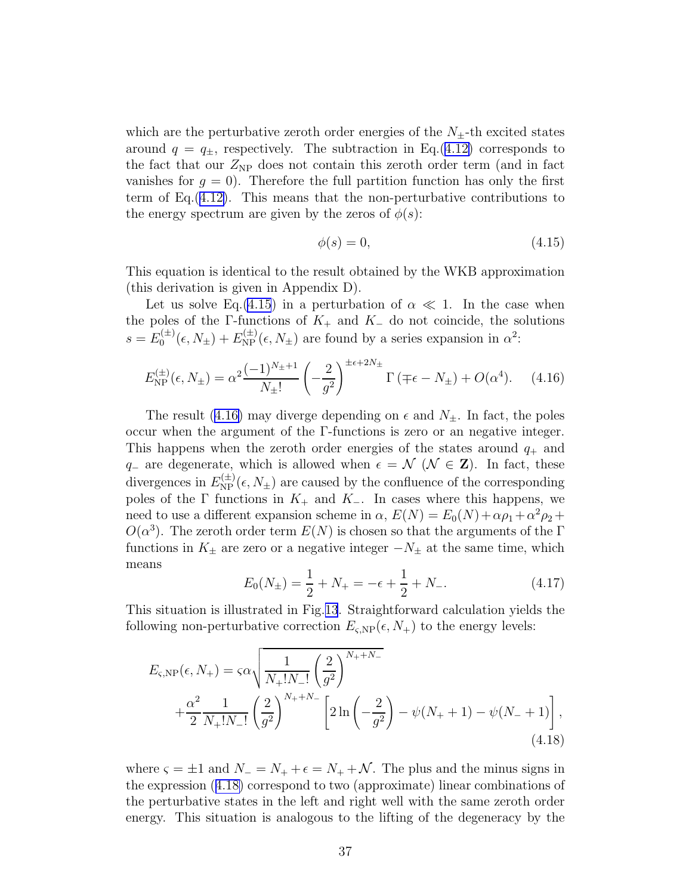which are the perturbative zeroth order energies of the $N_\pm$-th excited states around $q = q_\pm$, respectively. The subtraction in Eq.(4.12) corresponds to the fact that our $Z_{\rm NP}$ does not contain this zeroth order term (and in fact vanishes for $g = 0$). Therefore the full partition function has only the first term of Eq.(4.12). This means that the non-perturbative contributions to the energy spectrum are given by the zeros of $\phi(s)$:

$$\phi(s) = 0, \tag{4.15}$$

This equation is identical to the result obtained by the WKB approximation (this derivation is given in Appendix D).

Let us solve Eq.(4.15) in a perturbation of $\alpha \ll 1$. In the case when the poles of the $\Gamma$-functions of $K_+$ and $K_-$ do not coincide, the solutions $s = E_0^{(\pm)}(\epsilon, N_\pm) + E_{\rm NP}^{(\pm)}(\epsilon, N_\pm)$ are found by a series expansion in $\alpha^2$:

$$E_{\rm NP}^{(\pm)}(\epsilon, N_\pm) = \alpha^2 \frac{(-1)^{N_\pm+1}}{N_\pm!} \left(-\frac{2}{g^2}\right)^{\pm\epsilon+2N_\pm} \Gamma\left(\mp\epsilon - N_\pm\right) + O(\alpha^4). \tag{4.16}$$

The result (4.16) may diverge depending on $\epsilon$ and $N_\pm$. In fact, the poles occur when the argument of the $\Gamma$-functions is zero or an negative integer. This happens when the zeroth order energies of the states around $q_+$ and $q_-$ are degenerate, which is allowed when $\epsilon = \mathcal{N}$ ($\mathcal{N} \in \mathbf{Z}$). In fact, these divergences in $E_{\rm NP}^{(\pm)}(\epsilon, N_\pm)$ are caused by the confluence of the corresponding poles of the $\Gamma$ functions in $K_+$ and $K_-$. In cases where this happens, we need to use a different expansion scheme in $\alpha$, $E(N) = E_0(N) + \alpha\rho_1 + \alpha^2\rho_2 + O(\alpha^3)$. The zeroth order term $E(N)$ is chosen so that the arguments of the $\Gamma$ functions in $K_\pm$ are zero or a negative integer $-N_\pm$ at the same time, which means

$$E_0(N_\pm) = \frac{1}{2} + N_+ = -\epsilon + \frac{1}{2} + N_-. \tag{4.17}$$

This situation is illustrated in Fig.13. Straightforward calculation yields the following non-perturbative correction $E_{\varsigma,\rm NP}(\epsilon, N_+)$ to the energy levels:

$$\begin{aligned} E_{\varsigma,\rm NP}(\epsilon, N_+) = {} & \varsigma\alpha\sqrt{\frac{1}{N_+!N_-!}\left(\frac{2}{g^2}\right)^{N_++N_-}} \\ & + \frac{\alpha^2}{2}\frac{1}{N_+!N_-!}\left(\frac{2}{g^2}\right)^{N_++N_-}\left[2\ln\left(-\frac{2}{g^2}\right) - \psi(N_++1) - \psi(N_-+1)\right], \end{aligned} \tag{4.18}$$

where $\varsigma = \pm 1$ and $N_- = N_+ + \epsilon = N_+ + \mathcal{N}$. The plus and the minus signs in the expression (4.18) correspond to two (approximate) linear combinations of the perturbative states in the left and right well with the same zeroth order energy. This situation is analogous to the lifting of the degeneracy by the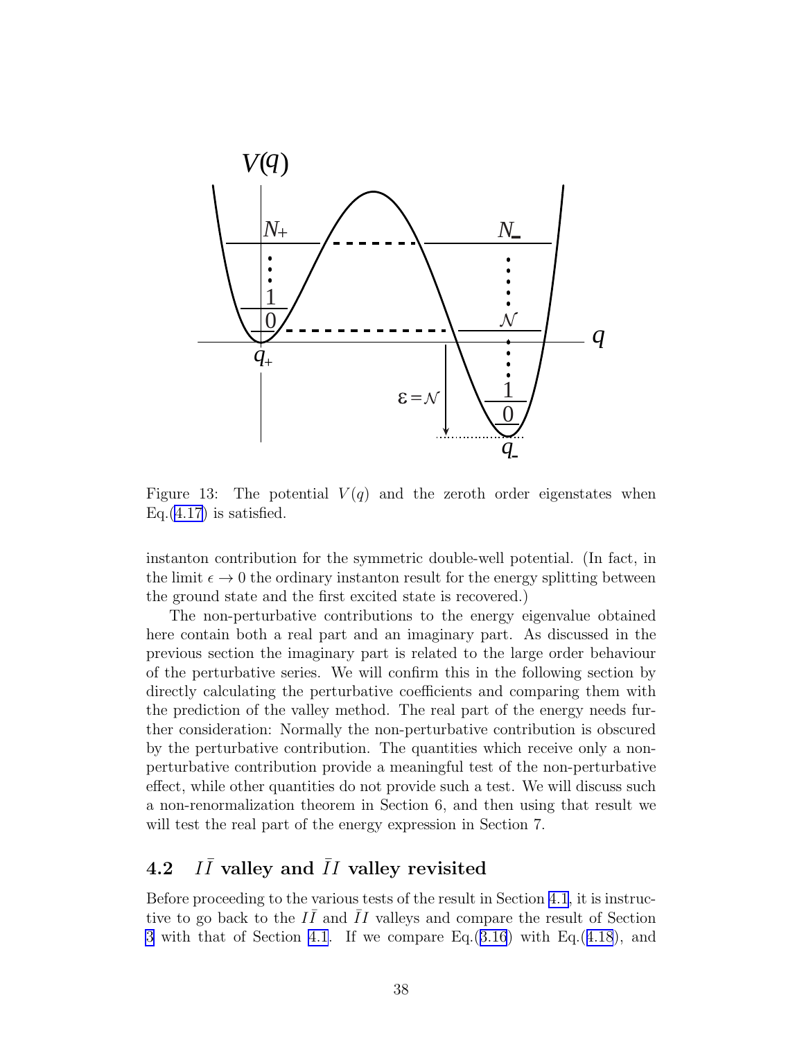Figure 13: The potential $V(q)$ and the zeroth order eigenstates when Eq.(4.17) is satisfied.

instanton contribution for the symmetric double-well potential. (In fact, in the limit $\epsilon \to 0$ the ordinary instanton result for the energy splitting between the ground state and the first excited state is recovered.)

The non-perturbative contributions to the energy eigenvalue obtained here contain both a real part and an imaginary part. As discussed in the previous section the imaginary part is related to the large order behaviour of the perturbative series. We will confirm this in the following section by directly calculating the perturbative coefficients and comparing them with the prediction of the valley method. The real part of the energy needs further consideration: Normally the non-perturbative contribution is obscured by the perturbative contribution. The quantities which receive only a non-perturbative contribution provide a meaningful test of the non-perturbative effect, while other quantities do not provide such a test. We will discuss such a non-renormalization theorem in Section 6, and then using that result we will test the real part of the energy expression in Section 7.

## 4.2 $I\bar{I}$ valley and $\bar{I}I$ valley revisited

Before proceeding to the various tests of the result in Section 4.1, it is instructive to go back to the $I\bar{I}$ and $\bar{I}I$ valleys and compare the result of Section 3 with that of Section 4.1. If we compare Eq.(3.16) with Eq.(4.18), and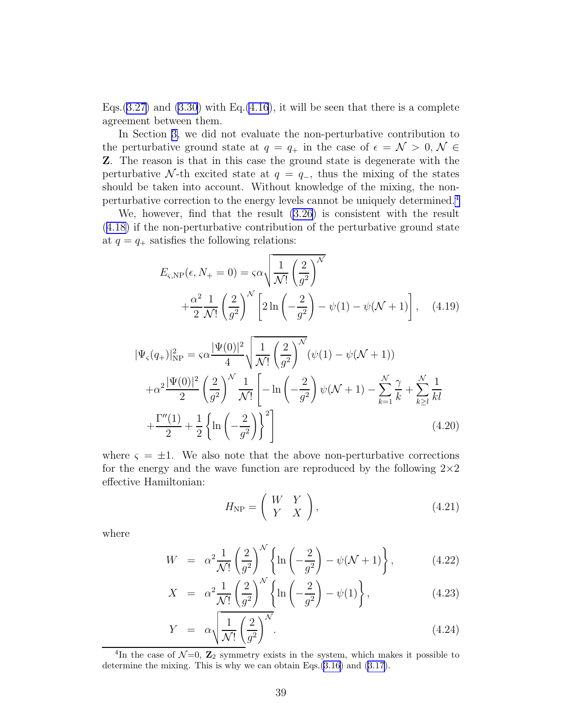Eqs.(3.27) and (3.30) with Eq.(4.16), it will be seen that there is a complete agreement between them.

In Section 3, we did not evaluate the non-perturbative contribution to the perturbative ground state at $q = q_+$ in the case of $\epsilon = \mathcal{N} > 0, \mathcal{N} \in \mathbf{Z}$. The reason is that in this case the ground state is degenerate with the perturbative $\mathcal{N}$-th excited state at $q = q_-$, thus the mixing of the states should be taken into account. Without knowledge of the mixing, the non-perturbative correction to the energy levels cannot be uniquely determined.[4]

We, however, find that the result (3.26) is consistent with the result (4.18) if the non-perturbative contribution of the perturbative ground state at $q = q_+$ satisfies the following relations:

$$
\begin{aligned}
E_{\varsigma,\mathrm{NP}}(\epsilon, N_+ = 0) &= \varsigma\alpha\sqrt{\frac{1}{\mathcal{N}!}\left(\frac{2}{g^2}\right)^{\mathcal{N}}} \\
&\quad + \frac{\alpha^2}{2}\frac{1}{\mathcal{N}!}\left(\frac{2}{g^2}\right)^{\mathcal{N}}\left[2\ln\left(-\frac{2}{g^2}\right) - \psi(1) - \psi(\mathcal{N}+1)\right], \qquad (4.19)
\end{aligned}
$$

$$
\begin{aligned}
|\Psi_\varsigma(q_+)|^2_{\mathrm{NP}} &= \varsigma\alpha\frac{|\Psi(0)|^2}{4}\sqrt{\frac{1}{\mathcal{N}!}\left(\frac{2}{g^2}\right)^{\mathcal{N}}}\left(\psi(1) - \psi(\mathcal{N}+1)\right) \\
&\quad + \alpha^2\frac{|\Psi(0)|^2}{2}\left(\frac{2}{g^2}\right)^{\mathcal{N}}\frac{1}{\mathcal{N}!}\left[-\ln\left(-\frac{2}{g^2}\right)\psi(\mathcal{N}+1) - \sum_{k=1}^{\mathcal{N}}\frac{\gamma}{k} + \sum_{k\geq l}^{\mathcal{N}}\frac{1}{kl}\right. \\
&\quad \left. + \frac{\Gamma''(1)}{2} + \frac{1}{2}\left\{\ln\left(-\frac{2}{g^2}\right)\right\}^2\right] \qquad (4.20)
\end{aligned}
$$

where $\varsigma = \pm 1$. We also note that the above non-perturbative corrections for the energy and the wave function are reproduced by the following $2\times 2$ effective Hamiltonian:

$$
H_{\mathrm{NP}} = \begin{pmatrix} W & Y \\ Y & X \end{pmatrix}, \qquad (4.21)
$$

where

$$
W = \alpha^2\frac{1}{\mathcal{N}!}\left(\frac{2}{g^2}\right)^{\mathcal{N}}\left\{\ln\left(-\frac{2}{g^2}\right) - \psi(\mathcal{N}+1)\right\}, \qquad (4.22)
$$

$$
X = \alpha^2\frac{1}{\mathcal{N}!}\left(\frac{2}{g^2}\right)^{\mathcal{N}}\left\{\ln\left(-\frac{2}{g^2}\right) - \psi(1)\right\}, \qquad (4.23)
$$

$$
Y = \alpha\sqrt{\frac{1}{\mathcal{N}!}\left(\frac{2}{g^2}\right)^{\mathcal{N}}}. \qquad (4.24)
$$

[4] In the case of $\mathcal{N}=0$, $\mathbf{Z}_2$ symmetry exists in the system, which makes it possible to determine the mixing. This is why we can obtain Eqs.(3.16) and (3.17).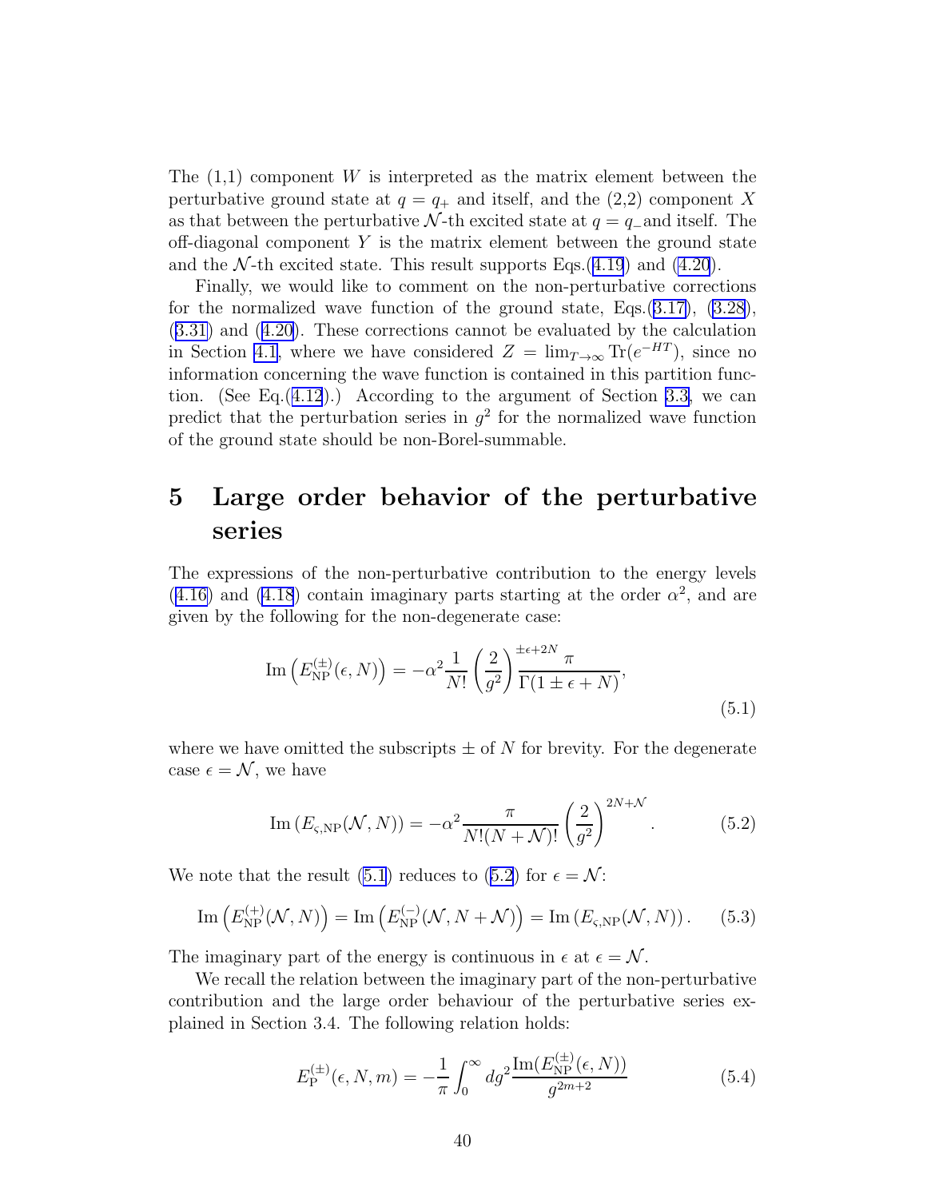The (1,1) component $W$ is interpreted as the matrix element between the perturbative ground state at $q = q_+$ and itself, and the (2,2) component $X$ as that between the perturbative $\mathcal{N}$-th excited state at $q = q_-$ and itself. The off-diagonal component $Y$ is the matrix element between the ground state and the $\mathcal{N}$-th excited state. This result supports Eqs.(4.19) and (4.20).

Finally, we would like to comment on the non-perturbative corrections for the normalized wave function of the ground state, Eqs.(3.17), (3.28), (3.31) and (4.20). These corrections cannot be evaluated by the calculation in Section 4.1, where we have considered $Z = \lim_{T\to\infty} \mathrm{Tr}(e^{-HT})$, since no information concerning the wave function is contained in this partition function. (See Eq.(4.12).) According to the argument of Section 3.3, we can predict that the perturbation series in $g^2$ for the normalized wave function of the ground state should be non-Borel-summable.

# 5 Large order behavior of the perturbative series

The expressions of the non-perturbative contribution to the energy levels (4.16) and (4.18) contain imaginary parts starting at the order $\alpha^2$, and are given by the following for the non-degenerate case:

$$\mathrm{Im}\left(E_{\mathrm{NP}}^{(\pm)}(\epsilon, N)\right) = -\alpha^2 \frac{1}{N!}\left(\frac{2}{g^2}\right)^{\pm\epsilon+2N} \frac{\pi}{\Gamma(1\pm\epsilon+N)}, \tag{5.1}$$

where we have omitted the subscripts $\pm$ of $N$ for brevity. For the degenerate case $\epsilon = \mathcal{N}$, we have

$$\mathrm{Im}\left(E_{\varsigma,\mathrm{NP}}(\mathcal{N}, N)\right) = -\alpha^2 \frac{\pi}{N!(N+\mathcal{N})!}\left(\frac{2}{g^2}\right)^{2N+\mathcal{N}}. \tag{5.2}$$

We note that the result (5.1) reduces to (5.2) for $\epsilon = \mathcal{N}$:

$$\mathrm{Im}\left(E_{\mathrm{NP}}^{(+)}(\mathcal{N}, N)\right) = \mathrm{Im}\left(E_{\mathrm{NP}}^{(-)}(\mathcal{N}, N+\mathcal{N})\right) = \mathrm{Im}\left(E_{\varsigma,\mathrm{NP}}(\mathcal{N}, N)\right). \tag{5.3}$$

The imaginary part of the energy is continuous in $\epsilon$ at $\epsilon = \mathcal{N}$.

We recall the relation between the imaginary part of the non-perturbative contribution and the large order behaviour of the perturbative series explained in Section 3.4. The following relation holds:

$$E_{\mathrm{P}}^{(\pm)}(\epsilon, N, m) = -\frac{1}{\pi}\int_0^\infty dg^2 \frac{\mathrm{Im}(E_{\mathrm{NP}}^{(\pm)}(\epsilon, N))}{g^{2m+2}} \tag{5.4}$$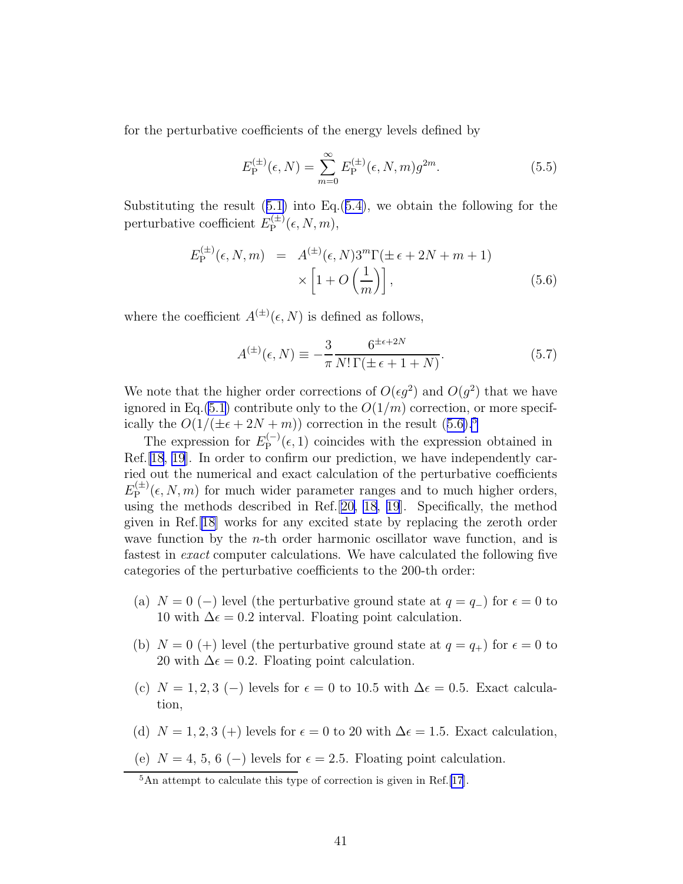for the perturbative coefficients of the energy levels defined by

$$E_{\rm P}^{(\pm)}(\epsilon, N) = \sum_{m=0}^{\infty} E_{\rm P}^{(\pm)}(\epsilon, N, m) g^{2m}. \tag{5.5}$$

Substituting the result (5.1) into Eq.(5.4), we obtain the following for the perturbative coefficient $E_{\rm P}^{(\pm)}(\epsilon, N, m)$,

$$\begin{aligned} E_{\rm P}^{(\pm)}(\epsilon, N, m) &= A^{(\pm)}(\epsilon, N) 3^m \Gamma(\pm\,\epsilon + 2N + m + 1) \\ &\quad \times \left[1 + O\left(\frac{1}{m}\right)\right], \end{aligned} \tag{5.6}$$

where the coefficient $A^{(\pm)}(\epsilon, N)$ is defined as follows,

$$A^{(\pm)}(\epsilon, N) \equiv -\frac{3}{\pi} \frac{6^{\pm\epsilon + 2N}}{N!\,\Gamma(\pm\,\epsilon + 1 + N)}. \tag{5.7}$$

We note that the higher order corrections of $O(\epsilon g^2)$ and $O(g^2)$ that we have ignored in Eq.(5.1) contribute only to the $O(1/m)$ correction, or more specifically the $O(1/(\pm\epsilon + 2N + m))$ correction in the result (5.6).[5]

The expression for $E_{\rm P}^{(-)}(\epsilon, 1)$ coincides with the expression obtained in Ref.[18, 19]. In order to confirm our prediction, we have independently carried out the numerical and exact calculation of the perturbative coefficients $E_{\rm P}^{(\pm)}(\epsilon, N, m)$ for much wider parameter ranges and to much higher orders, using the methods described in Ref.[20, 18, 19]. Specifically, the method given in Ref.[18] works for any excited state by replacing the zeroth order wave function by the $n$-th order harmonic oscillator wave function, and is fastest in *exact* computer calculations. We have calculated the following five categories of the perturbative coefficients to the 200-th order:

(a) $N = 0$ $(-)$ level (the perturbative ground state at $q = q_-$) for $\epsilon = 0$ to 10 with $\Delta\epsilon = 0.2$ interval. Floating point calculation.

(b) $N = 0$ $(+)$ level (the perturbative ground state at $q = q_+$) for $\epsilon = 0$ to 20 with $\Delta\epsilon = 0.2$. Floating point calculation.

(c) $N = 1, 2, 3$ $(-)$ levels for $\epsilon = 0$ to 10.5 with $\Delta\epsilon = 0.5$. Exact calculation,

(d) $N = 1, 2, 3$ $(+)$ levels for $\epsilon = 0$ to 20 with $\Delta\epsilon = 1.5$. Exact calculation,

(e) $N = 4, 5, 6$ $(-)$ levels for $\epsilon = 2.5$. Floating point calculation.

[5] An attempt to calculate this type of correction is given in Ref.[17].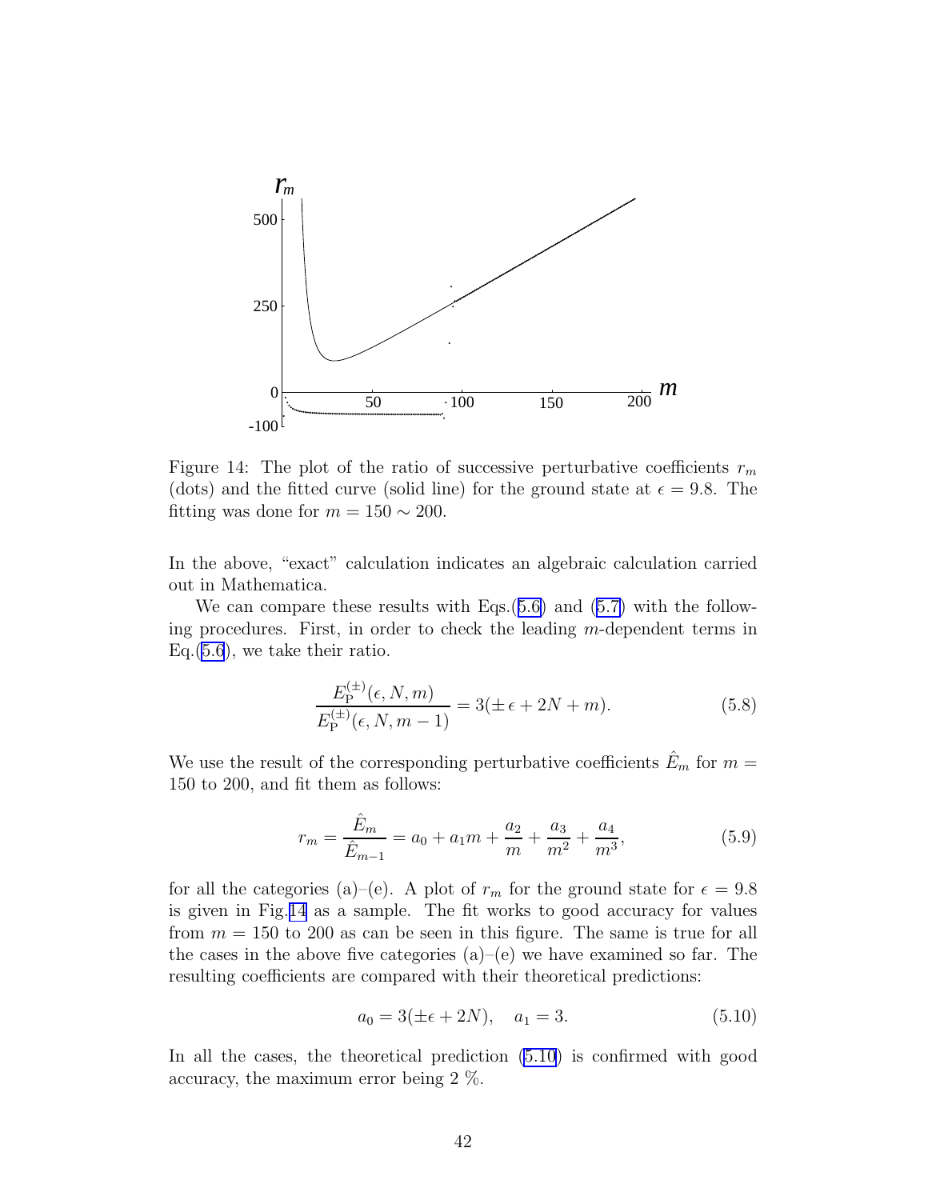Figure 14: The plot of the ratio of successive perturbative coefficients $r_m$ (dots) and the fitted curve (solid line) for the ground state at $\epsilon = 9.8$. The fitting was done for $m = 150 \sim 200$.

In the above, "exact" calculation indicates an algebraic calculation carried out in Mathematica.

We can compare these results with Eqs.(5.6) and (5.7) with the following procedures. First, in order to check the leading $m$-dependent terms in Eq.(5.6), we take their ratio.

$$\frac{E_{\mathrm{P}}^{(\pm)}(\epsilon, N, m)}{E_{\mathrm{P}}^{(\pm)}(\epsilon, N, m-1)} = 3(\pm\,\epsilon + 2N + m). \tag{5.8}$$

We use the result of the corresponding perturbative coefficients $\hat{E}_m$ for $m = 150$ to 200, and fit them as follows:

$$r_m = \frac{\hat{E}_m}{\hat{E}_{m-1}} = a_0 + a_1 m + \frac{a_2}{m} + \frac{a_3}{m^2} + \frac{a_4}{m^3}, \tag{5.9}$$

for all the categories (a)–(e). A plot of $r_m$ for the ground state for $\epsilon = 9.8$ is given in Fig.14 as a sample. The fit works to good accuracy for values from $m = 150$ to 200 as can be seen in this figure. The same is true for all the cases in the above five categories (a)–(e) we have examined so far. The resulting coefficients are compared with their theoretical predictions:

$$a_0 = 3(\pm\epsilon + 2N), \quad a_1 = 3. \tag{5.10}$$

In all the cases, the theoretical prediction (5.10) is confirmed with good accuracy, the maximum error being 2 %.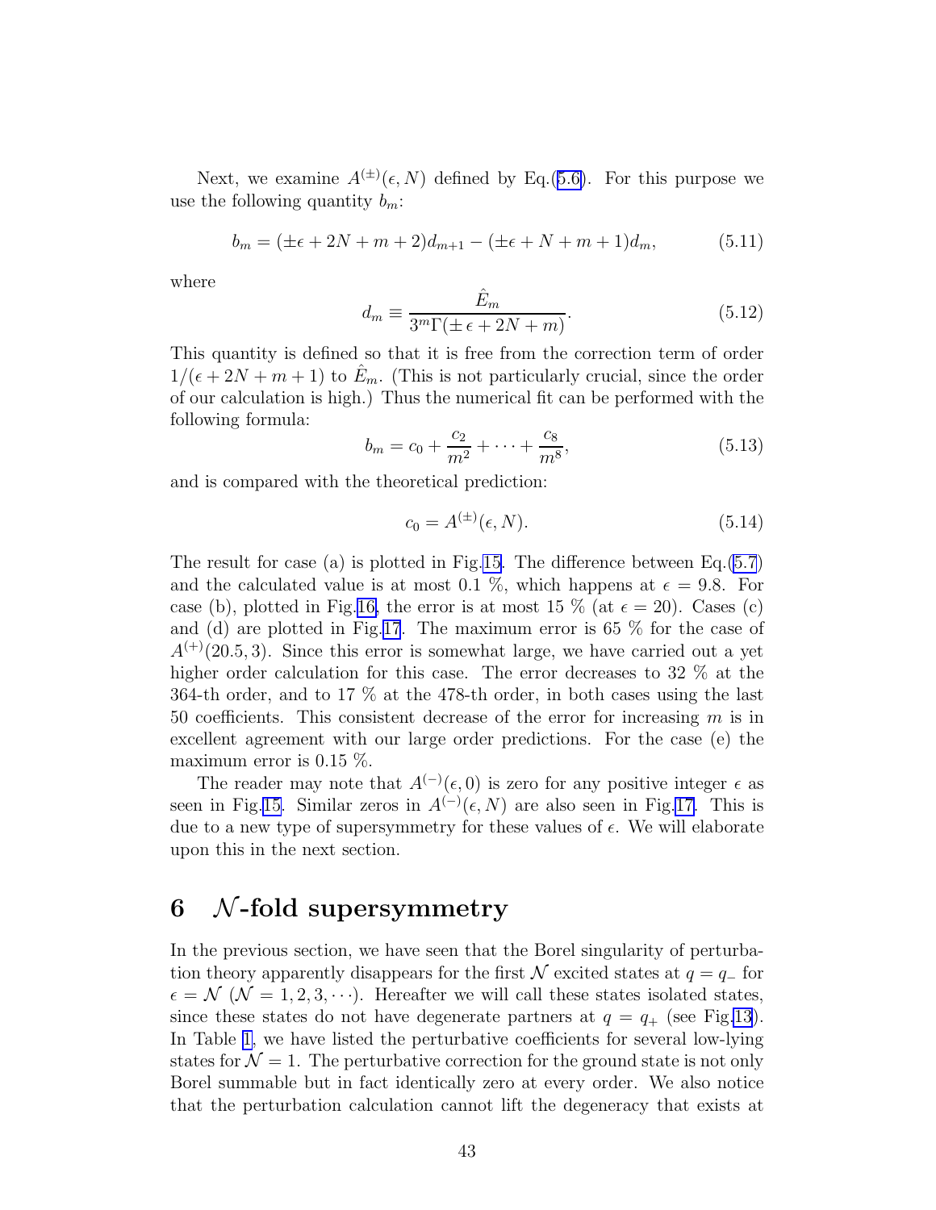Next, we examine $A^{(\pm)}(\epsilon, N)$ defined by Eq.(5.6). For this purpose we use the following quantity $b_m$:

$$b_m = (\pm\epsilon + 2N + m + 2)d_{m+1} - (\pm\epsilon + N + m + 1)d_m, \tag{5.11}$$

where

$$d_m \equiv \frac{\hat{E}_m}{3^m \Gamma(\pm\epsilon + 2N + m)}. \tag{5.12}$$

This quantity is defined so that it is free from the correction term of order $1/(\epsilon + 2N + m + 1)$ to $\hat{E}_m$. (This is not particularly crucial, since the order of our calculation is high.) Thus the numerical fit can be performed with the following formula:

$$b_m = c_0 + \frac{c_2}{m^2} + \cdots + \frac{c_8}{m^8}, \tag{5.13}$$

and is compared with the theoretical prediction:

$$c_0 = A^{(\pm)}(\epsilon, N). \tag{5.14}$$

The result for case (a) is plotted in Fig.15. The difference between Eq.(5.7) and the calculated value is at most 0.1 %, which happens at $\epsilon = 9.8$. For case (b), plotted in Fig.16, the error is at most 15 % (at $\epsilon = 20$). Cases (c) and (d) are plotted in Fig.17. The maximum error is 65 % for the case of $A^{(+)}(20.5, 3)$. Since this error is somewhat large, we have carried out a yet higher order calculation for this case. The error decreases to 32 % at the 364-th order, and to 17 % at the 478-th order, in both cases using the last 50 coefficients. This consistent decrease of the error for increasing $m$ is in excellent agreement with our large order predictions. For the case (e) the maximum error is 0.15 %.

The reader may note that $A^{(-)}(\epsilon, 0)$ is zero for any positive integer $\epsilon$ as seen in Fig.15. Similar zeros in $A^{(-)}(\epsilon, N)$ are also seen in Fig.17. This is due to a new type of supersymmetry for these values of $\epsilon$. We will elaborate upon this in the next section.

# 6 $\mathcal{N}$-fold supersymmetry

In the previous section, we have seen that the Borel singularity of perturbation theory apparently disappears for the first $\mathcal{N}$ excited states at $q = q_-$ for $\epsilon = \mathcal{N}$ ($\mathcal{N} = 1, 2, 3, \cdots$). Hereafter we will call these states isolated states, since these states do not have degenerate partners at $q = q_+$ (see Fig.13). In Table 1, we have listed the perturbative coefficients for several low-lying states for $\mathcal{N} = 1$. The perturbative correction for the ground state is not only Borel summable but in fact identically zero at every order. We also notice that the perturbation calculation cannot lift the degeneracy that exists at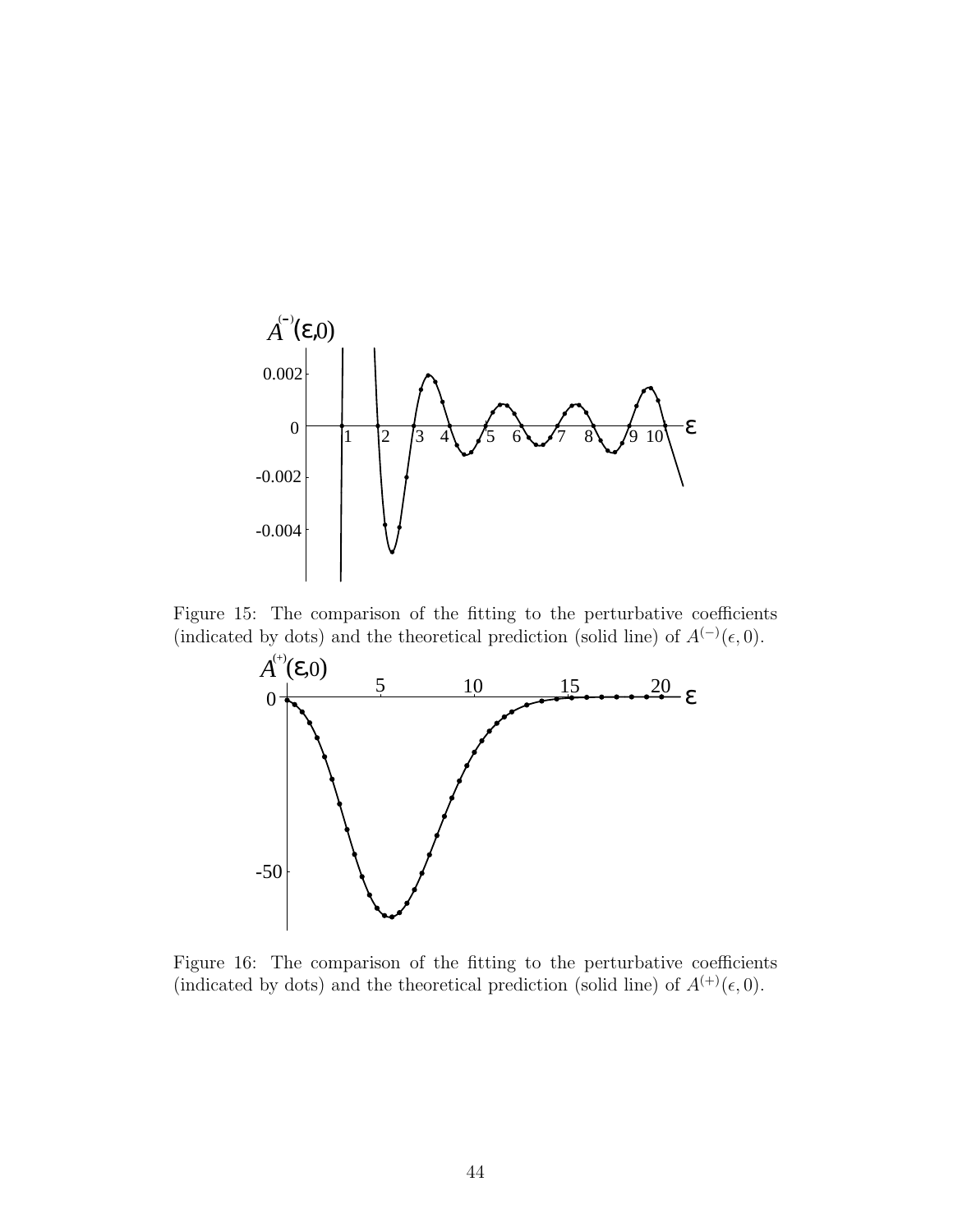Figure 15: The comparison of the fitting to the perturbative coefficients (indicated by dots) and the theoretical prediction (solid line) of $A^{(-)}(\epsilon, 0)$.

Figure 16: The comparison of the fitting to the perturbative coefficients (indicated by dots) and the theoretical prediction (solid line) of $A^{(+)}(\epsilon, 0)$.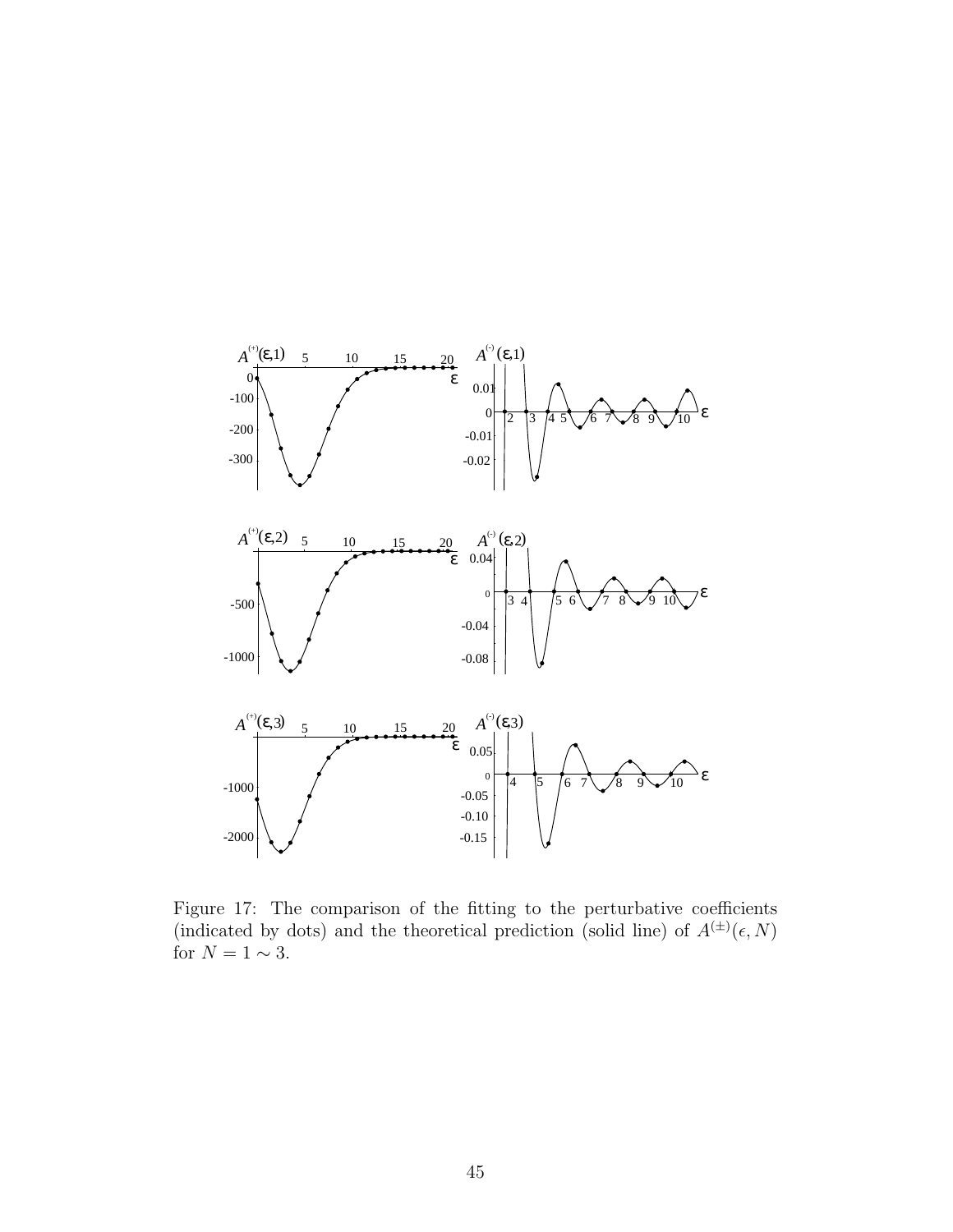Figure 17: The comparison of the fitting to the perturbative coefficients (indicated by dots) and the theoretical prediction (solid line) of $A^{(\pm)}(\epsilon, N)$ for $N = 1 \sim 3$.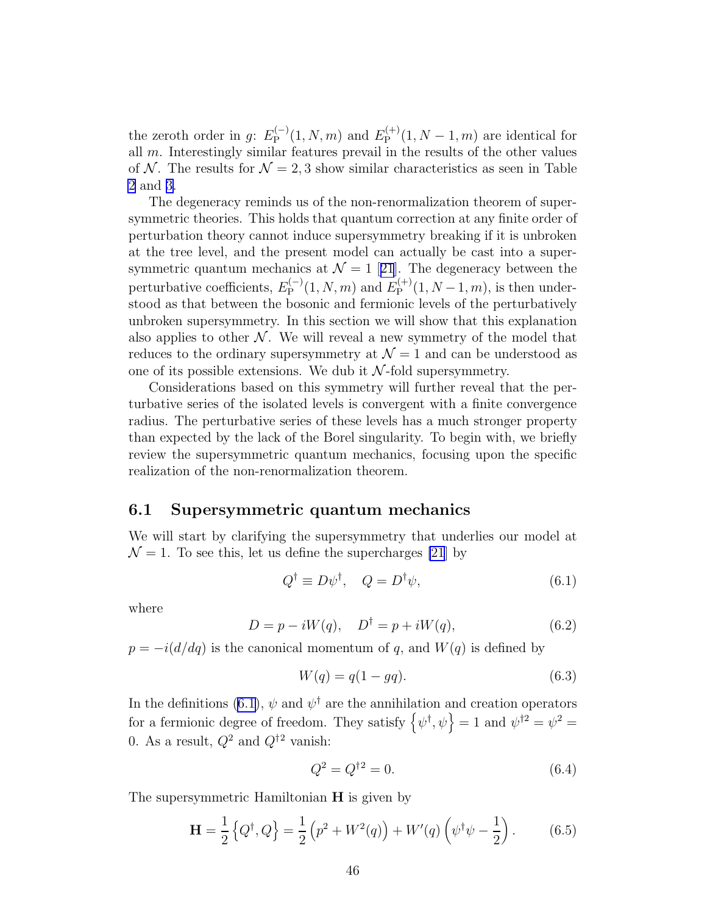the zeroth order in $g$: $E_{\rm P}^{(-)}(1, N, m)$ and $E_{\rm P}^{(+)}(1, N-1, m)$ are identical for all $m$. Interestingly similar features prevail in the results of the other values of $\mathcal{N}$. The results for $\mathcal{N} = 2, 3$ show similar characteristics as seen in Table 2 and 3.

The degeneracy reminds us of the non-renormalization theorem of supersymmetric theories. This holds that quantum correction at any finite order of perturbation theory cannot induce supersymmetry breaking if it is unbroken at the tree level, and the present model can actually be cast into a supersymmetric quantum mechanics at $\mathcal{N} = 1$ [21]. The degeneracy between the perturbative coefficients, $E_{\rm P}^{(-)}(1, N, m)$ and $E_{\rm P}^{(+)}(1, N-1, m)$, is then understood as that between the bosonic and fermionic levels of the perturbatively unbroken supersymmetry. In this section we will show that this explanation also applies to other $\mathcal{N}$. We will reveal a new symmetry of the model that reduces to the ordinary supersymmetry at $\mathcal{N} = 1$ and can be understood as one of its possible extensions. We dub it $\mathcal{N}$-fold supersymmetry.

Considerations based on this symmetry will further reveal that the perturbative series of the isolated levels is convergent with a finite convergence radius. The perturbative series of these levels has a much stronger property than expected by the lack of the Borel singularity. To begin with, we briefly review the supersymmetric quantum mechanics, focusing upon the specific realization of the non-renormalization theorem.

## 6.1 Supersymmetric quantum mechanics

We will start by clarifying the supersymmetry that underlies our model at $\mathcal{N} = 1$. To see this, let us define the supercharges [21] by

$$Q^\dagger \equiv D\psi^\dagger, \quad Q = D^\dagger \psi, \tag{6.1}$$

where

$$D = p - iW(q), \quad D^\dagger = p + iW(q), \tag{6.2}$$

$p = -i(d/dq)$ is the canonical momentum of $q$, and $W(q)$ is defined by

$$W(q) = q(1 - gq). \tag{6.3}$$

In the definitions (6.1), $\psi$ and $\psi^\dagger$ are the annihilation and creation operators for a fermionic degree of freedom. They satisfy $\left\{\psi^\dagger, \psi\right\} = 1$ and $\psi^{\dagger 2} = \psi^2 = 0$. As a result, $Q^2$ and $Q^{\dagger 2}$ vanish:

$$Q^2 = Q^{\dagger 2} = 0. \tag{6.4}$$

The supersymmetric Hamiltonian $\mathbf{H}$ is given by

$$\mathbf{H} = \frac{1}{2}\left\{Q^\dagger, Q\right\} = \frac{1}{2}\left(p^2 + W^2(q)\right) + W'(q)\left(\psi^\dagger\psi - \frac{1}{2}\right). \tag{6.5}$$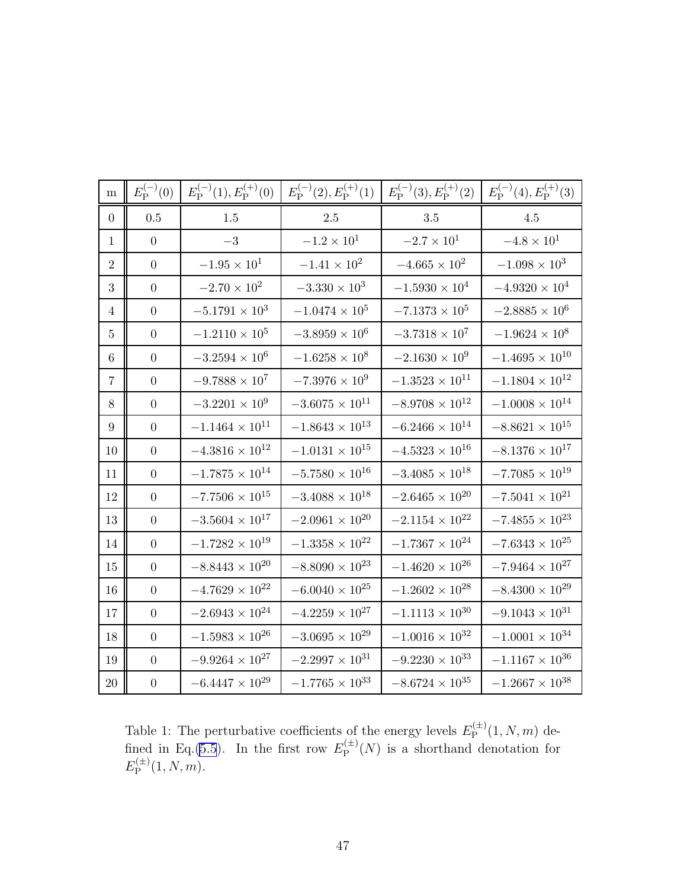| m | $E_{\rm P}^{(-)}(0)$ | $E_{\rm P}^{(-)}(1), E_{\rm P}^{(+)}(0)$ | $E_{\rm P}^{(-)}(2), E_{\rm P}^{(+)}(1)$ | $E_{\rm P}^{(-)}(3), E_{\rm P}^{(+)}(2)$ | $E_{\rm P}^{(-)}(4), E_{\rm P}^{(+)}(3)$ |
|---|---|---|---|---|---|
| 0 | 0.5 | 1.5 | 2.5 | 3.5 | 4.5 |
| 1 | 0 | $-3$ | $-1.2 \times 10^{1}$ | $-2.7 \times 10^{1}$ | $-4.8 \times 10^{1}$ |
| 2 | 0 | $-1.95 \times 10^{1}$ | $-1.41 \times 10^{2}$ | $-4.665 \times 10^{2}$ | $-1.098 \times 10^{3}$ |
| 3 | 0 | $-2.70 \times 10^{2}$ | $-3.330 \times 10^{3}$ | $-1.5930 \times 10^{4}$ | $-4.9320 \times 10^{4}$ |
| 4 | 0 | $-5.1791 \times 10^{3}$ | $-1.0474 \times 10^{5}$ | $-7.1373 \times 10^{5}$ | $-2.8885 \times 10^{6}$ |
| 5 | 0 | $-1.2110 \times 10^{5}$ | $-3.8959 \times 10^{6}$ | $-3.7318 \times 10^{7}$ | $-1.9624 \times 10^{8}$ |
| 6 | 0 | $-3.2594 \times 10^{6}$ | $-1.6258 \times 10^{8}$ | $-2.1630 \times 10^{9}$ | $-1.4695 \times 10^{10}$ |
| 7 | 0 | $-9.7888 \times 10^{7}$ | $-7.3976 \times 10^{9}$ | $-1.3523 \times 10^{11}$ | $-1.1804 \times 10^{12}$ |
| 8 | 0 | $-3.2201 \times 10^{9}$ | $-3.6075 \times 10^{11}$ | $-8.9708 \times 10^{12}$ | $-1.0008 \times 10^{14}$ |
| 9 | 0 | $-1.1464 \times 10^{11}$ | $-1.8643 \times 10^{13}$ | $-6.2466 \times 10^{14}$ | $-8.8621 \times 10^{15}$ |
| 10 | 0 | $-4.3816 \times 10^{12}$ | $-1.0131 \times 10^{15}$ | $-4.5323 \times 10^{16}$ | $-8.1376 \times 10^{17}$ |
| 11 | 0 | $-1.7875 \times 10^{14}$ | $-5.7580 \times 10^{16}$ | $-3.4085 \times 10^{18}$ | $-7.7085 \times 10^{19}$ |
| 12 | 0 | $-7.7506 \times 10^{15}$ | $-3.4088 \times 10^{18}$ | $-2.6465 \times 10^{20}$ | $-7.5041 \times 10^{21}$ |
| 13 | 0 | $-3.5604 \times 10^{17}$ | $-2.0961 \times 10^{20}$ | $-2.1154 \times 10^{22}$ | $-7.4855 \times 10^{23}$ |
| 14 | 0 | $-1.7282 \times 10^{19}$ | $-1.3358 \times 10^{22}$ | $-1.7367 \times 10^{24}$ | $-7.6343 \times 10^{25}$ |
| 15 | 0 | $-8.8443 \times 10^{20}$ | $-8.8090 \times 10^{23}$ | $-1.4620 \times 10^{26}$ | $-7.9464 \times 10^{27}$ |
| 16 | 0 | $-4.7629 \times 10^{22}$ | $-6.0040 \times 10^{25}$ | $-1.2602 \times 10^{28}$ | $-8.4300 \times 10^{29}$ |
| 17 | 0 | $-2.6943 \times 10^{24}$ | $-4.2259 \times 10^{27}$ | $-1.1113 \times 10^{30}$ | $-9.1043 \times 10^{31}$ |
| 18 | 0 | $-1.5983 \times 10^{26}$ | $-3.0695 \times 10^{29}$ | $-1.0016 \times 10^{32}$ | $-1.0001 \times 10^{34}$ |
| 19 | 0 | $-9.9264 \times 10^{27}$ | $-2.2997 \times 10^{31}$ | $-9.2230 \times 10^{33}$ | $-1.1167 \times 10^{36}$ |
| 20 | 0 | $-6.4447 \times 10^{29}$ | $-1.7765 \times 10^{33}$ | $-8.6724 \times 10^{35}$ | $-1.2667 \times 10^{38}$ |

Table 1: The perturbative coefficients of the energy levels $E_{\rm P}^{(\pm)}(1,N,m)$ defined in Eq.(5.5). In the first row $E_{\rm P}^{(\pm)}(N)$ is a shorthand denotation for $E_{\rm P}^{(\pm)}(1,N,m)$.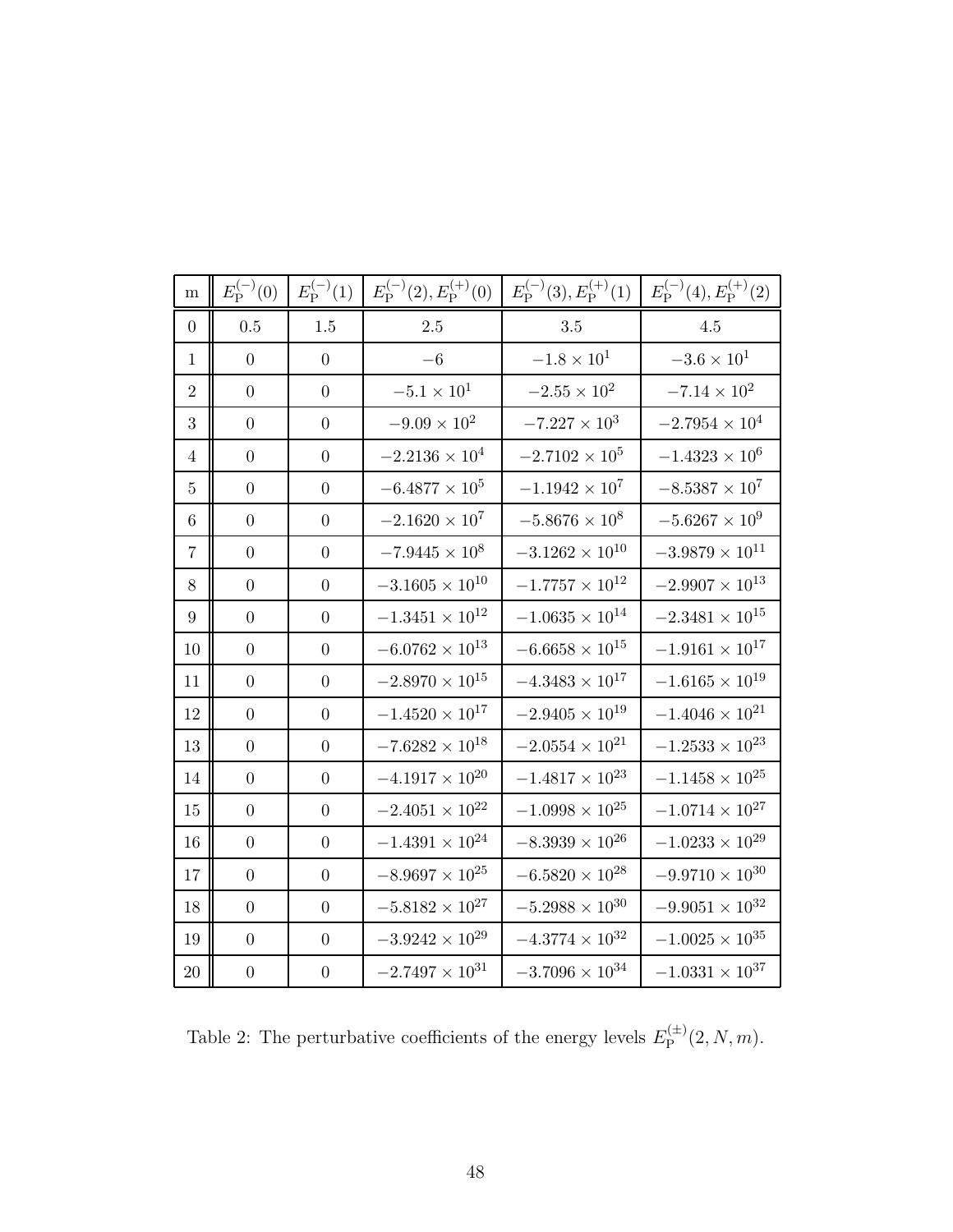| m | $E_{\rm P}^{(-)}(0)$ | $E_{\rm P}^{(-)}(1)$ | $E_{\rm P}^{(-)}(2), E_{\rm P}^{(+)}(0)$ | $E_{\rm P}^{(-)}(3), E_{\rm P}^{(+)}(1)$ | $E_{\rm P}^{(-)}(4), E_{\rm P}^{(+)}(2)$ |
|---|---|---|---|---|---|
| 0 | 0.5 | 1.5 | 2.5 | 3.5 | 4.5 |
| 1 | 0 | 0 | $-6$ | $-1.8 \times 10^{1}$ | $-3.6 \times 10^{1}$ |
| 2 | 0 | 0 | $-5.1 \times 10^{1}$ | $-2.55 \times 10^{2}$ | $-7.14 \times 10^{2}$ |
| 3 | 0 | 0 | $-9.09 \times 10^{2}$ | $-7.227 \times 10^{3}$ | $-2.7954 \times 10^{4}$ |
| 4 | 0 | 0 | $-2.2136 \times 10^{4}$ | $-2.7102 \times 10^{5}$ | $-1.4323 \times 10^{6}$ |
| 5 | 0 | 0 | $-6.4877 \times 10^{5}$ | $-1.1942 \times 10^{7}$ | $-8.5387 \times 10^{7}$ |
| 6 | 0 | 0 | $-2.1620 \times 10^{7}$ | $-5.8676 \times 10^{8}$ | $-5.6267 \times 10^{9}$ |
| 7 | 0 | 0 | $-7.9445 \times 10^{8}$ | $-3.1262 \times 10^{10}$ | $-3.9879 \times 10^{11}$ |
| 8 | 0 | 0 | $-3.1605 \times 10^{10}$ | $-1.7757 \times 10^{12}$ | $-2.9907 \times 10^{13}$ |
| 9 | 0 | 0 | $-1.3451 \times 10^{12}$ | $-1.0635 \times 10^{14}$ | $-2.3481 \times 10^{15}$ |
| 10 | 0 | 0 | $-6.0762 \times 10^{13}$ | $-6.6658 \times 10^{15}$ | $-1.9161 \times 10^{17}$ |
| 11 | 0 | 0 | $-2.8970 \times 10^{15}$ | $-4.3483 \times 10^{17}$ | $-1.6165 \times 10^{19}$ |
| 12 | 0 | 0 | $-1.4520 \times 10^{17}$ | $-2.9405 \times 10^{19}$ | $-1.4046 \times 10^{21}$ |
| 13 | 0 | 0 | $-7.6282 \times 10^{18}$ | $-2.0554 \times 10^{21}$ | $-1.2533 \times 10^{23}$ |
| 14 | 0 | 0 | $-4.1917 \times 10^{20}$ | $-1.4817 \times 10^{23}$ | $-1.1458 \times 10^{25}$ |
| 15 | 0 | 0 | $-2.4051 \times 10^{22}$ | $-1.0998 \times 10^{25}$ | $-1.0714 \times 10^{27}$ |
| 16 | 0 | 0 | $-1.4391 \times 10^{24}$ | $-8.3939 \times 10^{26}$ | $-1.0233 \times 10^{29}$ |
| 17 | 0 | 0 | $-8.9697 \times 10^{25}$ | $-6.5820 \times 10^{28}$ | $-9.9710 \times 10^{30}$ |
| 18 | 0 | 0 | $-5.8182 \times 10^{27}$ | $-5.2988 \times 10^{30}$ | $-9.9051 \times 10^{32}$ |
| 19 | 0 | 0 | $-3.9242 \times 10^{29}$ | $-4.3774 \times 10^{32}$ | $-1.0025 \times 10^{35}$ |
| 20 | 0 | 0 | $-2.7497 \times 10^{31}$ | $-3.7096 \times 10^{34}$ | $-1.0331 \times 10^{37}$ |

Table 2: The perturbative coefficients of the energy levels $E_{\rm P}^{(\pm)}(2, N, m)$.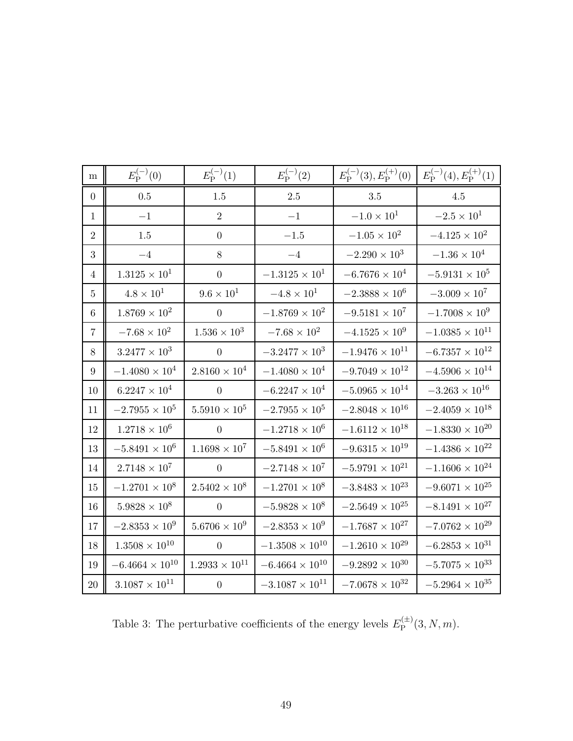| m | $E_{\rm P}^{(-)}(0)$ | $E_{\rm P}^{(-)}(1)$ | $E_{\rm P}^{(-)}(2)$ | $E_{\rm P}^{(-)}(3), E_{\rm P}^{(+)}(0)$ | $E_{\rm P}^{(-)}(4), E_{\rm P}^{(+)}(1)$ |
|---|---|---|---|---|---|
| 0 | 0.5 | 1.5 | 2.5 | 3.5 | 4.5 |
| 1 | $-1$ | 2 | $-1$ | $-1.0 \times 10^{1}$ | $-2.5 \times 10^{1}$ |
| 2 | 1.5 | 0 | $-1.5$ | $-1.05 \times 10^{2}$ | $-4.125 \times 10^{2}$ |
| 3 | $-4$ | 8 | $-4$ | $-2.290 \times 10^{3}$ | $-1.36 \times 10^{4}$ |
| 4 | $1.3125 \times 10^{1}$ | 0 | $-1.3125 \times 10^{1}$ | $-6.7676 \times 10^{4}$ | $-5.9131 \times 10^{5}$ |
| 5 | $4.8 \times 10^{1}$ | $9.6 \times 10^{1}$ | $-4.8 \times 10^{1}$ | $-2.3888 \times 10^{6}$ | $-3.009 \times 10^{7}$ |
| 6 | $1.8769 \times 10^{2}$ | 0 | $-1.8769 \times 10^{2}$ | $-9.5181 \times 10^{7}$ | $-1.7008 \times 10^{9}$ |
| 7 | $-7.68 \times 10^{2}$ | $1.536 \times 10^{3}$ | $-7.68 \times 10^{2}$ | $-4.1525 \times 10^{9}$ | $-1.0385 \times 10^{11}$ |
| 8 | $3.2477 \times 10^{3}$ | 0 | $-3.2477 \times 10^{3}$ | $-1.9476 \times 10^{11}$ | $-6.7357 \times 10^{12}$ |
| 9 | $-1.4080 \times 10^{4}$ | $2.8160 \times 10^{4}$ | $-1.4080 \times 10^{4}$ | $-9.7049 \times 10^{12}$ | $-4.5906 \times 10^{14}$ |
| 10 | $6.2247 \times 10^{4}$ | 0 | $-6.2247 \times 10^{4}$ | $-5.0965 \times 10^{14}$ | $-3.263 \times 10^{16}$ |
| 11 | $-2.7955 \times 10^{5}$ | $5.5910 \times 10^{5}$ | $-2.7955 \times 10^{5}$ | $-2.8048 \times 10^{16}$ | $-2.4059 \times 10^{18}$ |
| 12 | $1.2718 \times 10^{6}$ | 0 | $-1.2718 \times 10^{6}$ | $-1.6112 \times 10^{18}$ | $-1.8330 \times 10^{20}$ |
| 13 | $-5.8491 \times 10^{6}$ | $1.1698 \times 10^{7}$ | $-5.8491 \times 10^{6}$ | $-9.6315 \times 10^{19}$ | $-1.4386 \times 10^{22}$ |
| 14 | $2.7148 \times 10^{7}$ | 0 | $-2.7148 \times 10^{7}$ | $-5.9791 \times 10^{21}$ | $-1.1606 \times 10^{24}$ |
| 15 | $-1.2701 \times 10^{8}$ | $2.5402 \times 10^{8}$ | $-1.2701 \times 10^{8}$ | $-3.8483 \times 10^{23}$ | $-9.6071 \times 10^{25}$ |
| 16 | $5.9828 \times 10^{8}$ | 0 | $-5.9828 \times 10^{8}$ | $-2.5649 \times 10^{25}$ | $-8.1491 \times 10^{27}$ |
| 17 | $-2.8353 \times 10^{9}$ | $5.6706 \times 10^{9}$ | $-2.8353 \times 10^{9}$ | $-1.7687 \times 10^{27}$ | $-7.0762 \times 10^{29}$ |
| 18 | $1.3508 \times 10^{10}$ | 0 | $-1.3508 \times 10^{10}$ | $-1.2610 \times 10^{29}$ | $-6.2853 \times 10^{31}$ |
| 19 | $-6.4664 \times 10^{10}$ | $1.2933 \times 10^{11}$ | $-6.4664 \times 10^{10}$ | $-9.2892 \times 10^{30}$ | $-5.7075 \times 10^{33}$ |
| 20 | $3.1087 \times 10^{11}$ | 0 | $-3.1087 \times 10^{11}$ | $-7.0678 \times 10^{32}$ | $-5.2964 \times 10^{35}$ |

Table 3: The perturbative coefficients of the energy levels $E_{\rm P}^{(\pm)}(3, N, m)$.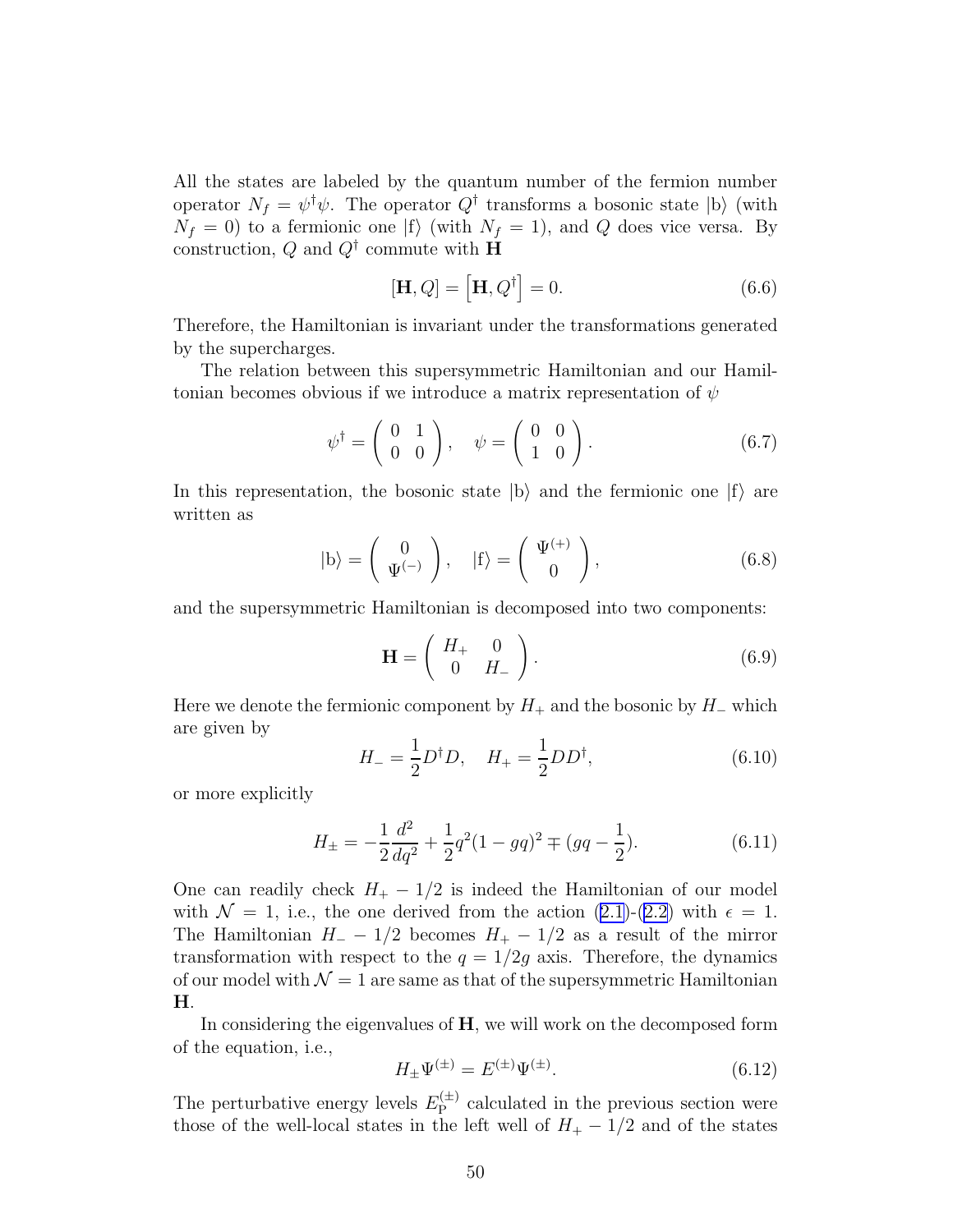All the states are labeled by the quantum number of the fermion number operator $N_f = \psi^\dagger \psi$. The operator $Q^\dagger$ transforms a bosonic state $|\mathrm{b}\rangle$ (with $N_f = 0$) to a fermionic one $|\mathrm{f}\rangle$ (with $N_f = 1$), and $Q$ does vice versa. By construction, $Q$ and $Q^\dagger$ commute with $\mathbf{H}$

$$[\mathbf{H}, Q] = \left[\mathbf{H}, Q^\dagger\right] = 0. \tag{6.6}$$

Therefore, the Hamiltonian is invariant under the transformations generated by the supercharges.

The relation between this supersymmetric Hamiltonian and our Hamiltonian becomes obvious if we introduce a matrix representation of $\psi$

$$\psi^\dagger = \begin{pmatrix} 0 & 1 \\ 0 & 0 \end{pmatrix}, \quad \psi = \begin{pmatrix} 0 & 0 \\ 1 & 0 \end{pmatrix}. \tag{6.7}$$

In this representation, the bosonic state $|\mathrm{b}\rangle$ and the fermionic one $|\mathrm{f}\rangle$ are written as

$$|\mathrm{b}\rangle = \begin{pmatrix} 0 \\ \Psi^{(-)} \end{pmatrix}, \quad |\mathrm{f}\rangle = \begin{pmatrix} \Psi^{(+)} \\ 0 \end{pmatrix}, \tag{6.8}$$

and the supersymmetric Hamiltonian is decomposed into two components:

$$\mathbf{H} = \begin{pmatrix} H_+ & 0 \\ 0 & H_- \end{pmatrix}. \tag{6.9}$$

Here we denote the fermionic component by $H_+$ and the bosonic by $H_-$ which are given by

$$H_- = \frac{1}{2} D^\dagger D, \quad H_+ = \frac{1}{2} D D^\dagger, \tag{6.10}$$

or more explicitly

$$H_\pm = -\frac{1}{2}\frac{d^2}{dq^2} + \frac{1}{2} q^2 (1 - gq)^2 \mp (gq - \frac{1}{2}). \tag{6.11}$$

One can readily check $H_+ - 1/2$ is indeed the Hamiltonian of our model with $\mathcal{N} = 1$, i.e., the one derived from the action (2.1)-(2.2) with $\epsilon = 1$. The Hamiltonian $H_- - 1/2$ becomes $H_+ - 1/2$ as a result of the mirror transformation with respect to the $q = 1/2g$ axis. Therefore, the dynamics of our model with $\mathcal{N} = 1$ are same as that of the supersymmetric Hamiltonian $\mathbf{H}$.

In considering the eigenvalues of $\mathbf{H}$, we will work on the decomposed form of the equation, i.e.,

$$H_\pm \Psi^{(\pm)} = E^{(\pm)} \Psi^{(\pm)}. \tag{6.12}$$

The perturbative energy levels $E_{\mathrm{P}}^{(\pm)}$ calculated in the previous section were those of the well-local states in the left well of $H_+ - 1/2$ and of the states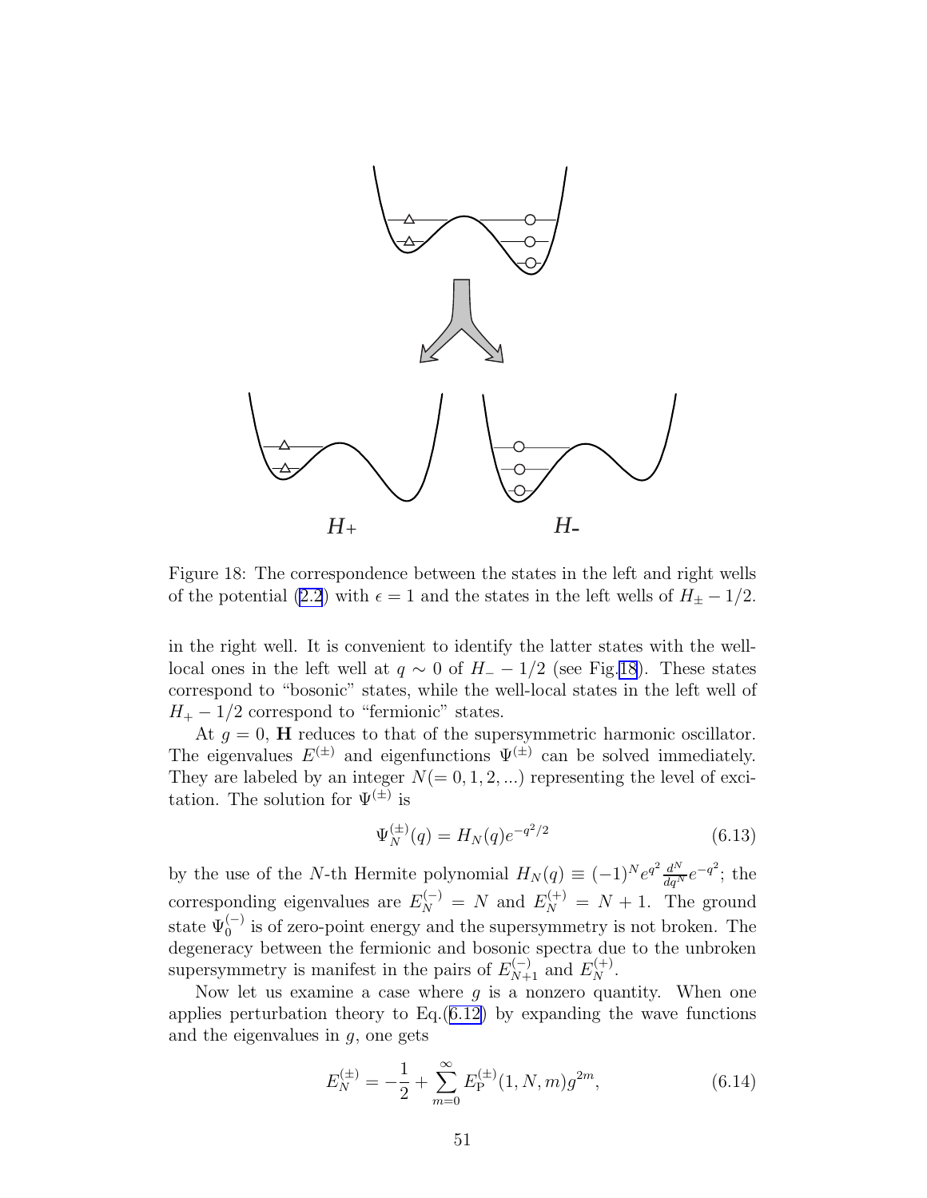Figure 18: The correspondence between the states in the left and right wells of the potential (2.2) with $\epsilon = 1$ and the states in the left wells of $H_{\pm} - 1/2$.

in the right well. It is convenient to identify the latter states with the well-local ones in the left well at $q \sim 0$ of $H_{-} - 1/2$ (see Fig.18). These states correspond to "bosonic" states, while the well-local states in the left well of $H_{+} - 1/2$ correspond to "fermionic" states.

At $g = 0$, $\mathbf{H}$ reduces to that of the supersymmetric harmonic oscillator. The eigenvalues $E^{(\pm)}$ and eigenfunctions $\Psi^{(\pm)}$ can be solved immediately. They are labeled by an integer $N(= 0, 1, 2, ...)$ representing the level of excitation. The solution for $\Psi^{(\pm)}$ is

$$\Psi_N^{(\pm)}(q) = H_N(q) e^{-q^2/2} \tag{6.13}$$

by the use of the $N$-th Hermite polynomial $H_N(q) \equiv (-1)^N e^{q^2} \frac{d^N}{dq^N} e^{-q^2}$; the corresponding eigenvalues are $E_N^{(-)} = N$ and $E_N^{(+)} = N + 1$. The ground state $\Psi_0^{(-)}$ is of zero-point energy and the supersymmetry is not broken. The degeneracy between the fermionic and bosonic spectra due to the unbroken supersymmetry is manifest in the pairs of $E_{N+1}^{(-)}$ and $E_N^{(+)}$.

Now let us examine a case where $g$ is a nonzero quantity. When one applies perturbation theory to Eq.(6.12) by expanding the wave functions and the eigenvalues in $g$, one gets

$$E_N^{(\pm)} = -\frac{1}{2} + \sum_{m=0}^{\infty} E_{\mathrm{P}}^{(\pm)}(1, N, m) g^{2m}, \tag{6.14}$$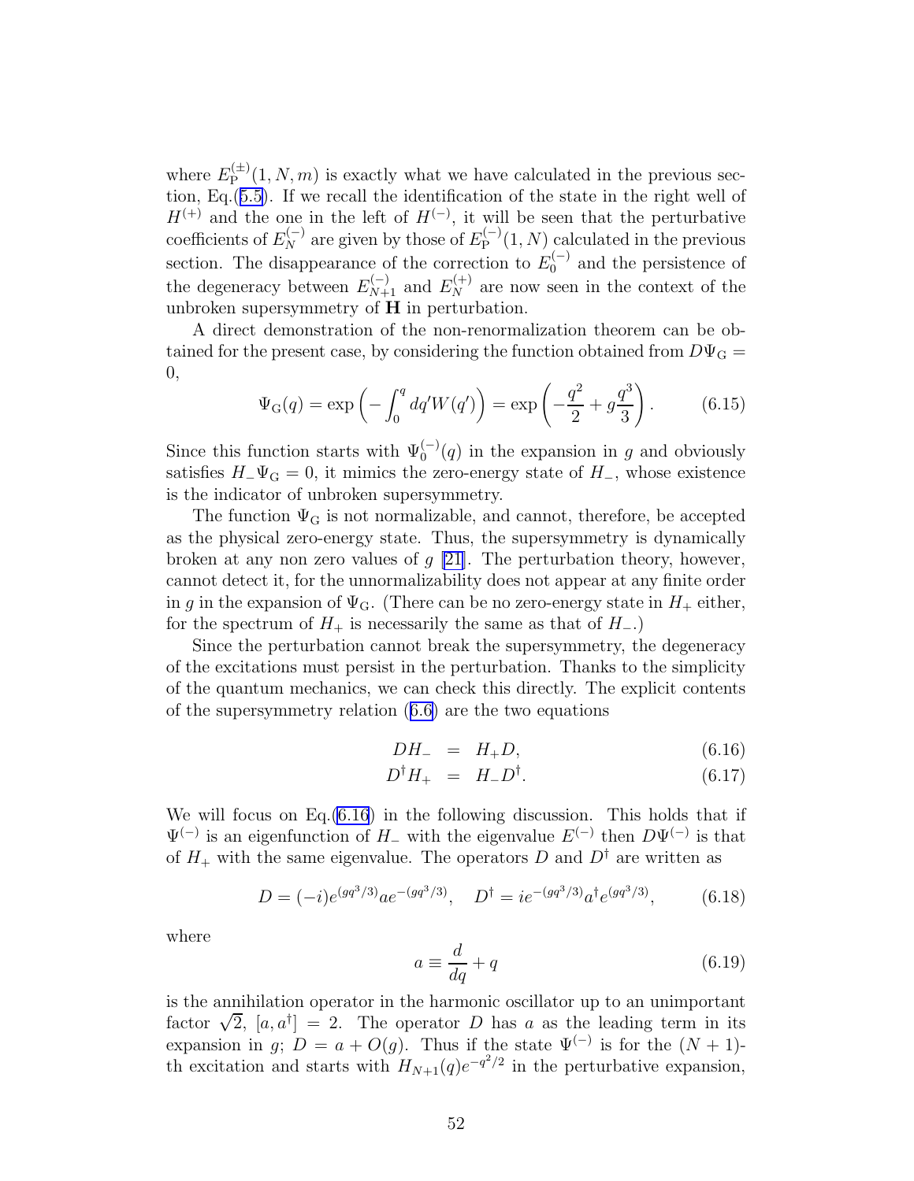where $E_{\rm P}^{(\pm)}(1, N, m)$ is exactly what we have calculated in the previous section, Eq.(5.5). If we recall the identification of the state in the right well of $H^{(+)}$ and the one in the left of $H^{(-)}$, it will be seen that the perturbative coefficients of $E_N^{(-)}$ are given by those of $E_{\rm P}^{(-)}(1, N)$ calculated in the previous section. The disappearance of the correction to $E_0^{(-)}$ and the persistence of the degeneracy between $E_{N+1}^{(-)}$ and $E_N^{(+)}$ are now seen in the context of the unbroken supersymmetry of $\mathbf{H}$ in perturbation.

A direct demonstration of the non-renormalization theorem can be obtained for the present case, by considering the function obtained from $D\Psi_{\rm G} = 0$,

$$\Psi_{\rm G}(q) = \exp\left(-\int_0^q dq' W(q')\right) = \exp\left(-\frac{q^2}{2} + g\frac{q^3}{3}\right). \tag{6.15}$$

Since this function starts with $\Psi_0^{(-)}(q)$ in the expansion in $g$ and obviously satisfies $H_-\Psi_{\rm G} = 0$, it mimics the zero-energy state of $H_-$, whose existence is the indicator of unbroken supersymmetry.

The function $\Psi_{\rm G}$ is not normalizable, and cannot, therefore, be accepted as the physical zero-energy state. Thus, the supersymmetry is dynamically broken at any non zero values of $g$ [21]. The perturbation theory, however, cannot detect it, for the unnormalizability does not appear at any finite order in $g$ in the expansion of $\Psi_{\rm G}$. (There can be no zero-energy state in $H_+$ either, for the spectrum of $H_+$ is necessarily the same as that of $H_-$.)

Since the perturbation cannot break the supersymmetry, the degeneracy of the excitations must persist in the perturbation. Thanks to the simplicity of the quantum mechanics, we can check this directly. The explicit contents of the supersymmetry relation (6.6) are the two equations

$$DH_- = H_+D, \tag{6.16}$$

$$D^\dagger H_+ = H_-D^\dagger. \tag{6.17}$$

We will focus on Eq.(6.16) in the following discussion. This holds that if $\Psi^{(-)}$ is an eigenfunction of $H_-$ with the eigenvalue $E^{(-)}$ then $D\Psi^{(-)}$ is that of $H_+$ with the same eigenvalue. The operators $D$ and $D^\dagger$ are written as

$$D = (-i)e^{(gq^3/3)}ae^{-(gq^3/3)}, \quad D^\dagger = ie^{-(gq^3/3)}a^\dagger e^{(gq^3/3)}, \tag{6.18}$$

where

$$a \equiv \frac{d}{dq} + q \tag{6.19}$$

is the annihilation operator in the harmonic oscillator up to an unimportant factor $\sqrt{2}$, $[a, a^\dagger] = 2$. The operator $D$ has $a$ as the leading term in its expansion in $g$; $D = a + O(g)$. Thus if the state $\Psi^{(-)}$ is for the $(N+1)$-th excitation and starts with $H_{N+1}(q)e^{-q^2/2}$ in the perturbative expansion,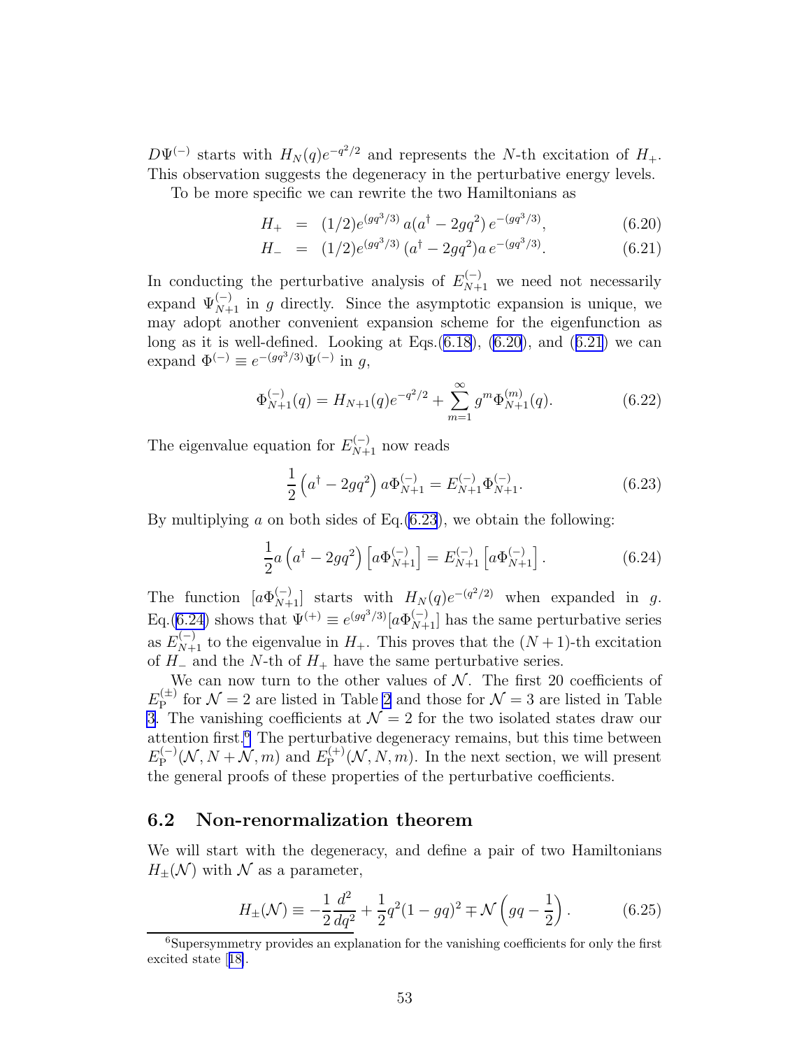$D\Psi^{(-)}$ starts with $H_N(q)e^{-q^2/2}$ and represents the $N$-th excitation of $H_+$. This observation suggests the degeneracy in the perturbative energy levels.

To be more specific we can rewrite the two Hamiltonians as

$$
\begin{aligned}
H_+ &= (1/2)e^{(gq^3/3)}\, a(a^\dagger - 2gq^2)\, e^{-(gq^3/3)}, &(6.20)\\
H_- &= (1/2)e^{(gq^3/3)}\, (a^\dagger - 2gq^2) a\, e^{-(gq^3/3)}. &(6.21)
\end{aligned}
$$

In conducting the perturbative analysis of $E^{(-)}_{N+1}$ we need not necessarily expand $\Psi^{(-)}_{N+1}$ in $g$ directly. Since the asymptotic expansion is unique, we may adopt another convenient expansion scheme for the eigenfunction as long as it is well-defined. Looking at Eqs.(6.18), (6.20), and (6.21) we can expand $\Phi^{(-)} \equiv e^{-(gq^3/3)}\Psi^{(-)}$ in $g$,

$$
\Phi^{(-)}_{N+1}(q) = H_{N+1}(q)e^{-q^2/2} + \sum_{m=1}^{\infty} g^m \Phi^{(m)}_{N+1}(q). \tag{6.22}
$$

The eigenvalue equation for $E^{(-)}_{N+1}$ now reads

$$
\frac{1}{2}\left(a^\dagger - 2gq^2\right) a\Phi^{(-)}_{N+1} = E^{(-)}_{N+1}\Phi^{(-)}_{N+1}. \tag{6.23}
$$

By multiplying $a$ on both sides of Eq.(6.23), we obtain the following:

$$
\frac{1}{2}a\left(a^\dagger - 2gq^2\right)\left[a\Phi^{(-)}_{N+1}\right] = E^{(-)}_{N+1}\left[a\Phi^{(-)}_{N+1}\right]. \tag{6.24}
$$

The function $[a\Phi^{(-)}_{N+1}]$ starts with $H_N(q)e^{-(q^2/2)}$ when expanded in $g$. Eq.(6.24) shows that $\Psi^{(+)} \equiv e^{(gq^3/3)}[a\Phi^{(-)}_{N+1}]$ has the same perturbative series as $E^{(-)}_{N+1}$ to the eigenvalue in $H_+$. This proves that the $(N+1)$-th excitation of $H_-$ and the $N$-th of $H_+$ have the same perturbative series.

We can now turn to the other values of $\mathcal{N}$. The first 20 coefficients of $E^{(\pm)}_{\mathrm{P}}$ for $\mathcal{N} = 2$ are listed in Table 2 and those for $\mathcal{N} = 3$ are listed in Table 3. The vanishing coefficients at $\mathcal{N} = 2$ for the two isolated states draw our attention first.[6] The perturbative degeneracy remains, but this time between $E^{(-)}_{\mathrm{P}}(\mathcal{N}, N + \mathcal{N}, m)$ and $E^{(+)}_{\mathrm{P}}(\mathcal{N}, N, m)$. In the next section, we will present the general proofs of these properties of the perturbative coefficients.

## 6.2 Non-renormalization theorem

We will start with the degeneracy, and define a pair of two Hamiltonians $H_\pm(\mathcal{N})$ with $\mathcal{N}$ as a parameter,

$$
H_\pm(\mathcal{N}) \equiv -\frac{1}{2}\frac{d^2}{dq^2} + \frac{1}{2}q^2(1-gq)^2 \mp \mathcal{N}\left(gq - \frac{1}{2}\right). \tag{6.25}
$$

[6] Supersymmetry provides an explanation for the vanishing coefficients for only the first excited state [18].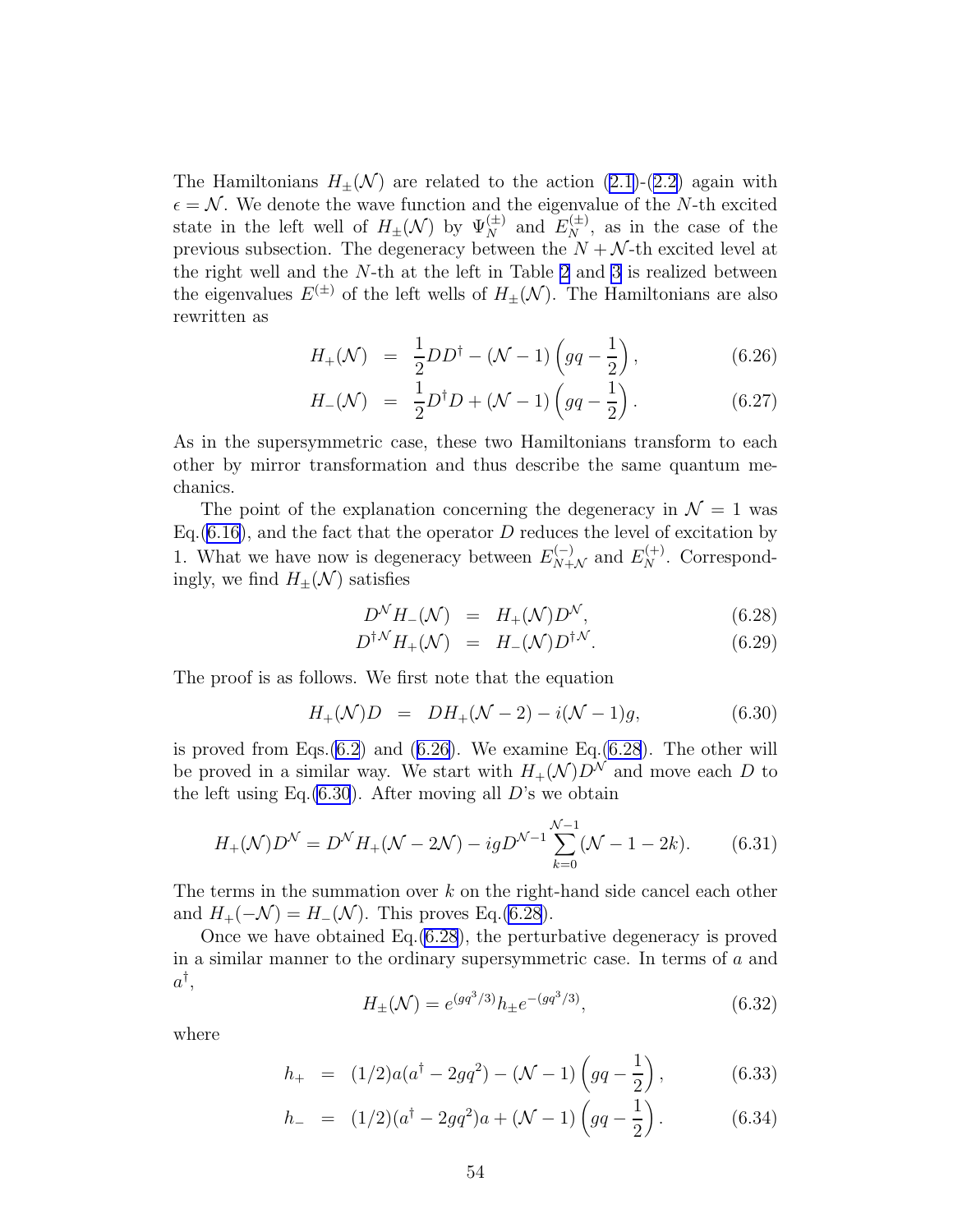The Hamiltonians $H_{\pm}(\mathcal{N})$ are related to the action (2.1)-(2.2) again with $\epsilon = \mathcal{N}$. We denote the wave function and the eigenvalue of the $N$-th excited state in the left well of $H_{\pm}(\mathcal{N})$ by $\Psi_N^{(\pm)}$ and $E_N^{(\pm)}$, as in the case of the previous subsection. The degeneracy between the $N+\mathcal{N}$-th excited level at the right well and the $N$-th at the left in Table 2 and 3 is realized between the eigenvalues $E^{(\pm)}$ of the left wells of $H_{\pm}(\mathcal{N})$. The Hamiltonians are also rewritten as

$$
\begin{aligned}
H_+(\mathcal{N}) &= \frac{1}{2}DD^\dagger - (\mathcal{N}-1)\left(gq - \frac{1}{2}\right), \qquad (6.26)\\
H_-(\mathcal{N}) &= \frac{1}{2}D^\dagger D + (\mathcal{N}-1)\left(gq - \frac{1}{2}\right). \qquad (6.27)
\end{aligned}
$$

As in the supersymmetric case, these two Hamiltonians transform to each other by mirror transformation and thus describe the same quantum mechanics.

The point of the explanation concerning the degeneracy in $\mathcal{N}=1$ was Eq.(6.16), and the fact that the operator $D$ reduces the level of excitation by 1. What we have now is degeneracy between $E_{N+\mathcal{N}}^{(-)}$ and $E_N^{(+)}$. Correspondingly, we find $H_{\pm}(\mathcal{N})$ satisfies

$$
\begin{aligned}
D^{\mathcal{N}} H_-(\mathcal{N}) &= H_+(\mathcal{N}) D^{\mathcal{N}}, \qquad (6.28)\\
D^{\dagger\mathcal{N}} H_+(\mathcal{N}) &= H_-(\mathcal{N}) D^{\dagger\mathcal{N}}. \qquad (6.29)
\end{aligned}
$$

The proof is as follows. We first note that the equation

$$
H_+(\mathcal{N}) D = D H_+(\mathcal{N}-2) - i(\mathcal{N}-1)g, \qquad (6.30)
$$

is proved from Eqs.(6.2) and (6.26). We examine Eq.(6.28). The other will be proved in a similar way. We start with $H_+(\mathcal{N})D^{\mathcal{N}}$ and move each $D$ to the left using Eq.(6.30). After moving all $D$'s we obtain

$$
H_+(\mathcal{N})D^{\mathcal{N}} = D^{\mathcal{N}} H_+(\mathcal{N}-2\mathcal{N}) - igD^{\mathcal{N}-1}\sum_{k=0}^{\mathcal{N}-1}(\mathcal{N}-1-2k). \qquad (6.31)
$$

The terms in the summation over $k$ on the right-hand side cancel each other and $H_+(-\mathcal{N}) = H_-(\mathcal{N})$. This proves Eq.(6.28).

Once we have obtained Eq.(6.28), the perturbative degeneracy is proved in a similar manner to the ordinary supersymmetric case. In terms of $a$ and $a^\dagger$,

$$
H_{\pm}(\mathcal{N}) = e^{(gq^3/3)} h_{\pm} e^{-(gq^3/3)}, \qquad (6.32)
$$

where

$$
\begin{aligned}
h_+ &= (1/2)a(a^\dagger - 2gq^2) - (\mathcal{N}-1)\left(gq - \frac{1}{2}\right), \qquad (6.33)\\
h_- &= (1/2)(a^\dagger - 2gq^2)a + (\mathcal{N}-1)\left(gq - \frac{1}{2}\right). \qquad (6.34)
\end{aligned}
$$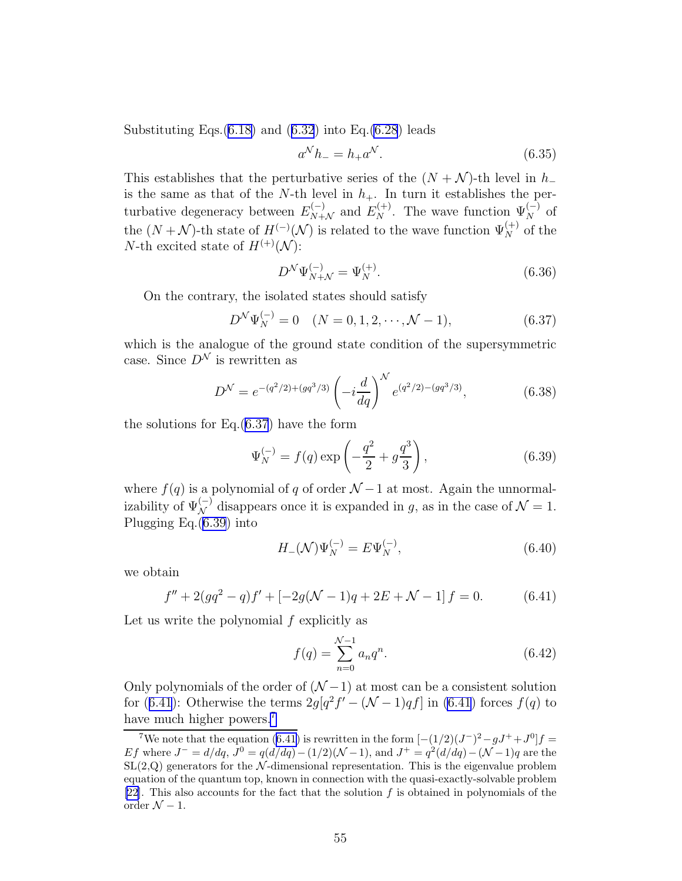Substituting Eqs.(6.18) and (6.32) into Eq.(6.28) leads

$$a^{\mathcal{N}} h_- = h_+ a^{\mathcal{N}}. \tag{6.35}$$

This establishes that the perturbative series of the $(N+\mathcal{N})$-th level in $h_-$ is the same as that of the $N$-th level in $h_+$. In turn it establishes the perturbative degeneracy between $E^{(-)}_{N+\mathcal{N}}$ and $E^{(+)}_N$. The wave function $\Psi^{(-)}_N$ of the $(N+\mathcal{N})$-th state of $H^{(-)}(\mathcal{N})$ is related to the wave function $\Psi^{(+)}_N$ of the $N$-th excited state of $H^{(+)}(\mathcal{N})$:

$$D^{\mathcal{N}} \Psi^{(-)}_{N+\mathcal{N}} = \Psi^{(+)}_N. \tag{6.36}$$

On the contrary, the isolated states should satisfy

$$D^{\mathcal{N}} \Psi^{(-)}_N = 0 \quad (N = 0, 1, 2, \cdots, \mathcal{N}-1), \tag{6.37}$$

which is the analogue of the ground state condition of the supersymmetric case. Since $D^{\mathcal{N}}$ is rewritten as

$$D^{\mathcal{N}} = e^{-(q^2/2)+(gq^3/3)} \left(-i\frac{d}{dq}\right)^{\mathcal{N}} e^{(q^2/2)-(gq^3/3)}, \tag{6.38}$$

the solutions for Eq.(6.37) have the form

$$\Psi^{(-)}_N = f(q) \exp\left(-\frac{q^2}{2} + g\frac{q^3}{3}\right), \tag{6.39}$$

where $f(q)$ is a polynomial of $q$ of order $\mathcal{N}-1$ at most. Again the unnormalizability of $\Psi^{(-)}_{\mathcal{N}}$ disappears once it is expanded in $g$, as in the case of $\mathcal{N}=1$. Plugging Eq.(6.39) into

$$H_-(\mathcal{N}) \Psi^{(-)}_N = E \Psi^{(-)}_N, \tag{6.40}$$

we obtain

$$f'' + 2(gq^2 - q)f' + \left[-2g(\mathcal{N}-1)q + 2E + \mathcal{N} - 1\right] f = 0. \tag{6.41}$$

Let us write the polynomial $f$ explicitly as

$$f(q) = \sum_{n=0}^{\mathcal{N}-1} a_n q^n. \tag{6.42}$$

Only polynomials of the order of $(\mathcal{N}-1)$ at most can be a consistent solution for (6.41): Otherwise the terms $2g[q^2 f' - (\mathcal{N}-1)qf]$ in (6.41) forces $f(q)$ to have much higher powers.[7]

[7] We note that the equation (6.41) is rewritten in the form $[-(1/2)(J^-)^2 - gJ^+ + J^0]f = Ef$ where $J^- = d/dq$, $J^0 = q(d/dq) - (1/2)(\mathcal{N}-1)$, and $J^+ = q^2(d/dq) - (\mathcal{N}-1)q$ are the SL(2,Q) generators for the $\mathcal{N}$-dimensional representation. This is the eigenvalue problem equation of the quantum top, known in connection with the quasi-exactly-solvable problem [22]. This also accounts for the fact that the solution $f$ is obtained in polynomials of the order $\mathcal{N}-1$.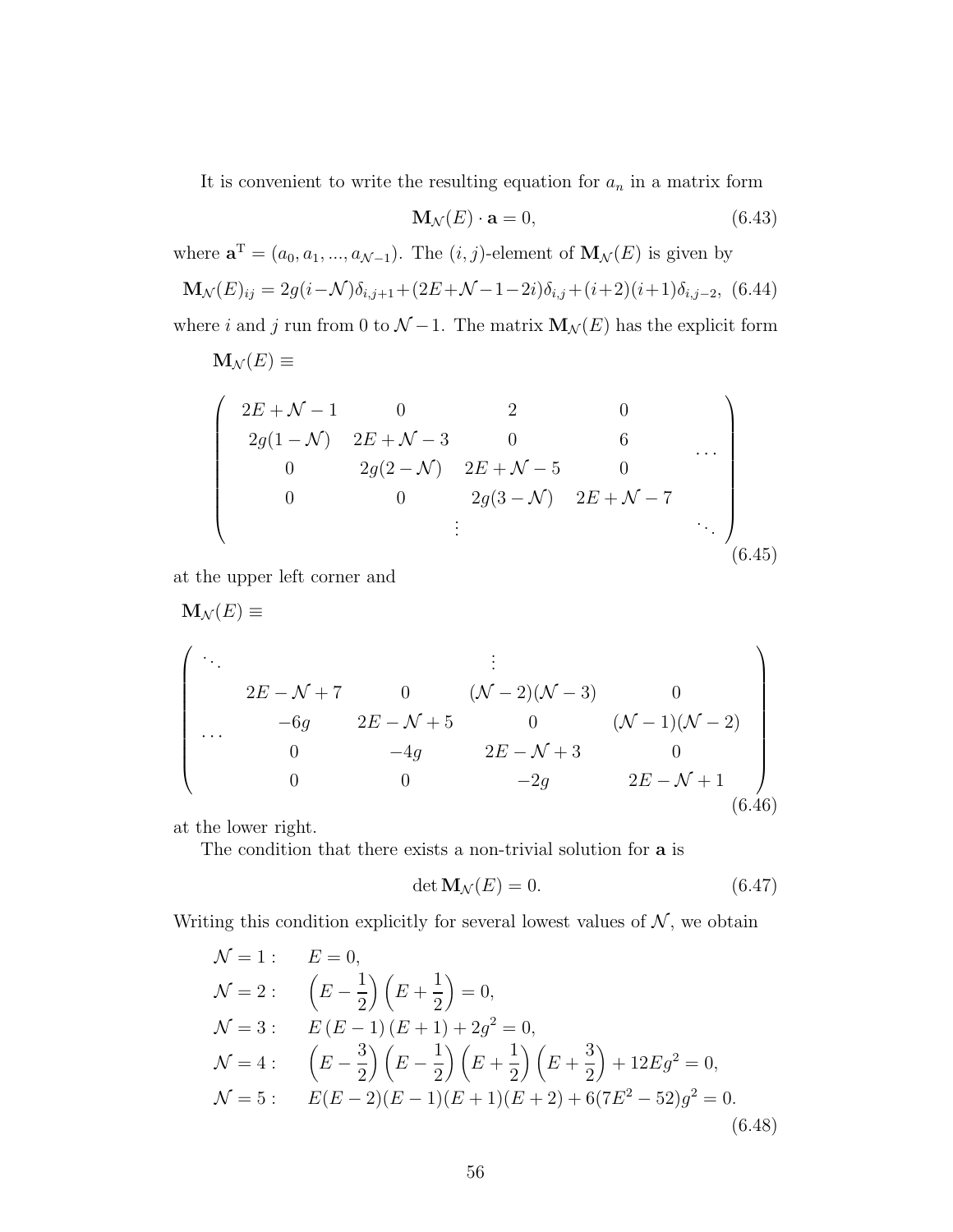It is convenient to write the resulting equation for $a_n$ in a matrix form

$$\mathbf{M}_{\mathcal{N}}(E) \cdot \mathbf{a} = 0, \tag{6.43}$$

where $\mathbf{a}^{\mathrm{T}} = (a_0, a_1, ..., a_{\mathcal{N}-1})$. The $(i,j)$-element of $\mathbf{M}_{\mathcal{N}}(E)$ is given by

$$\mathbf{M}_{\mathcal{N}}(E)_{ij} = 2g(i-\mathcal{N})\delta_{i,j+1} + (2E+\mathcal{N}-1-2i)\delta_{i,j} + (i+2)(i+1)\delta_{i,j-2}, \tag{6.44}$$

where $i$ and $j$ run from 0 to $\mathcal{N}-1$. The matrix $\mathbf{M}_{\mathcal{N}}(E)$ has the explicit form

$$\mathbf{M}_{\mathcal{N}}(E) \equiv$$

$$\begin{pmatrix} 2E+\mathcal{N}-1 & 0 & 2 & 0 & \\ 2g(1-\mathcal{N}) & 2E+\mathcal{N}-3 & 0 & 6 & \cdots \\ 0 & 2g(2-\mathcal{N}) & 2E+\mathcal{N}-5 & 0 & \\ 0 & 0 & 2g(3-\mathcal{N}) & 2E+\mathcal{N}-7 & \\ & & \vdots & & \ddots \end{pmatrix} \tag{6.45}$$

at the upper left corner and

$$\mathbf{M}_{\mathcal{N}}(E) \equiv$$

$$\begin{pmatrix} \ddots & & & \vdots & \\ & 2E-\mathcal{N}+7 & 0 & (\mathcal{N}-2)(\mathcal{N}-3) & 0 \\ \cdots & -6g & 2E-\mathcal{N}+5 & 0 & (\mathcal{N}-1)(\mathcal{N}-2) \\ & 0 & -4g & 2E-\mathcal{N}+3 & 0 \\ & 0 & 0 & -2g & 2E-\mathcal{N}+1 \end{pmatrix} \tag{6.46}$$

at the lower right.

The condition that there exists a non-trivial solution for $\mathbf{a}$ is

$$\det \mathbf{M}_{\mathcal{N}}(E) = 0. \tag{6.47}$$

Writing this condition explicitly for several lowest values of $\mathcal{N}$, we obtain

$$\begin{aligned} \mathcal{N} = 1: &\quad E = 0, \\ \mathcal{N} = 2: &\quad \left(E - \frac{1}{2}\right)\left(E + \frac{1}{2}\right) = 0, \\ \mathcal{N} = 3: &\quad E\,(E-1)\,(E+1) + 2g^2 = 0, \\ \mathcal{N} = 4: &\quad \left(E - \frac{3}{2}\right)\left(E - \frac{1}{2}\right)\left(E + \frac{1}{2}\right)\left(E + \frac{3}{2}\right) + 12Eg^2 = 0, \\ \mathcal{N} = 5: &\quad E(E-2)(E-1)(E+1)(E+2) + 6(7E^2 - 52)g^2 = 0. \end{aligned} \tag{6.48}$$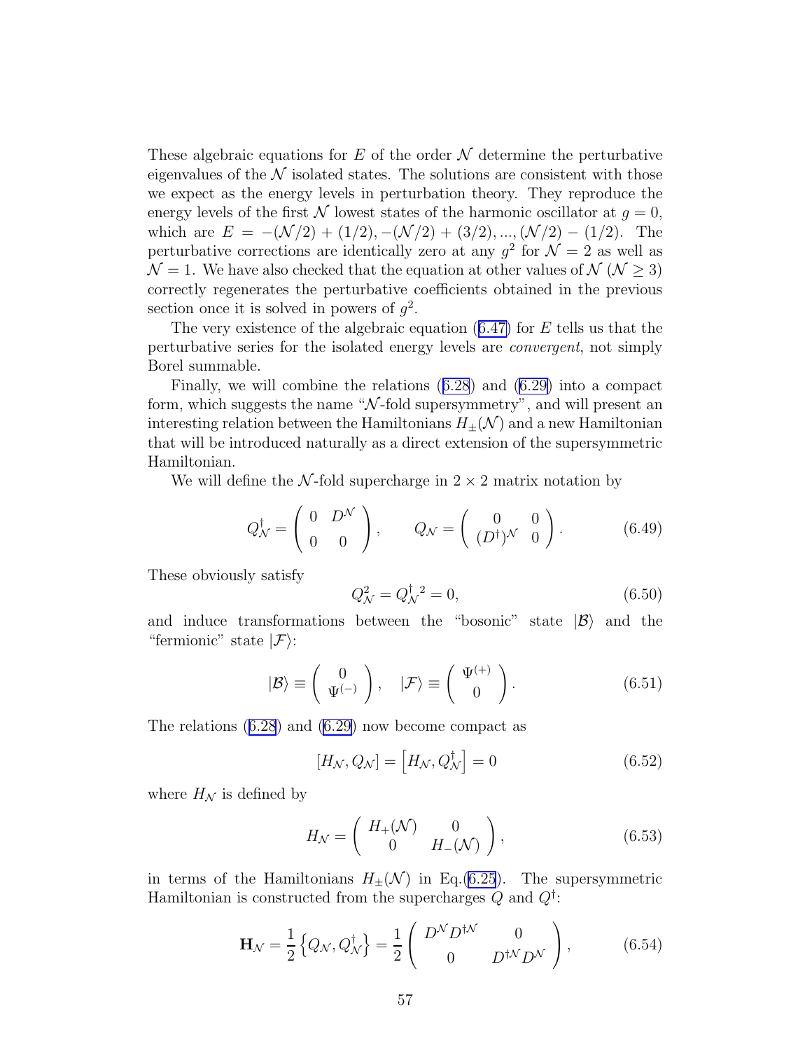These algebraic equations for $E$ of the order $\mathcal{N}$ determine the perturbative eigenvalues of the $\mathcal{N}$ isolated states. The solutions are consistent with those we expect as the energy levels in perturbation theory. They reproduce the energy levels of the first $\mathcal{N}$ lowest states of the harmonic oscillator at $g = 0$, which are $E = -(\mathcal{N}/2) + (1/2), -(\mathcal{N}/2) + (3/2), ..., (\mathcal{N}/2) - (1/2)$. The perturbative corrections are identically zero at any $g^2$ for $\mathcal{N} = 2$ as well as $\mathcal{N} = 1$. We have also checked that the equation at other values of $\mathcal{N}$ ($\mathcal{N} \geq 3$) correctly regenerates the perturbative coefficients obtained in the previous section once it is solved in powers of $g^2$.

The very existence of the algebraic equation (6.47) for $E$ tells us that the perturbative series for the isolated energy levels are *convergent*, not simply Borel summable.

Finally, we will combine the relations (6.28) and (6.29) into a compact form, which suggests the name "$\mathcal{N}$-fold supersymmetry", and will present an interesting relation between the Hamiltonians $H_{\pm}(\mathcal{N})$ and a new Hamiltonian that will be introduced naturally as a direct extension of the supersymmetric Hamiltonian.

We will define the $\mathcal{N}$-fold supercharge in $2 \times 2$ matrix notation by

$$Q_{\mathcal{N}}^{\dagger} = \begin{pmatrix} 0 & D^{\mathcal{N}} \\ 0 & 0 \end{pmatrix}, \qquad Q_{\mathcal{N}} = \begin{pmatrix} 0 & 0 \\ (D^{\dagger})^{\mathcal{N}} & 0 \end{pmatrix}. \tag{6.49}$$

These obviously satisfy

$$Q_{\mathcal{N}}^2 = Q_{\mathcal{N}}^{\dagger\,2} = 0, \tag{6.50}$$

and induce transformations between the "bosonic" state $|\mathcal{B}\rangle$ and the "fermionic" state $|\mathcal{F}\rangle$:

$$|\mathcal{B}\rangle \equiv \begin{pmatrix} 0 \\ \Psi^{(-)} \end{pmatrix}, \quad |\mathcal{F}\rangle \equiv \begin{pmatrix} \Psi^{(+)} \\ 0 \end{pmatrix}. \tag{6.51}$$

The relations (6.28) and (6.29) now become compact as

$$[H_{\mathcal{N}}, Q_{\mathcal{N}}] = \left[H_{\mathcal{N}}, Q_{\mathcal{N}}^{\dagger}\right] = 0 \tag{6.52}$$

where $H_{\mathcal{N}}$ is defined by

$$H_{\mathcal{N}} = \begin{pmatrix} H_{+}(\mathcal{N}) & 0 \\ 0 & H_{-}(\mathcal{N}) \end{pmatrix}, \tag{6.53}$$

in terms of the Hamiltonians $H_{\pm}(\mathcal{N})$ in Eq.(6.25). The supersymmetric Hamiltonian is constructed from the supercharges $Q$ and $Q^{\dagger}$:

$$\mathbf{H}_{\mathcal{N}} = \frac{1}{2}\left\{Q_{\mathcal{N}}, Q_{\mathcal{N}}^{\dagger}\right\} = \frac{1}{2}\begin{pmatrix} D^{\mathcal{N}} D^{\dagger\mathcal{N}} & 0 \\ 0 & D^{\dagger\mathcal{N}} D^{\mathcal{N}} \end{pmatrix}, \tag{6.54}$$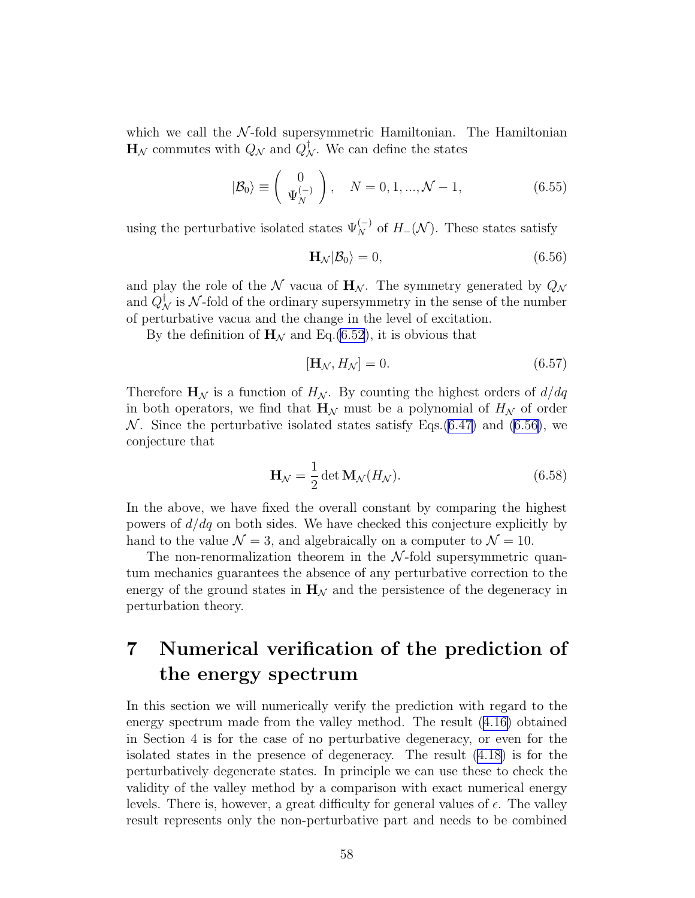which we call the $\mathcal{N}$-fold supersymmetric Hamiltonian. The Hamiltonian $\mathbf{H}_{\mathcal{N}}$ commutes with $Q_{\mathcal{N}}$ and $Q_{\mathcal{N}}^{\dagger}$. We can define the states

$$|\mathcal{B}_0\rangle \equiv \begin{pmatrix} 0 \\ \Psi_N^{(-)} \end{pmatrix}, \quad N = 0, 1, ..., \mathcal{N}-1, \tag{6.55}$$

using the perturbative isolated states $\Psi_N^{(-)}$ of $H_-(\mathcal{N})$. These states satisfy

$$\mathbf{H}_{\mathcal{N}}|\mathcal{B}_0\rangle = 0, \tag{6.56}$$

and play the role of the $\mathcal{N}$ vacua of $\mathbf{H}_{\mathcal{N}}$. The symmetry generated by $Q_{\mathcal{N}}$ and $Q_{\mathcal{N}}^{\dagger}$ is $\mathcal{N}$-fold of the ordinary supersymmetry in the sense of the number of perturbative vacua and the change in the level of excitation.

By the definition of $\mathbf{H}_{\mathcal{N}}$ and Eq.(6.52), it is obvious that

$$[\mathbf{H}_{\mathcal{N}}, H_{\mathcal{N}}] = 0. \tag{6.57}$$

Therefore $\mathbf{H}_{\mathcal{N}}$ is a function of $H_{\mathcal{N}}$. By counting the highest orders of $d/dq$ in both operators, we find that $\mathbf{H}_{\mathcal{N}}$ must be a polynomial of $H_{\mathcal{N}}$ of order $\mathcal{N}$. Since the perturbative isolated states satisfy Eqs.(6.47) and (6.56), we conjecture that

$$\mathbf{H}_{\mathcal{N}} = \frac{1}{2} \det \mathbf{M}_{\mathcal{N}}(H_{\mathcal{N}}). \tag{6.58}$$

In the above, we have fixed the overall constant by comparing the highest powers of $d/dq$ on both sides. We have checked this conjecture explicitly by hand to the value $\mathcal{N} = 3$, and algebraically on a computer to $\mathcal{N} = 10$.

The non-renormalization theorem in the $\mathcal{N}$-fold supersymmetric quantum mechanics guarantees the absence of any perturbative correction to the energy of the ground states in $\mathbf{H}_{\mathcal{N}}$ and the persistence of the degeneracy in perturbation theory.

# 7 Numerical verification of the prediction of the energy spectrum

In this section we will numerically verify the prediction with regard to the energy spectrum made from the valley method. The result (4.16) obtained in Section 4 is for the case of no perturbative degeneracy, or even for the isolated states in the presence of degeneracy. The result (4.18) is for the perturbatively degenerate states. In principle we can use these to check the validity of the valley method by a comparison with exact numerical energy levels. There is, however, a great difficulty for general values of $\epsilon$. The valley result represents only the non-perturbative part and needs to be combined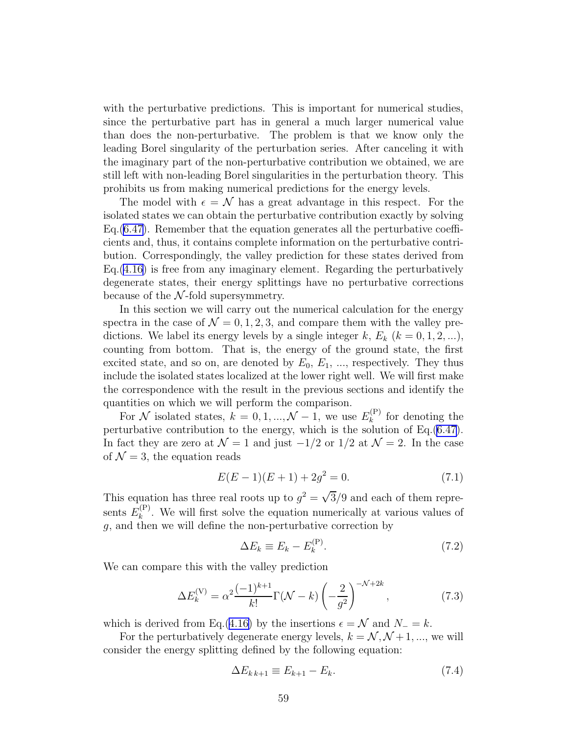with the perturbative predictions. This is important for numerical studies, since the perturbative part has in general a much larger numerical value than does the non-perturbative. The problem is that we know only the leading Borel singularity of the perturbation series. After canceling it with the imaginary part of the non-perturbative contribution we obtained, we are still left with non-leading Borel singularities in the perturbation theory. This prohibits us from making numerical predictions for the energy levels.

The model with $\epsilon = \mathcal{N}$ has a great advantage in this respect. For the isolated states we can obtain the perturbative contribution exactly by solving Eq.(6.47). Remember that the equation generates all the perturbative coefficients and, thus, it contains complete information on the perturbative contribution. Correspondingly, the valley prediction for these states derived from Eq.(4.16) is free from any imaginary element. Regarding the perturbatively degenerate states, their energy splittings have no perturbative corrections because of the $\mathcal{N}$-fold supersymmetry.

In this section we will carry out the numerical calculation for the energy spectra in the case of $\mathcal{N} = 0, 1, 2, 3$, and compare them with the valley predictions. We label its energy levels by a single integer $k$, $E_k$ ($k = 0, 1, 2, ...$), counting from bottom. That is, the energy of the ground state, the first excited state, and so on, are denoted by $E_0$, $E_1$, ..., respectively. They thus include the isolated states localized at the lower right well. We will first make the correspondence with the result in the previous sections and identify the quantities on which we will perform the comparison.

For $\mathcal{N}$ isolated states, $k = 0, 1, ..., \mathcal{N} - 1$, we use $E_k^{(\mathrm{P})}$ for denoting the perturbative contribution to the energy, which is the solution of Eq.(6.47). In fact they are zero at $\mathcal{N} = 1$ and just $-1/2$ or $1/2$ at $\mathcal{N} = 2$. In the case of $\mathcal{N} = 3$, the equation reads

$$E(E-1)(E+1) + 2g^2 = 0. \tag{7.1}$$

This equation has three real roots up to $g^2 = \sqrt{3}/9$ and each of them represents $E_k^{(\mathrm{P})}$. We will first solve the equation numerically at various values of $g$, and then we will define the non-perturbative correction by

$$\Delta E_k \equiv E_k - E_k^{(\mathrm{P})}. \tag{7.2}$$

We can compare this with the valley prediction

$$\Delta E_k^{(\mathrm{V})} = \alpha^2 \frac{(-1)^{k+1}}{k!} \Gamma(\mathcal{N} - k) \left( -\frac{2}{g^2} \right)^{-\mathcal{N}+2k}, \tag{7.3}$$

which is derived from Eq.(4.16) by the insertions $\epsilon = \mathcal{N}$ and $N_- = k$.

For the perturbatively degenerate energy levels, $k = \mathcal{N}, \mathcal{N} + 1, ...$, we will consider the energy splitting defined by the following equation:

$$\Delta E_{k\,k+1} \equiv E_{k+1} - E_k. \tag{7.4}$$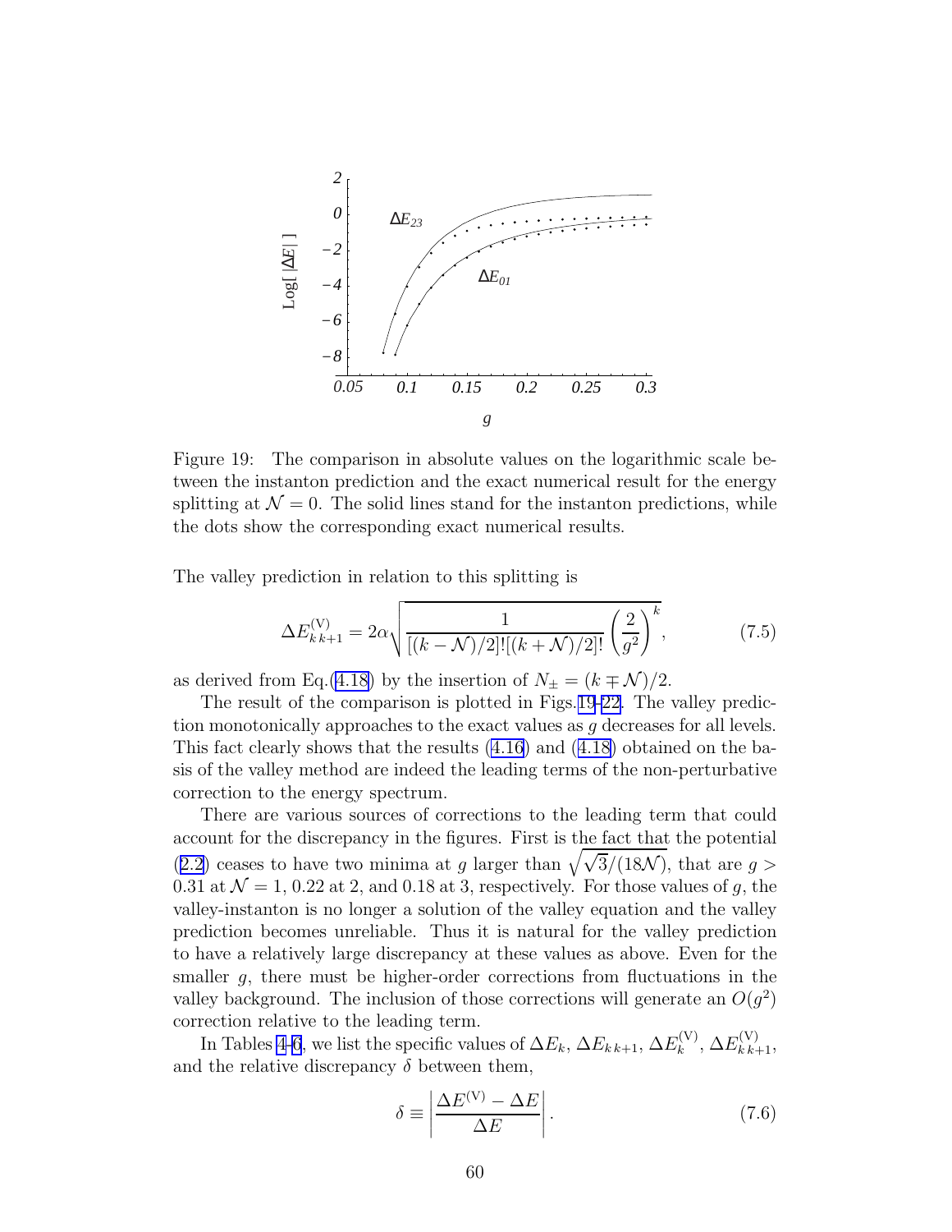Figure 19: The comparison in absolute values on the logarithmic scale between the instanton prediction and the exact numerical result for the energy splitting at $\mathcal{N} = 0$. The solid lines stand for the instanton predictions, while the dots show the corresponding exact numerical results.

The valley prediction in relation to this splitting is

$$\Delta E^{(\mathrm{V})}_{k\,k+1} = 2\alpha \sqrt{\frac{1}{[(k-\mathcal{N})/2]![(k+\mathcal{N})/2]!} \left(\frac{2}{g^2}\right)^k}, \tag{7.5}$$

as derived from Eq.(4.18) by the insertion of $N_\pm = (k \mp \mathcal{N})/2$.

The result of the comparison is plotted in Figs.19-22. The valley prediction monotonically approaches to the exact values as $g$ decreases for all levels. This fact clearly shows that the results (4.16) and (4.18) obtained on the basis of the valley method are indeed the leading terms of the non-perturbative correction to the energy spectrum.

There are various sources of corrections to the leading term that could account for the discrepancy in the figures. First is the fact that the potential (2.2) ceases to have two minima at $g$ larger than $\sqrt{\sqrt{3}/(18\mathcal{N})}$, that are $g > 0.31$ at $\mathcal{N} = 1$, $0.22$ at 2, and $0.18$ at 3, respectively. For those values of $g$, the valley-instanton is no longer a solution of the valley equation and the valley prediction becomes unreliable. Thus it is natural for the valley prediction to have a relatively large discrepancy at these values as above. Even for the smaller $g$, there must be higher-order corrections from fluctuations in the valley background. The inclusion of those corrections will generate an $O(g^2)$ correction relative to the leading term.

In Tables 4-6, we list the specific values of $\Delta E_k$, $\Delta E_{k\,k+1}$, $\Delta E^{(\mathrm{V})}_k$, $\Delta E^{(\mathrm{V})}_{k\,k+1}$, and the relative discrepancy $\delta$ between them,

$$\delta \equiv \left| \frac{\Delta E^{(\mathrm{V})} - \Delta E}{\Delta E} \right|. \tag{7.6}$$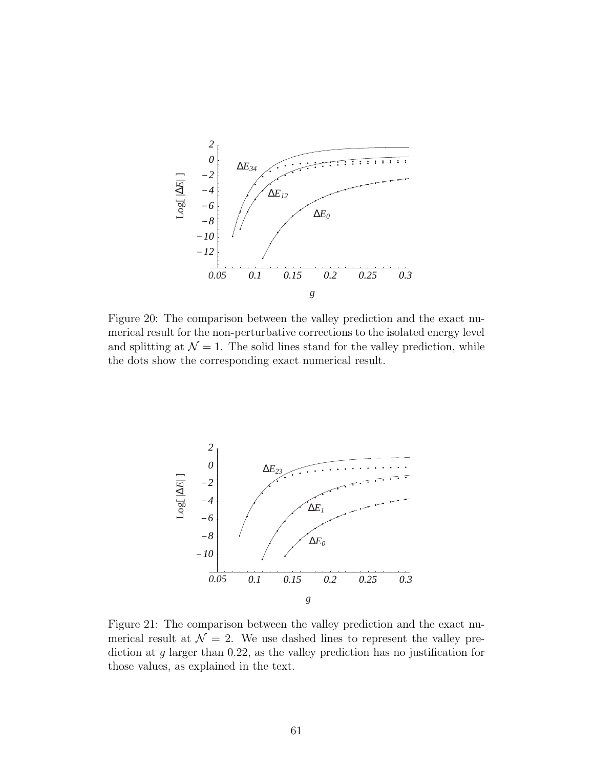Figure 20: The comparison between the valley prediction and the exact numerical result for the non-perturbative corrections to the isolated energy level and splitting at $\mathcal{N} = 1$. The solid lines stand for the valley prediction, while the dots show the corresponding exact numerical result.

Figure 21: The comparison between the valley prediction and the exact numerical result at $\mathcal{N} = 2$. We use dashed lines to represent the valley prediction at $g$ larger than 0.22, as the valley prediction has no justification for those values, as explained in the text.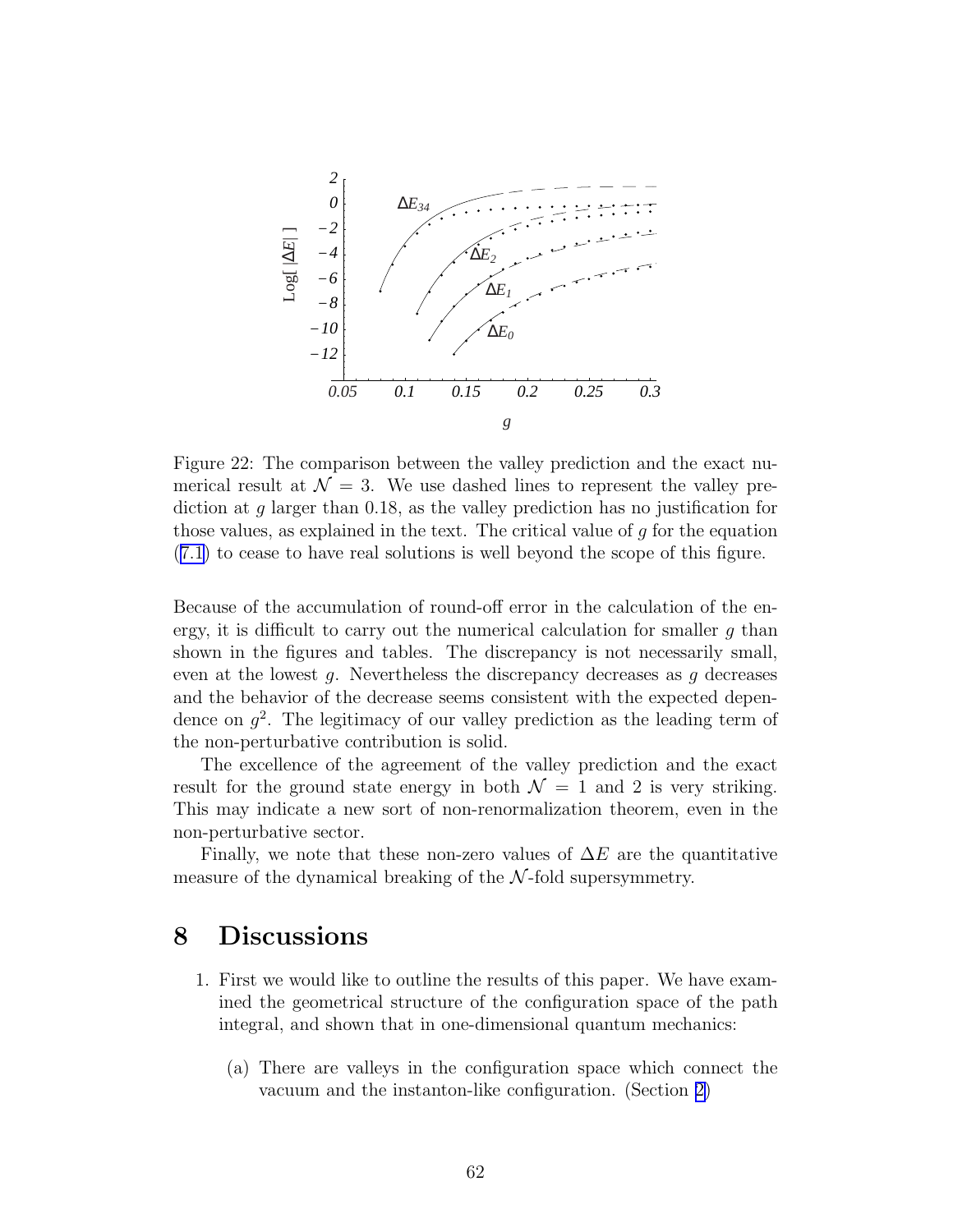Figure 22: The comparison between the valley prediction and the exact numerical result at $\mathcal{N} = 3$. We use dashed lines to represent the valley prediction at $g$ larger than 0.18, as the valley prediction has no justification for those values, as explained in the text. The critical value of $g$ for the equation (7.1) to cease to have real solutions is well beyond the scope of this figure.

Because of the accumulation of round-off error in the calculation of the energy, it is difficult to carry out the numerical calculation for smaller $g$ than shown in the figures and tables. The discrepancy is not necessarily small, even at the lowest $g$. Nevertheless the discrepancy decreases as $g$ decreases and the behavior of the decrease seems consistent with the expected dependence on $g^2$. The legitimacy of our valley prediction as the leading term of the non-perturbative contribution is solid.

The excellence of the agreement of the valley prediction and the exact result for the ground state energy in both $\mathcal{N} = 1$ and 2 is very striking. This may indicate a new sort of non-renormalization theorem, even in the non-perturbative sector.

Finally, we note that these non-zero values of $\Delta E$ are the quantitative measure of the dynamical breaking of the $\mathcal{N}$-fold supersymmetry.

# 8 Discussions

1. First we would like to outline the results of this paper. We have examined the geometrical structure of the configuration space of the path integral, and shown that in one-dimensional quantum mechanics:

   (a) There are valleys in the configuration space which connect the vacuum and the instanton-like configuration. (Section 2)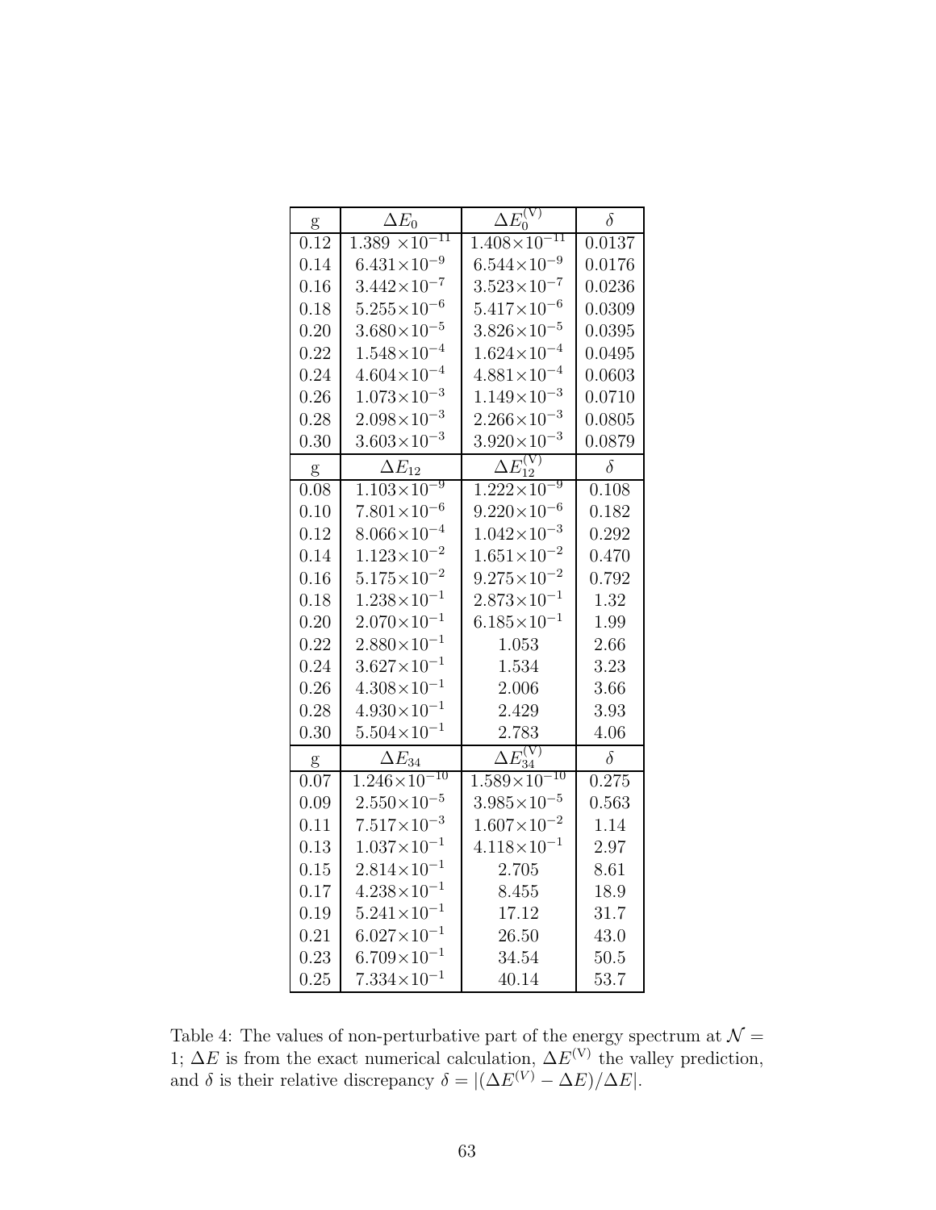| g | $\Delta E_0$ | $\Delta E_0^{(\mathrm{V})}$ | $\delta$ |
|---|---|---|---|
| 0.12 | $1.389\times10^{-11}$ | $1.408\times10^{-11}$ | 0.0137 |
| 0.14 | $6.431\times10^{-9}$ | $6.544\times10^{-9}$ | 0.0176 |
| 0.16 | $3.442\times10^{-7}$ | $3.523\times10^{-7}$ | 0.0236 |
| 0.18 | $5.255\times10^{-6}$ | $5.417\times10^{-6}$ | 0.0309 |
| 0.20 | $3.680\times10^{-5}$ | $3.826\times10^{-5}$ | 0.0395 |
| 0.22 | $1.548\times10^{-4}$ | $1.624\times10^{-4}$ | 0.0495 |
| 0.24 | $4.604\times10^{-4}$ | $4.881\times10^{-4}$ | 0.0603 |
| 0.26 | $1.073\times10^{-3}$ | $1.149\times10^{-3}$ | 0.0710 |
| 0.28 | $2.098\times10^{-3}$ | $2.266\times10^{-3}$ | 0.0805 |
| 0.30 | $3.603\times10^{-3}$ | $3.920\times10^{-3}$ | 0.0879 |
| g | $\Delta E_{12}$ | $\Delta E_{12}^{(\mathrm{V})}$ | $\delta$ |
| 0.08 | $1.103\times10^{-9}$ | $1.222\times10^{-9}$ | 0.108 |
| 0.10 | $7.801\times10^{-6}$ | $9.220\times10^{-6}$ | 0.182 |
| 0.12 | $8.066\times10^{-4}$ | $1.042\times10^{-3}$ | 0.292 |
| 0.14 | $1.123\times10^{-2}$ | $1.651\times10^{-2}$ | 0.470 |
| 0.16 | $5.175\times10^{-2}$ | $9.275\times10^{-2}$ | 0.792 |
| 0.18 | $1.238\times10^{-1}$ | $2.873\times10^{-1}$ | 1.32 |
| 0.20 | $2.070\times10^{-1}$ | $6.185\times10^{-1}$ | 1.99 |
| 0.22 | $2.880\times10^{-1}$ | 1.053 | 2.66 |
| 0.24 | $3.627\times10^{-1}$ | 1.534 | 3.23 |
| 0.26 | $4.308\times10^{-1}$ | 2.006 | 3.66 |
| 0.28 | $4.930\times10^{-1}$ | 2.429 | 3.93 |
| 0.30 | $5.504\times10^{-1}$ | 2.783 | 4.06 |
| g | $\Delta E_{34}$ | $\Delta E_{34}^{(\mathrm{V})}$ | $\delta$ |
| 0.07 | $1.246\times10^{-10}$ | $1.589\times10^{-10}$ | 0.275 |
| 0.09 | $2.550\times10^{-5}$ | $3.985\times10^{-5}$ | 0.563 |
| 0.11 | $7.517\times10^{-3}$ | $1.607\times10^{-2}$ | 1.14 |
| 0.13 | $1.037\times10^{-1}$ | $4.118\times10^{-1}$ | 2.97 |
| 0.15 | $2.814\times10^{-1}$ | 2.705 | 8.61 |
| 0.17 | $4.238\times10^{-1}$ | 8.455 | 18.9 |
| 0.19 | $5.241\times10^{-1}$ | 17.12 | 31.7 |
| 0.21 | $6.027\times10^{-1}$ | 26.50 | 43.0 |
| 0.23 | $6.709\times10^{-1}$ | 34.54 | 50.5 |
| 0.25 | $7.334\times10^{-1}$ | 40.14 | 53.7 |

Table 4: The values of non-perturbative part of the energy spectrum at $\mathcal{N} = 1$; $\Delta E$ is from the exact numerical calculation, $\Delta E^{(V)}$ the valley prediction, and $\delta$ is their relative discrepancy $\delta = |(\Delta E^{(V)} - \Delta E)/\Delta E|$.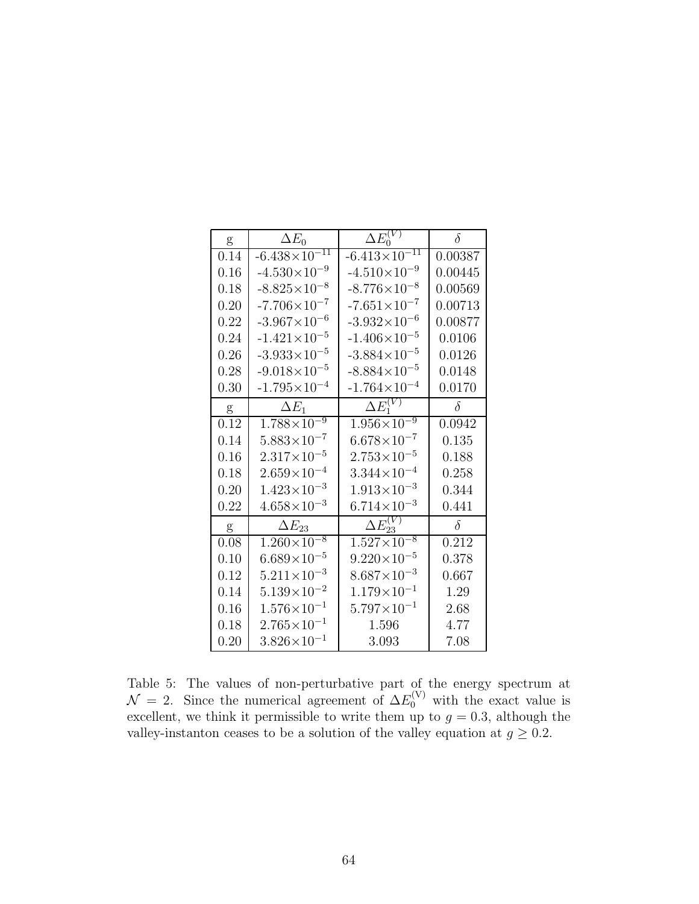| g | $\Delta E_0$ | $\Delta E_0^{(V)}$ | $\delta$ |
|---|---|---|---|
| 0.14 | $-6.438\times10^{-11}$ | $-6.413\times10^{-11}$ | 0.00387 |
| 0.16 | $-4.530\times10^{-9}$ | $-4.510\times10^{-9}$ | 0.00445 |
| 0.18 | $-8.825\times10^{-8}$ | $-8.776\times10^{-8}$ | 0.00569 |
| 0.20 | $-7.706\times10^{-7}$ | $-7.651\times10^{-7}$ | 0.00713 |
| 0.22 | $-3.967\times10^{-6}$ | $-3.932\times10^{-6}$ | 0.00877 |
| 0.24 | $-1.421\times10^{-5}$ | $-1.406\times10^{-5}$ | 0.0106 |
| 0.26 | $-3.933\times10^{-5}$ | $-3.884\times10^{-5}$ | 0.0126 |
| 0.28 | $-9.018\times10^{-5}$ | $-8.884\times10^{-5}$ | 0.0148 |
| 0.30 | $-1.795\times10^{-4}$ | $-1.764\times10^{-4}$ | 0.0170 |
| g | $\Delta E_1$ | $\Delta E_1^{(V)}$ | $\delta$ |
| 0.12 | $1.788\times10^{-9}$ | $1.956\times10^{-9}$ | 0.0942 |
| 0.14 | $5.883\times10^{-7}$ | $6.678\times10^{-7}$ | 0.135 |
| 0.16 | $2.317\times10^{-5}$ | $2.753\times10^{-5}$ | 0.188 |
| 0.18 | $2.659\times10^{-4}$ | $3.344\times10^{-4}$ | 0.258 |
| 0.20 | $1.423\times10^{-3}$ | $1.913\times10^{-3}$ | 0.344 |
| 0.22 | $4.658\times10^{-3}$ | $6.714\times10^{-3}$ | 0.441 |
| g | $\Delta E_{23}$ | $\Delta E_{23}^{(V)}$ | $\delta$ |
| 0.08 | $1.260\times10^{-8}$ | $1.527\times10^{-8}$ | 0.212 |
| 0.10 | $6.689\times10^{-5}$ | $9.220\times10^{-5}$ | 0.378 |
| 0.12 | $5.211\times10^{-3}$ | $8.687\times10^{-3}$ | 0.667 |
| 0.14 | $5.139\times10^{-2}$ | $1.179\times10^{-1}$ | 1.29 |
| 0.16 | $1.576\times10^{-1}$ | $5.797\times10^{-1}$ | 2.68 |
| 0.18 | $2.765\times10^{-1}$ | 1.596 | 4.77 |
| 0.20 | $3.826\times10^{-1}$ | 3.093 | 7.08 |

Table 5: The values of non-perturbative part of the energy spectrum at $\mathcal{N} = 2$. Since the numerical agreement of $\Delta E_0^{(\mathrm{V})}$ with the exact value is excellent, we think it permissible to write them up to $g = 0.3$, although the valley-instanton ceases to be a solution of the valley equation at $g \geq 0.2$.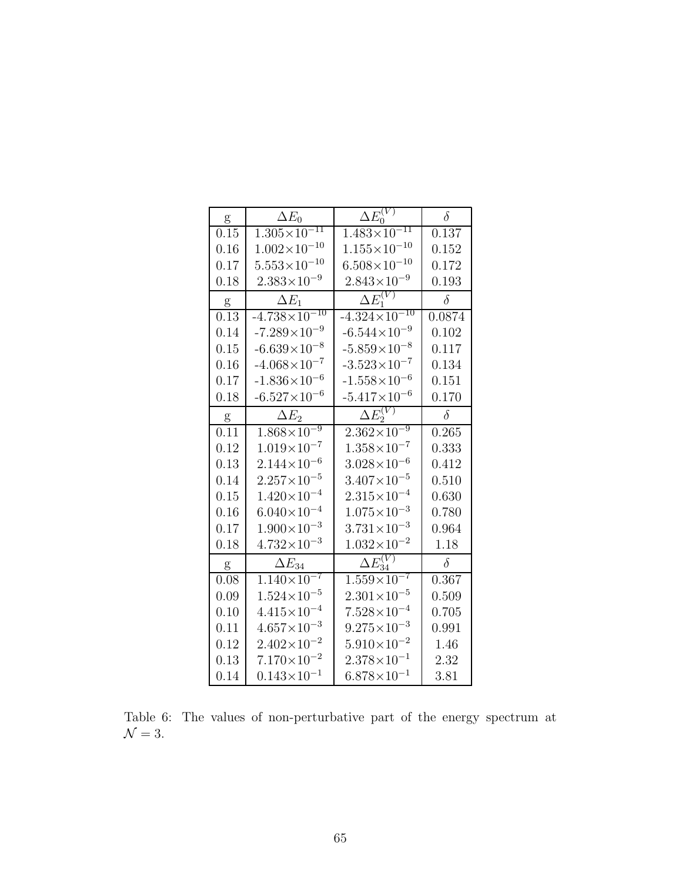| g | $\Delta E_0$ | $\Delta E_0^{(V)}$ | $\delta$ |
|---|---|---|---|
| 0.15 | $1.305{\times}10^{-11}$ | $1.483{\times}10^{-11}$ | 0.137 |
| 0.16 | $1.002{\times}10^{-10}$ | $1.155{\times}10^{-10}$ | 0.152 |
| 0.17 | $5.553{\times}10^{-10}$ | $6.508{\times}10^{-10}$ | 0.172 |
| 0.18 | $2.383{\times}10^{-9}$ | $2.843{\times}10^{-9}$ | 0.193 |
| g | $\Delta E_1$ | $\Delta E_1^{(V)}$ | $\delta$ |
| 0.13 | $-4.738{\times}10^{-10}$ | $-4.324{\times}10^{-10}$ | 0.0874 |
| 0.14 | $-7.289{\times}10^{-9}$ | $-6.544{\times}10^{-9}$ | 0.102 |
| 0.15 | $-6.639{\times}10^{-8}$ | $-5.859{\times}10^{-8}$ | 0.117 |
| 0.16 | $-4.068{\times}10^{-7}$ | $-3.523{\times}10^{-7}$ | 0.134 |
| 0.17 | $-1.836{\times}10^{-6}$ | $-1.558{\times}10^{-6}$ | 0.151 |
| 0.18 | $-6.527{\times}10^{-6}$ | $-5.417{\times}10^{-6}$ | 0.170 |
| g | $\Delta E_2$ | $\Delta E_2^{(V)}$ | $\delta$ |
| 0.11 | $1.868{\times}10^{-9}$ | $2.362{\times}10^{-9}$ | 0.265 |
| 0.12 | $1.019{\times}10^{-7}$ | $1.358{\times}10^{-7}$ | 0.333 |
| 0.13 | $2.144{\times}10^{-6}$ | $3.028{\times}10^{-6}$ | 0.412 |
| 0.14 | $2.257{\times}10^{-5}$ | $3.407{\times}10^{-5}$ | 0.510 |
| 0.15 | $1.420{\times}10^{-4}$ | $2.315{\times}10^{-4}$ | 0.630 |
| 0.16 | $6.040{\times}10^{-4}$ | $1.075{\times}10^{-3}$ | 0.780 |
| 0.17 | $1.900{\times}10^{-3}$ | $3.731{\times}10^{-3}$ | 0.964 |
| 0.18 | $4.732{\times}10^{-3}$ | $1.032{\times}10^{-2}$ | 1.18 |
| g | $\Delta E_{34}$ | $\Delta E_{34}^{(V)}$ | $\delta$ |
| 0.08 | $1.140{\times}10^{-7}$ | $1.559{\times}10^{-7}$ | 0.367 |
| 0.09 | $1.524{\times}10^{-5}$ | $2.301{\times}10^{-5}$ | 0.509 |
| 0.10 | $4.415{\times}10^{-4}$ | $7.528{\times}10^{-4}$ | 0.705 |
| 0.11 | $4.657{\times}10^{-3}$ | $9.275{\times}10^{-3}$ | 0.991 |
| 0.12 | $2.402{\times}10^{-2}$ | $5.910{\times}10^{-2}$ | 1.46 |
| 0.13 | $7.170{\times}10^{-2}$ | $2.378{\times}10^{-1}$ | 2.32 |
| 0.14 | $0.143{\times}10^{-1}$ | $6.878{\times}10^{-1}$ | 3.81 |

Table 6: The values of non-perturbative part of the energy spectrum at $\mathcal{N} = 3$.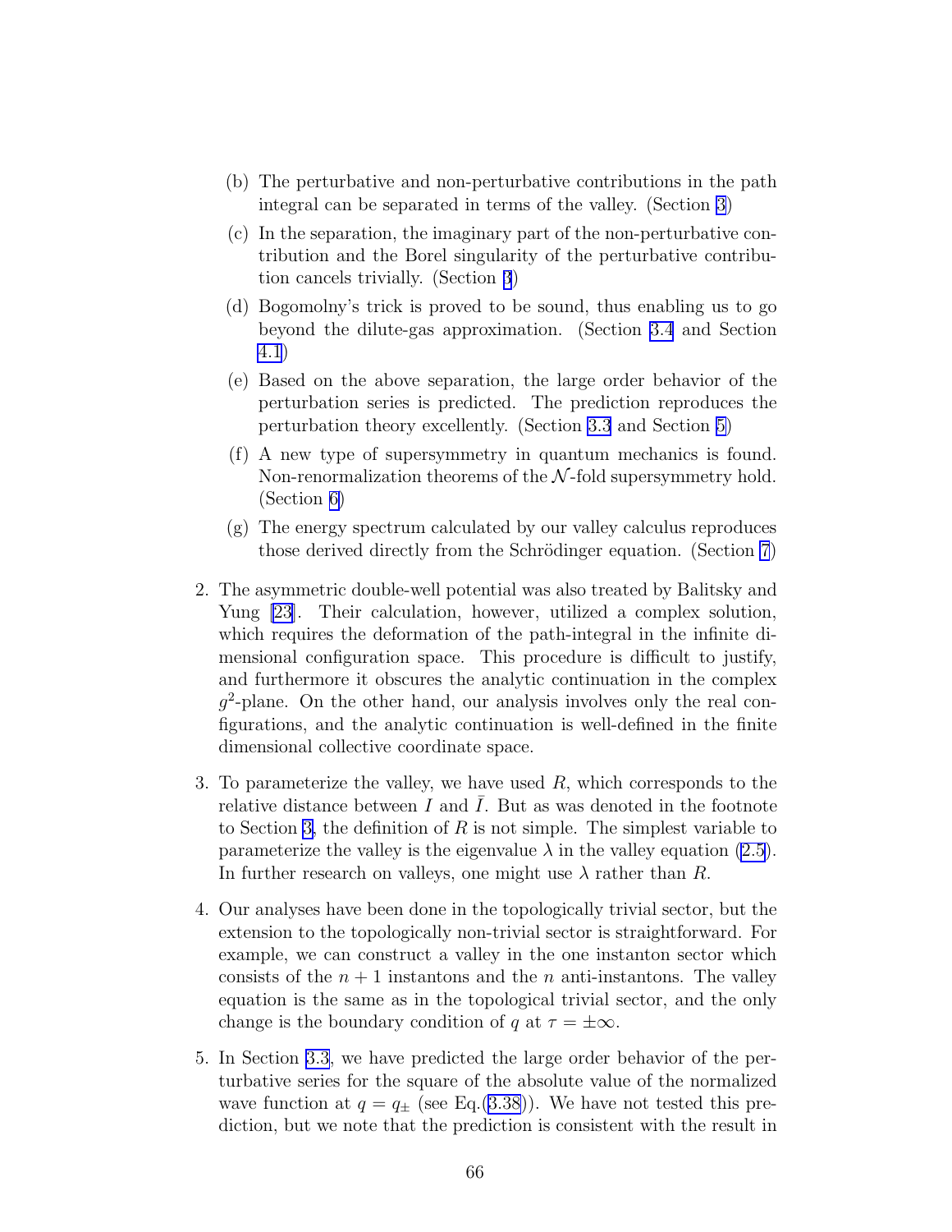(b) The perturbative and non-perturbative contributions in the path integral can be separated in terms of the valley. (Section 3)

   (c) In the separation, the imaginary part of the non-perturbative contribution and the Borel singularity of the perturbative contribution cancels trivially. (Section 3)

   (d) Bogomolny's trick is proved to be sound, thus enabling us to go beyond the dilute-gas approximation. (Section 3.4 and Section 4.1)

   (e) Based on the above separation, the large order behavior of the perturbation series is predicted. The prediction reproduces the perturbation theory excellently. (Section 3.3 and Section 5)

   (f) A new type of supersymmetry in quantum mechanics is found. Non-renormalization theorems of the $\mathcal{N}$-fold supersymmetry hold. (Section 6)

   (g) The energy spectrum calculated by our valley calculus reproduces those derived directly from the Schrödinger equation. (Section 7)

2. The asymmetric double-well potential was also treated by Balitsky and Yung [23]. Their calculation, however, utilized a complex solution, which requires the deformation of the path-integral in the infinite dimensional configuration space. This procedure is difficult to justify, and furthermore it obscures the analytic continuation in the complex $g^2$-plane. On the other hand, our analysis involves only the real configurations, and the analytic continuation is well-defined in the finite dimensional collective coordinate space.

3. To parameterize the valley, we have used $R$, which corresponds to the relative distance between $I$ and $\bar{I}$. But as was denoted in the footnote to Section 3, the definition of $R$ is not simple. The simplest variable to parameterize the valley is the eigenvalue $\lambda$ in the valley equation (2.5). In further research on valleys, one might use $\lambda$ rather than $R$.

4. Our analyses have been done in the topologically trivial sector, but the extension to the topologically non-trivial sector is straightforward. For example, we can construct a valley in the one instanton sector which consists of the $n + 1$ instantons and the $n$ anti-instantons. The valley equation is the same as in the topological trivial sector, and the only change is the boundary condition of $q$ at $\tau = \pm\infty$.

5. In Section 3.3, we have predicted the large order behavior of the perturbative series for the square of the absolute value of the normalized wave function at $q = q_\pm$ (see Eq.(3.38)). We have not tested this prediction, but we note that the prediction is consistent with the result in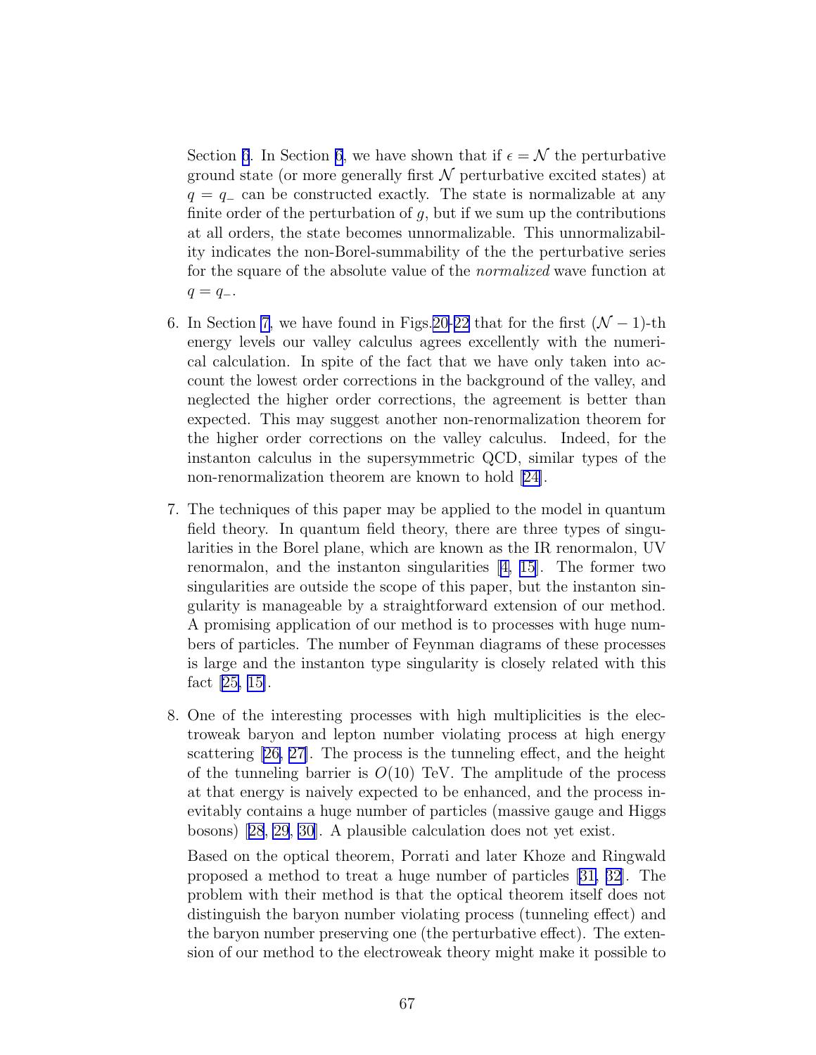Section 6. In Section 6, we have shown that if $\epsilon = \mathcal{N}$ the perturbative ground state (or more generally first $\mathcal{N}$ perturbative excited states) at $q = q_-$ can be constructed exactly. The state is normalizable at any finite order of the perturbation of $g$, but if we sum up the contributions at all orders, the state becomes unnormalizable. This unnormalizability indicates the non-Borel-summability of the the perturbative series for the square of the absolute value of the *normalized* wave function at $q = q_-$.

6. In Section 7, we have found in Figs.20-22 that for the first $(\mathcal{N}-1)$-th energy levels our valley calculus agrees excellently with the numerical calculation. In spite of the fact that we have only taken into account the lowest order corrections in the background of the valley, and neglected the higher order corrections, the agreement is better than expected. This may suggest another non-renormalization theorem for the higher order corrections on the valley calculus. Indeed, for the instanton calculus in the supersymmetric QCD, similar types of the non-renormalization theorem are known to hold [24].

7. The techniques of this paper may be applied to the model in quantum field theory. In quantum field theory, there are three types of singularities in the Borel plane, which are known as the IR renormalon, UV renormalon, and the instanton singularities [4, 15]. The former two singularities are outside the scope of this paper, but the instanton singularity is manageable by a straightforward extension of our method. A promising application of our method is to processes with huge numbers of particles. The number of Feynman diagrams of these processes is large and the instanton type singularity is closely related with this fact [25, 15].

8. One of the interesting processes with high multiplicities is the electroweak baryon and lepton number violating process at high energy scattering [26, 27]. The process is the tunneling effect, and the height of the tunneling barrier is $O(10)$ TeV. The amplitude of the process at that energy is naively expected to be enhanced, and the process inevitably contains a huge number of particles (massive gauge and Higgs bosons) [28, 29, 30]. A plausible calculation does not yet exist.

   Based on the optical theorem, Porrati and later Khoze and Ringwald proposed a method to treat a huge number of particles [31, 32]. The problem with their method is that the optical theorem itself does not distinguish the baryon number violating process (tunneling effect) and the baryon number preserving one (the perturbative effect). The extension of our method to the electroweak theory might make it possible to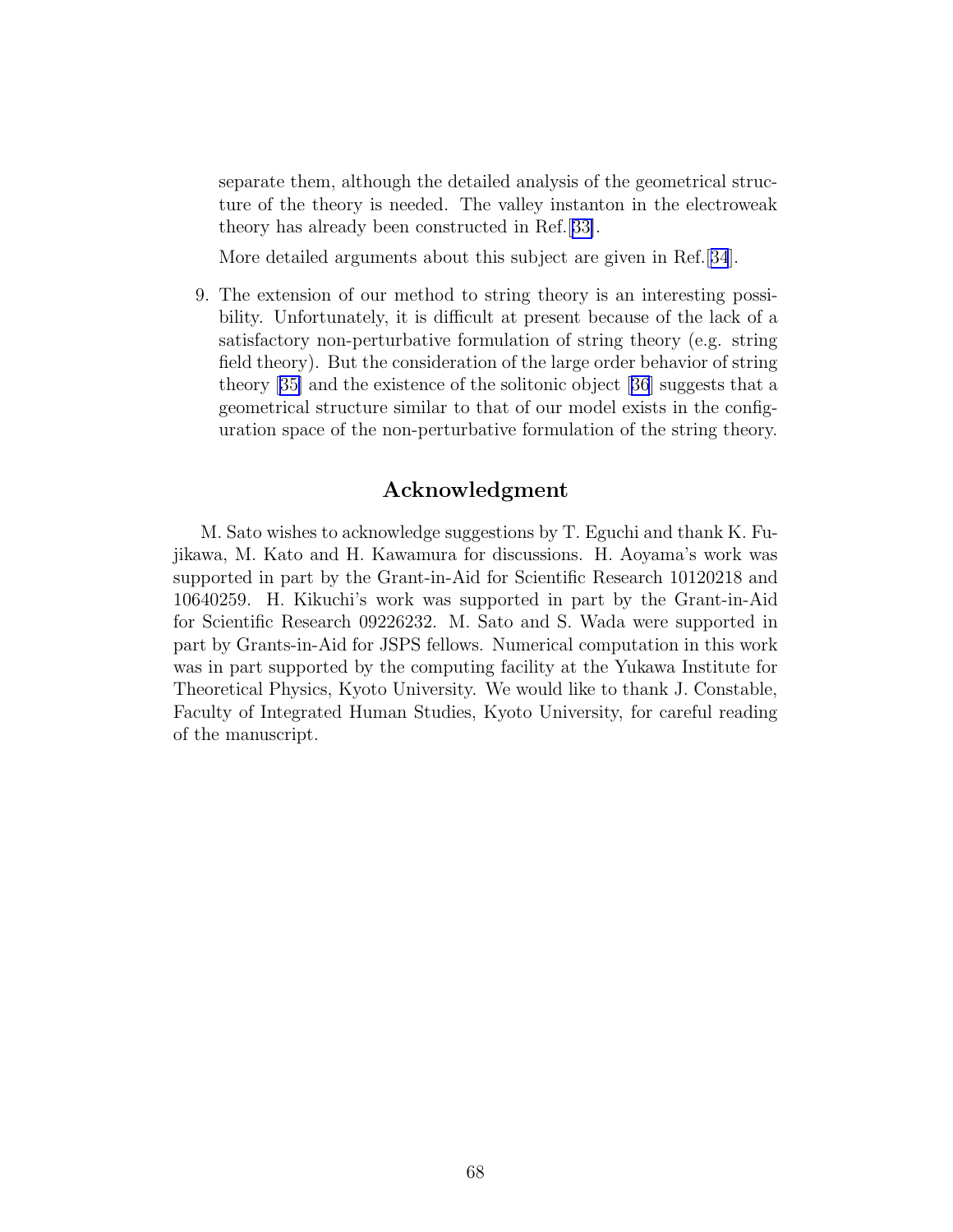separate them, although the detailed analysis of the geometrical structure of the theory is needed. The valley instanton in the electroweak theory has already been constructed in Ref.[33].

More detailed arguments about this subject are given in Ref.[34].

9. The extension of our method to string theory is an interesting possibility. Unfortunately, it is difficult at present because of the lack of a satisfactory non-perturbative formulation of string theory (e.g. string field theory). But the consideration of the large order behavior of string theory [35] and the existence of the solitonic object [36] suggests that a geometrical structure similar to that of our model exists in the configuration space of the non-perturbative formulation of the string theory.

## Acknowledgment

M. Sato wishes to acknowledge suggestions by T. Eguchi and thank K. Fujikawa, M. Kato and H. Kawamura for discussions. H. Aoyama's work was supported in part by the Grant-in-Aid for Scientific Research 10120218 and 10640259. H. Kikuchi's work was supported in part by the Grant-in-Aid for Scientific Research 09226232. M. Sato and S. Wada were supported in part by Grants-in-Aid for JSPS fellows. Numerical computation in this work was in part supported by the computing facility at the Yukawa Institute for Theoretical Physics, Kyoto University. We would like to thank J. Constable, Faculty of Integrated Human Studies, Kyoto University, for careful reading of the manuscript.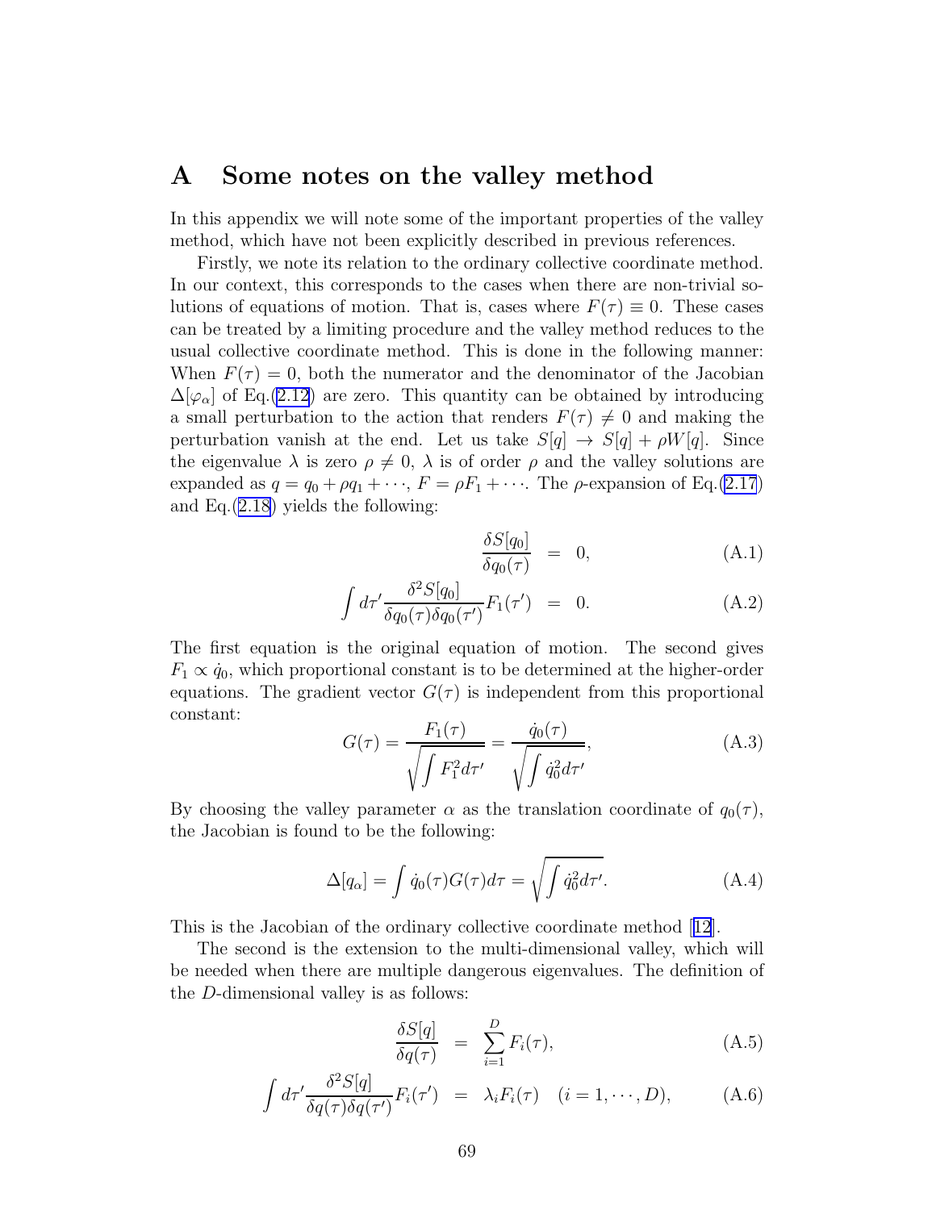# A Some notes on the valley method

In this appendix we will note some of the important properties of the valley method, which have not been explicitly described in previous references.

Firstly, we note its relation to the ordinary collective coordinate method. In our context, this corresponds to the cases when there are non-trivial solutions of equations of motion. That is, cases where $F(\tau) \equiv 0$. These cases can be treated by a limiting procedure and the valley method reduces to the usual collective coordinate method. This is done in the following manner: When $F(\tau) = 0$, both the numerator and the denominator of the Jacobian $\Delta[\varphi_\alpha]$ of Eq.(2.12) are zero. This quantity can be obtained by introducing a small perturbation to the action that renders $F(\tau) \neq 0$ and making the perturbation vanish at the end. Let us take $S[q] \to S[q] + \rho W[q]$. Since the eigenvalue $\lambda$ is zero $\rho \neq 0$, $\lambda$ is of order $\rho$ and the valley solutions are expanded as $q = q_0 + \rho q_1 + \cdots$, $F = \rho F_1 + \cdots$. The $\rho$-expansion of Eq.(2.17) and Eq.(2.18) yields the following:

$$
\frac{\delta S[q_0]}{\delta q_0(\tau)} = 0, \tag{A.1}
$$

$$
\int d\tau' \frac{\delta^2 S[q_0]}{\delta q_0(\tau)\delta q_0(\tau')} F_1(\tau') = 0. \tag{A.2}
$$

The first equation is the original equation of motion. The second gives $F_1 \propto \dot{q}_0$, which proportional constant is to be determined at the higher-order equations. The gradient vector $G(\tau)$ is independent from this proportional constant:

$$
G(\tau) = \frac{F_1(\tau)}{\sqrt{\int F_1^2 d\tau'}} = \frac{\dot{q}_0(\tau)}{\sqrt{\int \dot{q}_0^2 d\tau'}}, \tag{A.3}
$$

By choosing the valley parameter $\alpha$ as the translation coordinate of $q_0(\tau)$, the Jacobian is found to be the following:

$$
\Delta[q_\alpha] = \int \dot{q}_0(\tau) G(\tau) d\tau = \sqrt{\int \dot{q}_0^2 d\tau'}. \tag{A.4}
$$

This is the Jacobian of the ordinary collective coordinate method [12].

The second is the extension to the multi-dimensional valley, which will be needed when there are multiple dangerous eigenvalues. The definition of the $D$-dimensional valley is as follows:

$$
\frac{\delta S[q]}{\delta q(\tau)} = \sum_{i=1}^{D} F_i(\tau), \tag{A.5}
$$

$$
\int d\tau' \frac{\delta^2 S[q]}{\delta q(\tau)\delta q(\tau')} F_i(\tau') = \lambda_i F_i(\tau) \quad (i = 1, \cdots, D), \tag{A.6}
$$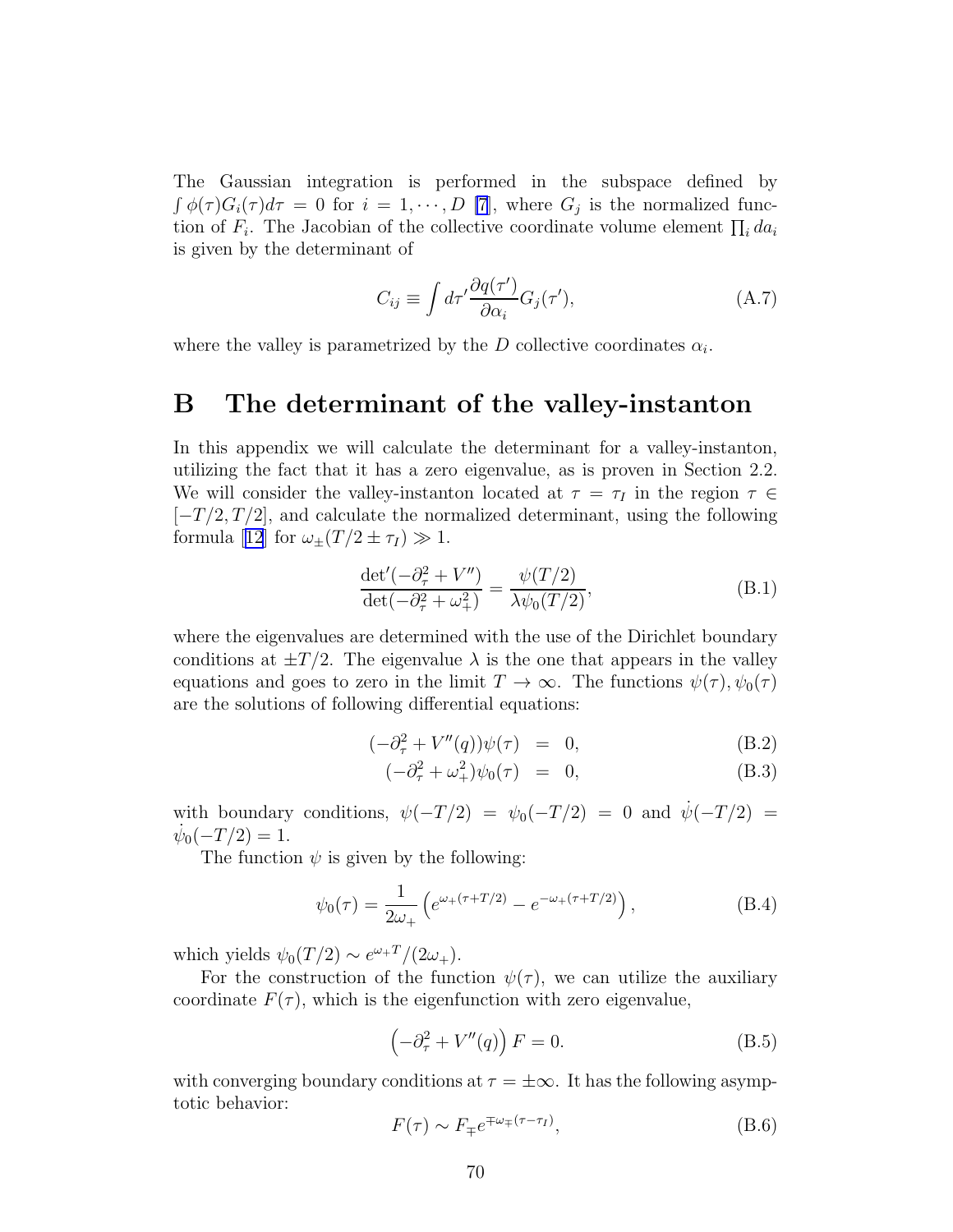The Gaussian integration is performed in the subspace defined by $\int \phi(\tau) G_i(\tau) d\tau = 0$ for $i = 1, \cdots, D$ [7], where $G_j$ is the normalized function of $F_i$. The Jacobian of the collective coordinate volume element $\prod_i da_i$ is given by the determinant of

$$C_{ij} \equiv \int d\tau' \frac{\partial q(\tau')}{\partial \alpha_i} G_j(\tau'), \tag{A.7}$$

where the valley is parametrized by the $D$ collective coordinates $\alpha_i$.

# B The determinant of the valley-instanton

In this appendix we will calculate the determinant for a valley-instanton, utilizing the fact that it has a zero eigenvalue, as is proven in Section 2.2. We will consider the valley-instanton located at $\tau = \tau_I$ in the region $\tau \in [-T/2, T/2]$, and calculate the normalized determinant, using the following formula [12] for $\omega_\pm(T/2 \pm \tau_I) \gg 1$.

$$\frac{\det'(-\partial_\tau^2 + V'')}{\det(-\partial_\tau^2 + \omega_+^2)} = \frac{\psi(T/2)}{\lambda \psi_0(T/2)}, \tag{B.1}$$

where the eigenvalues are determined with the use of the Dirichlet boundary conditions at $\pm T/2$. The eigenvalue $\lambda$ is the one that appears in the valley equations and goes to zero in the limit $T \to \infty$. The functions $\psi(\tau), \psi_0(\tau)$ are the solutions of following differential equations:

$$(-\partial_\tau^2 + V''(q))\psi(\tau) = 0, \tag{B.2}$$

$$(-\partial_\tau^2 + \omega_+^2)\psi_0(\tau) = 0, \tag{B.3}$$

with boundary conditions, $\psi(-T/2) = \psi_0(-T/2) = 0$ and $\dot{\psi}(-T/2) = \dot{\psi}_0(-T/2) = 1$.

The function $\psi$ is given by the following:

$$\psi_0(\tau) = \frac{1}{2\omega_+}\left(e^{\omega_+(\tau+T/2)} - e^{-\omega_+(\tau+T/2)}\right), \tag{B.4}$$

which yields $\psi_0(T/2) \sim e^{\omega_+ T}/(2\omega_+)$.

For the construction of the function $\psi(\tau)$, we can utilize the auxiliary coordinate $F(\tau)$, which is the eigenfunction with zero eigenvalue,

$$\left(-\partial_\tau^2 + V''(q)\right) F = 0. \tag{B.5}$$

with converging boundary conditions at $\tau = \pm\infty$. It has the following asymptotic behavior:

$$F(\tau) \sim F_\mp e^{\mp\omega_\mp(\tau - \tau_I)}, \tag{B.6}$$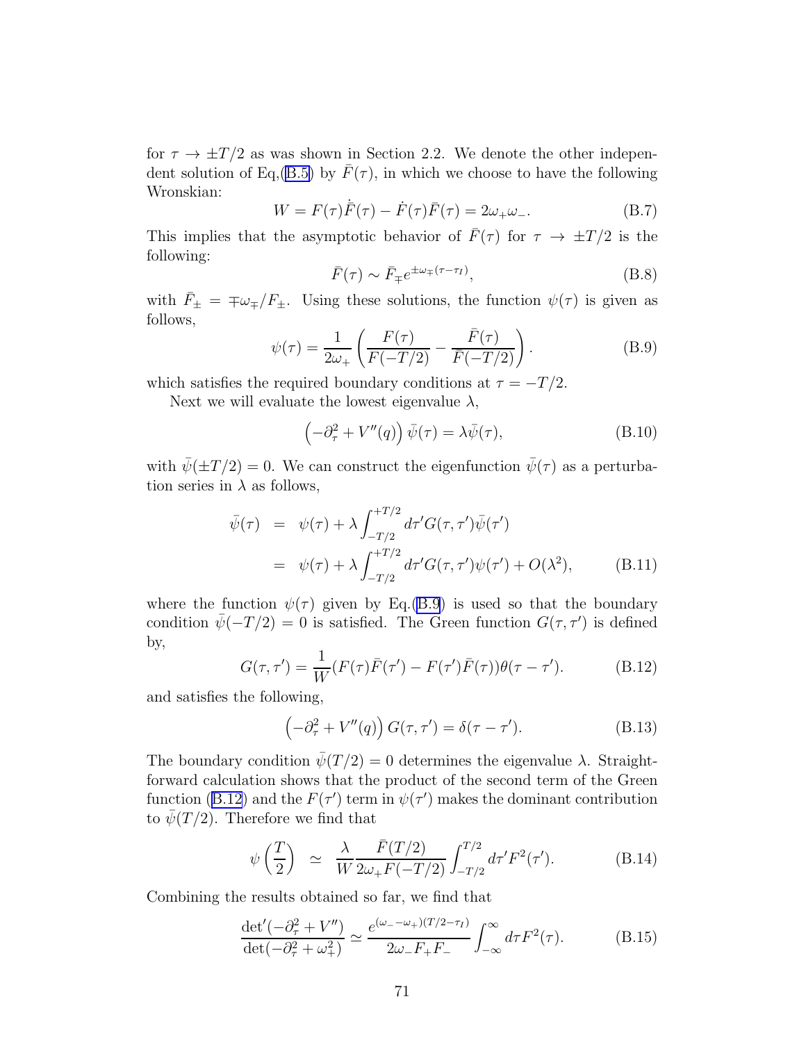for $\tau \to \pm T/2$ as was shown in Section 2.2. We denote the other independent solution of Eq.(B.5) by $\bar{F}(\tau)$, in which we choose to have the following Wronskian:

$$W = F(\tau)\dot{\bar{F}}(\tau) - \dot{F}(\tau)\bar{F}(\tau) = 2\omega_+\omega_-. \tag{B.7}$$

This implies that the asymptotic behavior of $\bar{F}(\tau)$ for $\tau \to \pm T/2$ is the following:

$$\bar{F}(\tau) \sim \bar{F}_{\mp} e^{\pm\omega_{\mp}(\tau-\tau_I)}, \tag{B.8}$$

with $\bar{F}_{\pm} = \mp\omega_{\mp}/F_{\pm}$. Using these solutions, the function $\psi(\tau)$ is given as follows,

$$\psi(\tau) = \frac{1}{2\omega_+}\left(\frac{F(\tau)}{F(-T/2)} - \frac{\bar{F}(\tau)}{\bar{F}(-T/2)}\right). \tag{B.9}$$

which satisfies the required boundary conditions at $\tau = -T/2$.

Next we will evaluate the lowest eigenvalue $\lambda$,

$$\left(-\partial_\tau^2 + V''(q)\right)\bar{\psi}(\tau) = \lambda\bar{\psi}(\tau), \tag{B.10}$$

with $\bar{\psi}(\pm T/2) = 0$. We can construct the eigenfunction $\bar{\psi}(\tau)$ as a perturbation series in $\lambda$ as follows,

$$\begin{aligned}
\bar{\psi}(\tau) &= \psi(\tau) + \lambda\int_{-T/2}^{+T/2} d\tau' G(\tau,\tau')\bar{\psi}(\tau') \\
&= \psi(\tau) + \lambda\int_{-T/2}^{+T/2} d\tau' G(\tau,\tau')\psi(\tau') + O(\lambda^2),
\end{aligned} \tag{B.11}$$

where the function $\psi(\tau)$ given by Eq.(B.9) is used so that the boundary condition $\bar{\psi}(-T/2) = 0$ is satisfied. The Green function $G(\tau,\tau')$ is defined by,

$$G(\tau,\tau') = \frac{1}{W}(F(\tau)\bar{F}(\tau') - F(\tau')\bar{F}(\tau))\theta(\tau-\tau'). \tag{B.12}$$

and satisfies the following,

$$\left(-\partial_\tau^2 + V''(q)\right)G(\tau,\tau') = \delta(\tau-\tau'). \tag{B.13}$$

The boundary condition $\bar{\psi}(T/2) = 0$ determines the eigenvalue $\lambda$. Straightforward calculation shows that the product of the second term of the Green function (B.12) and the $F(\tau')$ term in $\psi(\tau')$ makes the dominant contribution to $\bar{\psi}(T/2)$. Therefore we find that

$$\psi\left(\frac{T}{2}\right) \simeq \frac{\lambda}{W}\frac{\bar{F}(T/2)}{2\omega_+ F(-T/2)}\int_{-T/2}^{T/2} d\tau' F^2(\tau'). \tag{B.14}$$

Combining the results obtained so far, we find that

$$\frac{\det'(-\partial_\tau^2 + V'')}{\det(-\partial_\tau^2 + \omega_+^2)} \simeq \frac{e^{(\omega_- - \omega_+)(T/2-\tau_I)}}{2\omega_- F_+ F_-}\int_{-\infty}^{\infty} d\tau F^2(\tau). \tag{B.15}$$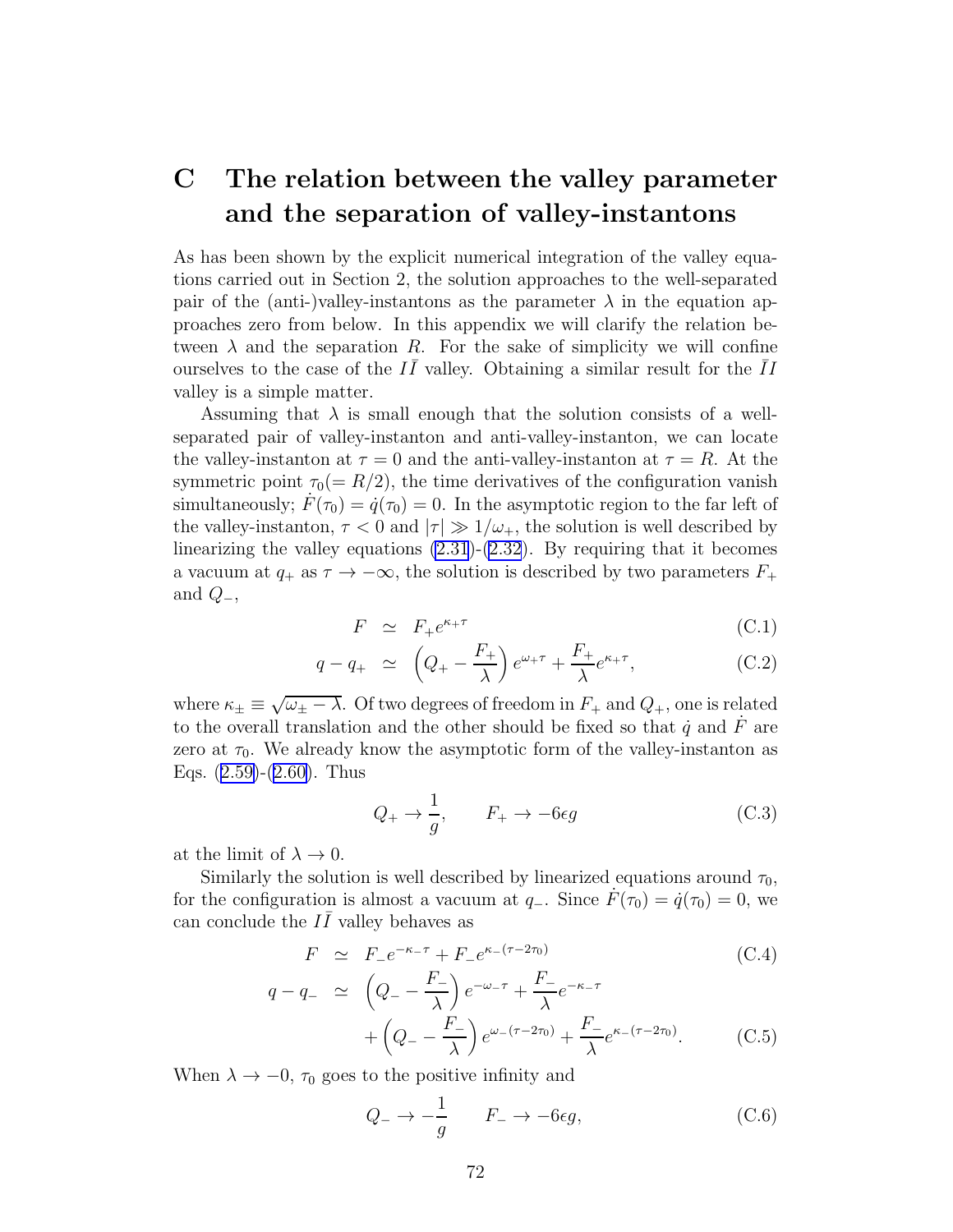# C The relation between the valley parameter and the separation of valley-instantons

As has been shown by the explicit numerical integration of the valley equations carried out in Section 2, the solution approaches to the well-separated pair of the (anti-)valley-instantons as the parameter $\lambda$ in the equation approaches zero from below. In this appendix we will clarify the relation between $\lambda$ and the separation $R$. For the sake of simplicity we will confine ourselves to the case of the $I\bar{I}$ valley. Obtaining a similar result for the $\bar{I}I$ valley is a simple matter.

Assuming that $\lambda$ is small enough that the solution consists of a well-separated pair of valley-instanton and anti-valley-instanton, we can locate the valley-instanton at $\tau = 0$ and the anti-valley-instanton at $\tau = R$. At the symmetric point $\tau_0 (= R/2)$, the time derivatives of the configuration vanish simultaneously; $\dot{F}(\tau_0) = \dot{q}(\tau_0) = 0$. In the asymptotic region to the far left of the valley-instanton, $\tau < 0$ and $|\tau| \gg 1/\omega_+$, the solution is well described by linearizing the valley equations (2.31)-(2.32). By requiring that it becomes a vacuum at $q_+$ as $\tau \to -\infty$, the solution is described by two parameters $F_+$ and $Q_-$,

$$
\begin{aligned}
F &\simeq F_+ e^{\kappa_+ \tau} && \text{(C.1)} \\
q - q_+ &\simeq \left( Q_+ - \frac{F_+}{\lambda} \right) e^{\omega_+ \tau} + \frac{F_+}{\lambda} e^{\kappa_+ \tau}, && \text{(C.2)}
\end{aligned}
$$

where $\kappa_\pm \equiv \sqrt{\omega_\pm - \lambda}$. Of two degrees of freedom in $F_+$ and $Q_+$, one is related to the overall translation and the other should be fixed so that $\dot{q}$ and $\dot{F}$ are zero at $\tau_0$. We already know the asymptotic form of the valley-instanton as Eqs. (2.59)-(2.60). Thus

$$
Q_+ \to \frac{1}{g}, \qquad F_+ \to -6\epsilon g \tag{C.3}
$$

at the limit of $\lambda \to 0$.

Similarly the solution is well described by linearized equations around $\tau_0$, for the configuration is almost a vacuum at $q_-$. Since $\dot{F}(\tau_0) = \dot{q}(\tau_0) = 0$, we can conclude the $I\bar{I}$ valley behaves as

$$
\begin{aligned}
F &\simeq F_- e^{-\kappa_- \tau} + F_- e^{\kappa_- (\tau - 2\tau_0)} && \text{(C.4)} \\
q - q_- &\simeq \left( Q_- - \frac{F_-}{\lambda} \right) e^{-\omega_- \tau} + \frac{F_-}{\lambda} e^{-\kappa_- \tau} \\
&\quad + \left( Q_- - \frac{F_-}{\lambda} \right) e^{\omega_- (\tau - 2\tau_0)} + \frac{F_-}{\lambda} e^{\kappa_- (\tau - 2\tau_0)}. && \text{(C.5)}
\end{aligned}
$$

When $\lambda \to -0$, $\tau_0$ goes to the positive infinity and

$$
Q_- \to -\frac{1}{g} \qquad F_- \to -6\epsilon g, \tag{C.6}
$$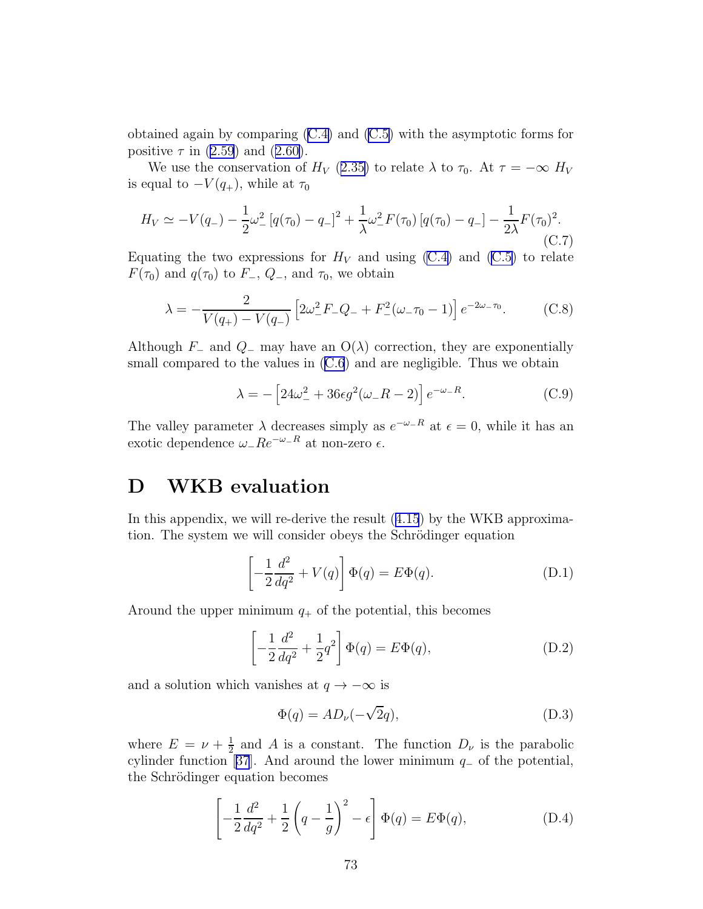obtained again by comparing (C.4) and (C.5) with the asymptotic forms for positive $\tau$ in (2.59) and (2.60).

We use the conservation of $H_V$ (2.35) to relate $\lambda$ to $\tau_0$. At $\tau = -\infty$ $H_V$ is equal to $-V(q_+)$, while at $\tau_0$

$$H_V \simeq -V(q_-) - \frac{1}{2}\omega_-^2 \left[q(\tau_0) - q_-\right]^2 + \frac{1}{\lambda}\omega_-^2 F(\tau_0)\left[q(\tau_0) - q_-\right] - \frac{1}{2\lambda}F(\tau_0)^2. \tag{C.7}$$

Equating the two expressions for $H_V$ and using (C.4) and (C.5) to relate $F(\tau_0)$ and $q(\tau_0)$ to $F_-$, $Q_-$, and $\tau_0$, we obtain

$$\lambda = -\frac{2}{V(q_+) - V(q_-)}\left[2\omega_-^2 F_- Q_- + F_-^2(\omega_-\tau_0 - 1)\right]e^{-2\omega_-\tau_0}. \tag{C.8}$$

Although $F_-$ and $Q_-$ may have an $\mathrm{O}(\lambda)$ correction, they are exponentially small compared to the values in (C.6) and are negligible. Thus we obtain

$$\lambda = -\left[24\omega_-^2 + 36\epsilon g^2(\omega_- R - 2)\right]e^{-\omega_- R}. \tag{C.9}$$

The valley parameter $\lambda$ decreases simply as $e^{-\omega_- R}$ at $\epsilon = 0$, while it has an exotic dependence $\omega_- R e^{-\omega_- R}$ at non-zero $\epsilon$.

# D WKB evaluation

In this appendix, we will re-derive the result (4.15) by the WKB approximation. The system we will consider obeys the Schrödinger equation

$$\left[-\frac{1}{2}\frac{d^2}{dq^2} + V(q)\right]\Phi(q) = E\Phi(q). \tag{D.1}$$

Around the upper minimum $q_+$ of the potential, this becomes

$$\left[-\frac{1}{2}\frac{d^2}{dq^2} + \frac{1}{2}q^2\right]\Phi(q) = E\Phi(q), \tag{D.2}$$

and a solution which vanishes at $q \to -\infty$ is

$$\Phi(q) = AD_\nu(-\sqrt{2}q), \tag{D.3}$$

where $E = \nu + \frac{1}{2}$ and $A$ is a constant. The function $D_\nu$ is the parabolic cylinder function [37]. And around the lower minimum $q_-$ of the potential, the Schrödinger equation becomes

$$\left[-\frac{1}{2}\frac{d^2}{dq^2} + \frac{1}{2}\left(q - \frac{1}{g}\right)^2 - \epsilon\right]\Phi(q) = E\Phi(q), \tag{D.4}$$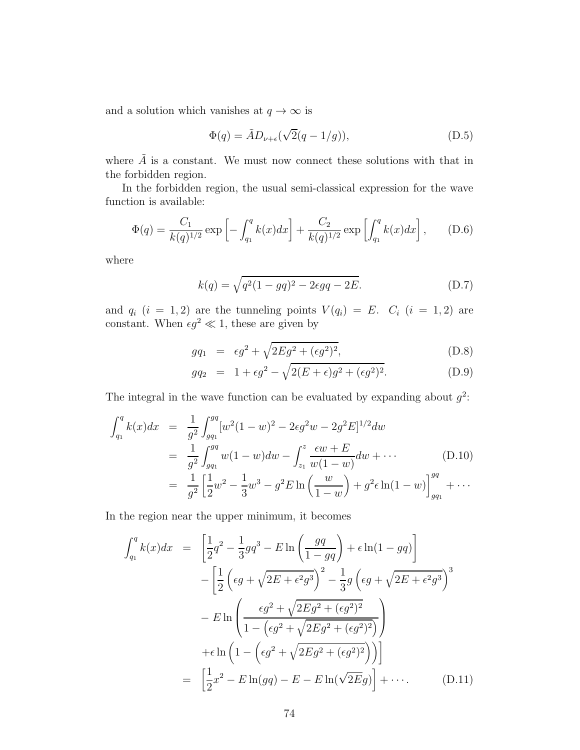and a solution which vanishes at $q \to \infty$ is

$$\Phi(q) = \tilde{A} D_{\nu+\epsilon}(\sqrt{2}(q - 1/g)), \tag{D.5}$$

where $\tilde{A}$ is a constant. We must now connect these solutions with that in the forbidden region.

In the forbidden region, the usual semi-classical expression for the wave function is available:

$$\Phi(q) = \frac{C_1}{k(q)^{1/2}} \exp\left[-\int_{q_1}^{q} k(x)dx\right] + \frac{C_2}{k(q)^{1/2}} \exp\left[\int_{q_1}^{q} k(x)dx\right], \tag{D.6}$$

where

$$k(q) = \sqrt{q^2(1-gq)^2 - 2\epsilon g q - 2E}. \tag{D.7}$$

and $q_i$ $(i = 1, 2)$ are the tunneling points $V(q_i) = E$. $C_i$ $(i = 1, 2)$ are constant. When $\epsilon g^2 \ll 1$, these are given by

$$\begin{aligned}
gq_1 &= \epsilon g^2 + \sqrt{2Eg^2 + (\epsilon g^2)^2}, &\text{(D.8)}\\
gq_2 &= 1 + \epsilon g^2 - \sqrt{2(E+\epsilon)g^2 + (\epsilon g^2)^2}. &\text{(D.9)}
\end{aligned}$$

The integral in the wave function can be evaluated by expanding about $g^2$:

$$\begin{aligned}
\int_{q_1}^{q} k(x)dx &= \frac{1}{g^2}\int_{gq_1}^{gq}[w^2(1-w)^2 - 2\epsilon g^2 w - 2g^2 E]^{1/2} dw \\
&= \frac{1}{g^2}\int_{gq_1}^{gq} w(1-w)dw - \int_{z_1}^{z} \frac{\epsilon w + E}{w(1-w)} dw + \cdots \qquad \text{(D.10)}\\
&= \frac{1}{g^2}\left[\frac{1}{2}w^2 - \frac{1}{3}w^3 - g^2 E \ln\left(\frac{w}{1-w}\right) + g^2\epsilon \ln(1-w)\right]_{gq_1}^{gq} + \cdots
\end{aligned}$$

In the region near the upper minimum, it becomes

$$\begin{aligned}
\int_{q_1}^{q} k(x)dx &= \left[\frac{1}{2}q^2 - \frac{1}{3}gq^3 - E\ln\left(\frac{gq}{1-gq}\right) + \epsilon\ln(1-gq)\right] \\
&\quad - \left[\frac{1}{2}\left(\epsilon g + \sqrt{2E + \epsilon^2 g^3}\right)^2 - \frac{1}{3}g\left(\epsilon g + \sqrt{2E+\epsilon^2 g^3}\right)^3\right. \\
&\quad - E\ln\left(\frac{\epsilon g^2 + \sqrt{2Eg^2 + (\epsilon g^2)^2}}{1 - \left(\epsilon g^2 + \sqrt{2Eg^2 + (\epsilon g^2)^2}\right)}\right) \\
&\quad \left. + \epsilon\ln\left(1 - \left(\epsilon g^2 + \sqrt{2Eg^2 + (\epsilon g^2)^2}\right)\right)\right] \\
&= \left[\frac{1}{2}x^2 - E\ln(gq) - E - E\ln(\sqrt{2E}g)\right] + \cdots. \qquad \text{(D.11)}
\end{aligned}$$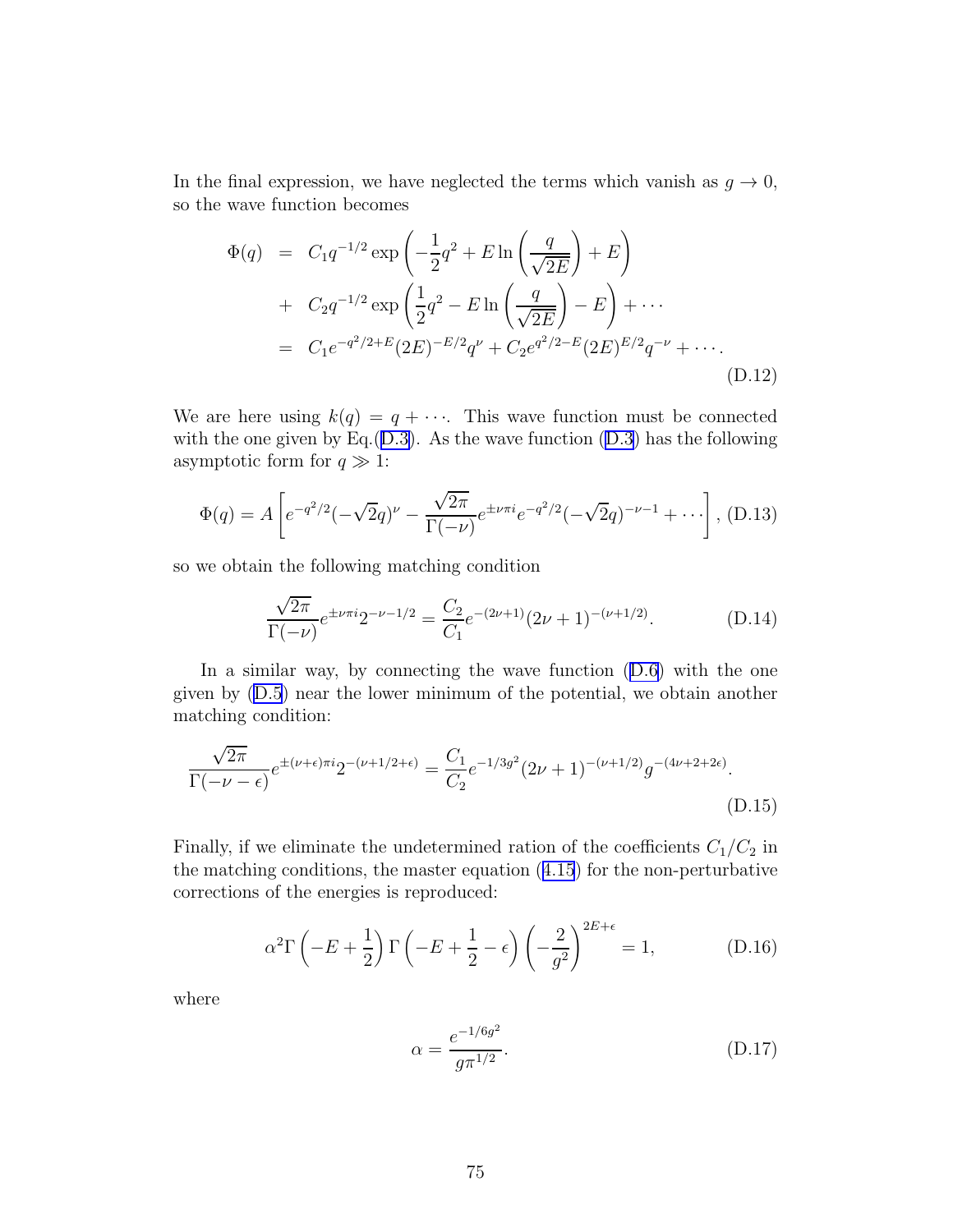In the final expression, we have neglected the terms which vanish as $g \to 0$, so the wave function becomes

$$
\begin{aligned}
\Phi(q) &= C_1 q^{-1/2} \exp\left( -\frac{1}{2}q^2 + E \ln\left(\frac{q}{\sqrt{2E}}\right) + E \right) \\
&+ C_2 q^{-1/2} \exp\left( \frac{1}{2}q^2 - E \ln\left(\frac{q}{\sqrt{2E}}\right) - E \right) + \cdots \\
&= C_1 e^{-q^2/2+E}(2E)^{-E/2} q^{\nu} + C_2 e^{q^2/2-E}(2E)^{E/2} q^{-\nu} + \cdots .
\end{aligned}
\tag{D.12}
$$

We are here using $k(q) = q + \cdots$. This wave function must be connected with the one given by Eq.(D.3). As the wave function (D.3) has the following asymptotic form for $q \gg 1$:

$$
\Phi(q) = A\left[ e^{-q^2/2}(-\sqrt{2}q)^{\nu} - \frac{\sqrt{2\pi}}{\Gamma(-\nu)} e^{\pm \nu\pi i} e^{-q^2/2}(-\sqrt{2}q)^{-\nu-1} + \cdots \right], \tag{D.13}
$$

so we obtain the following matching condition

$$
\frac{\sqrt{2\pi}}{\Gamma(-\nu)} e^{\pm\nu\pi i} 2^{-\nu-1/2} = \frac{C_2}{C_1} e^{-(2\nu+1)}(2\nu+1)^{-(\nu+1/2)}. \tag{D.14}
$$

In a similar way, by connecting the wave function (D.6) with the one given by (D.5) near the lower minimum of the potential, we obtain another matching condition:

$$
\frac{\sqrt{2\pi}}{\Gamma(-\nu-\epsilon)} e^{\pm(\nu+\epsilon)\pi i} 2^{-(\nu+1/2+\epsilon)} = \frac{C_1}{C_2} e^{-1/3g^2}(2\nu+1)^{-(\nu+1/2)} g^{-(4\nu+2+2\epsilon)}. \tag{D.15}
$$

Finally, if we eliminate the undetermined ration of the coefficients $C_1/C_2$ in the matching conditions, the master equation (4.15) for the non-perturbative corrections of the energies is reproduced:

$$
\alpha^2 \Gamma\left(-E + \frac{1}{2}\right) \Gamma\left(-E + \frac{1}{2} - \epsilon\right) \left(-\frac{2}{g^2}\right)^{2E+\epsilon} = 1, \tag{D.16}
$$

where

$$
\alpha = \frac{e^{-1/6g^2}}{g\pi^{1/2}}. \tag{D.17}
$$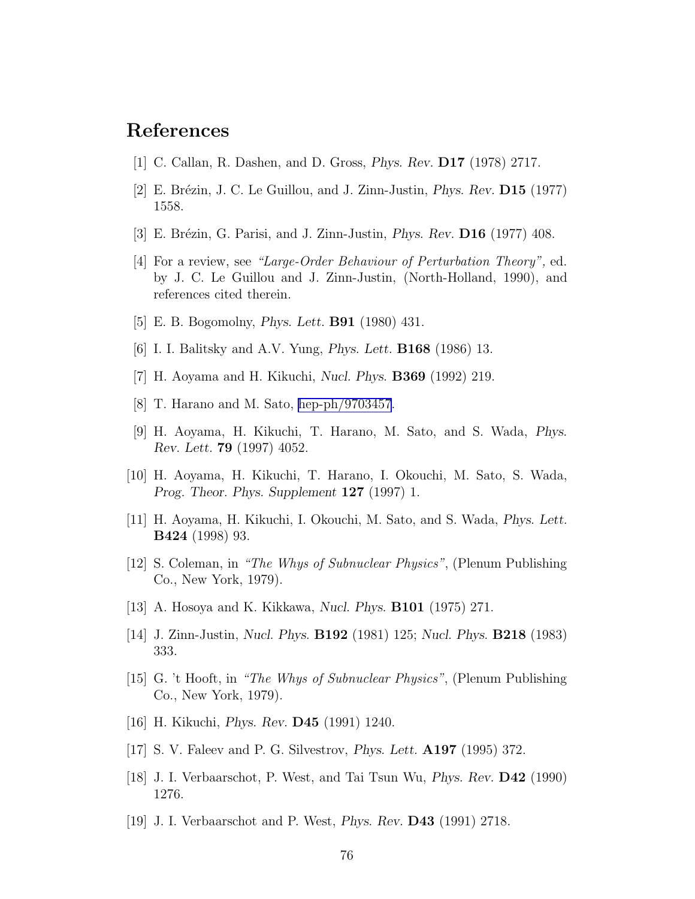# References

[1] C. Callan, R. Dashen, and D. Gross, *Phys. Rev.* **D17** (1978) 2717.

[2] E. Brézin, J. C. Le Guillou, and J. Zinn-Justin, *Phys. Rev.* **D15** (1977) 1558.

[3] E. Brézin, G. Parisi, and J. Zinn-Justin, *Phys. Rev.* **D16** (1977) 408.

[4] For a review, see *"Large-Order Behaviour of Perturbation Theory"*, ed. by J. C. Le Guillou and J. Zinn-Justin, (North-Holland, 1990), and references cited therein.

[5] E. B. Bogomolny, *Phys. Lett.* **B91** (1980) 431.

[6] I. I. Balitsky and A.V. Yung, *Phys. Lett.* **B168** (1986) 13.

[7] H. Aoyama and H. Kikuchi, *Nucl. Phys.* **B369** (1992) 219.

[8] T. Harano and M. Sato, hep-ph/9703457.

[9] H. Aoyama, H. Kikuchi, T. Harano, M. Sato, and S. Wada, *Phys. Rev. Lett.* **79** (1997) 4052.

[10] H. Aoyama, H. Kikuchi, T. Harano, I. Okouchi, M. Sato, S. Wada, *Prog. Theor. Phys. Supplement* **127** (1997) 1.

[11] H. Aoyama, H. Kikuchi, I. Okouchi, M. Sato, and S. Wada, *Phys. Lett.* **B424** (1998) 93.

[12] S. Coleman, in *"The Whys of Subnuclear Physics"*, (Plenum Publishing Co., New York, 1979).

[13] A. Hosoya and K. Kikkawa, *Nucl. Phys.* **B101** (1975) 271.

[14] J. Zinn-Justin, *Nucl. Phys.* **B192** (1981) 125; *Nucl. Phys.* **B218** (1983) 333.

[15] G. 't Hooft, in *"The Whys of Subnuclear Physics"*, (Plenum Publishing Co., New York, 1979).

[16] H. Kikuchi, *Phys. Rev.* **D45** (1991) 1240.

[17] S. V. Faleev and P. G. Silvestrov, *Phys. Lett.* **A197** (1995) 372.

[18] J. I. Verbaarschot, P. West, and Tai Tsun Wu, *Phys. Rev.* **D42** (1990) 1276.

[19] J. I. Verbaarschot and P. West, *Phys. Rev.* **D43** (1991) 2718.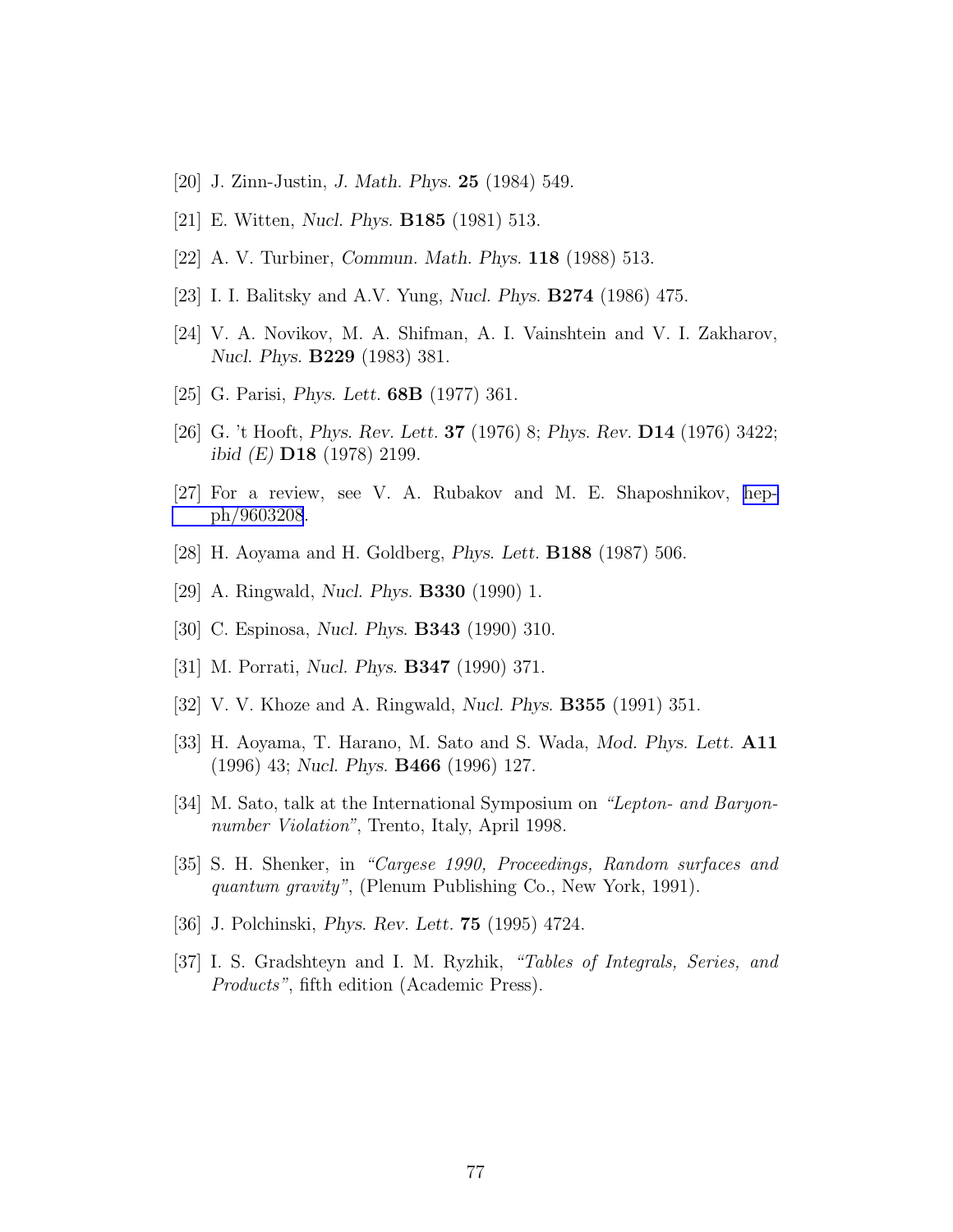[20] J. Zinn-Justin, *J. Math. Phys.* **25** (1984) 549.

[21] E. Witten, *Nucl. Phys.* **B185** (1981) 513.

[22] A. V. Turbiner, *Commun. Math. Phys.* **118** (1988) 513.

[23] I. I. Balitsky and A.V. Yung, *Nucl. Phys.* **B274** (1986) 475.

[24] V. A. Novikov, M. A. Shifman, A. I. Vainshtein and V. I. Zakharov, *Nucl. Phys.* **B229** (1983) 381.

[25] G. Parisi, *Phys. Lett.* **68B** (1977) 361.

[26] G. 't Hooft, *Phys. Rev. Lett.* **37** (1976) 8; *Phys. Rev.* **D14** (1976) 3422; *ibid (E)* **D18** (1978) 2199.

[27] For a review, see V. A. Rubakov and M. E. Shaposhnikov, hep-ph/9603208.

[28] H. Aoyama and H. Goldberg, *Phys. Lett.* **B188** (1987) 506.

[29] A. Ringwald, *Nucl. Phys.* **B330** (1990) 1.

[30] C. Espinosa, *Nucl. Phys.* **B343** (1990) 310.

[31] M. Porrati, *Nucl. Phys.* **B347** (1990) 371.

[32] V. V. Khoze and A. Ringwald, *Nucl. Phys.* **B355** (1991) 351.

[33] H. Aoyama, T. Harano, M. Sato and S. Wada, *Mod. Phys. Lett.* **A11** (1996) 43; *Nucl. Phys.* **B466** (1996) 127.

[34] M. Sato, talk at the International Symposium on *"Lepton- and Baryon-number Violation"*, Trento, Italy, April 1998.

[35] S. H. Shenker, in *"Cargese 1990, Proceedings, Random surfaces and quantum gravity"*, (Plenum Publishing Co., New York, 1991).

[36] J. Polchinski, *Phys. Rev. Lett.* **75** (1995) 4724.

[37] I. S. Gradshteyn and I. M. Ryzhik, *"Tables of Integrals, Series, and Products"*, fifth edition (Academic Press).